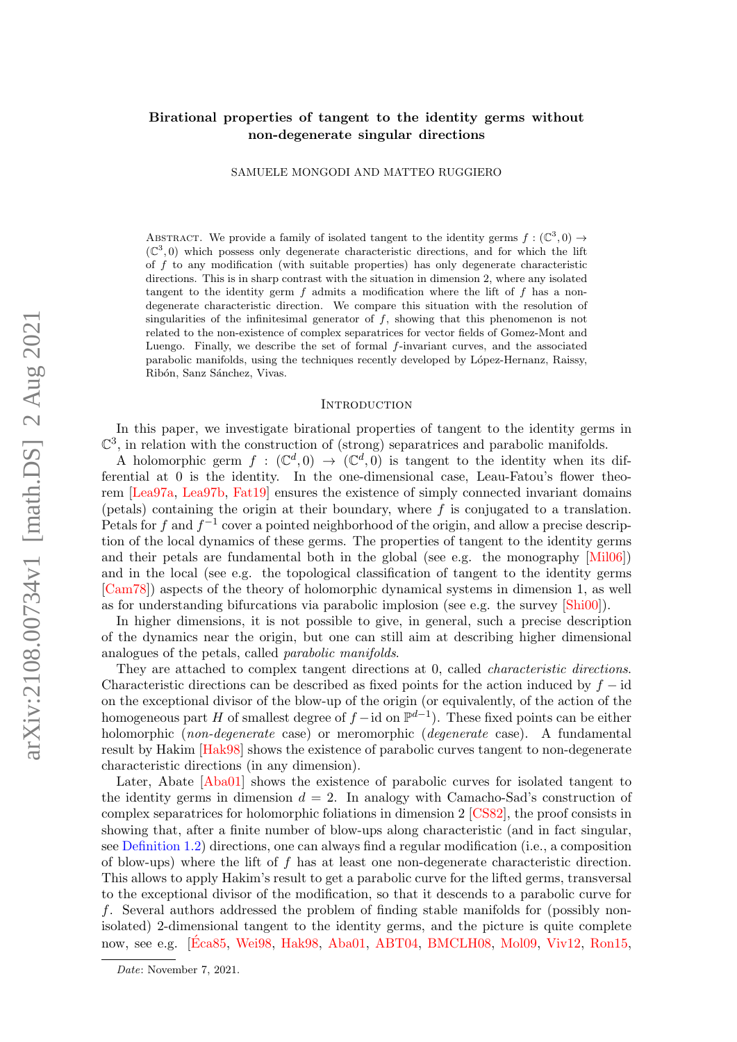# Birational properties of tangent to the identity germs without non-degenerate singular directions

SAMUELE MONGODI AND MATTEO RUGGIERO

Abstract. We provide a family of isolated tangent to the identity germs $f : (\mathbb{C}^3, 0) \to (\mathbb{C}^3, 0)$ which possess only degenerate characteristic directions, and for which the lift of $f$ to any modification (with suitable properties) has only degenerate characteristic directions. This is in sharp contrast with the situation in dimension 2, where any isolated tangent to the identity germ $f$ admits a modification where the lift of $f$ has a non-degenerate characteristic direction. We compare this situation with the resolution of singularities of the infinitesimal generator of $f$, showing that this phenomenon is not related to the non-existence of complex separatrices for vector fields of Gomez-Mont and Luengo. Finally, we describe the set of formal $f$-invariant curves, and the associated parabolic manifolds, using the techniques recently developed by López-Hernanz, Raissy, Ribón, Sanz Sánchez, Vivas.

## Introduction

In this paper, we investigate birational properties of tangent to the identity germs in $\mathbb{C}^3$, in relation with the construction of (strong) separatrices and parabolic manifolds.

A holomorphic germ $f : (\mathbb{C}^d, 0) \to (\mathbb{C}^d, 0)$ is tangent to the identity when its differential at 0 is the identity. In the one-dimensional case, Leau-Fatou's flower theorem [Lea97a, Lea97b, Fat19] ensures the existence of simply connected invariant domains (petals) containing the origin at their boundary, where $f$ is conjugated to a translation. Petals for $f$ and $f^{-1}$ cover a pointed neighborhood of the origin, and allow a precise description of the local dynamics of these germs. The properties of tangent to the identity germs and their petals are fundamental both in the global (see e.g. the monography [Mil06]) and in the local (see e.g. the topological classification of tangent to the identity germs [Cam78]) aspects of the theory of holomorphic dynamical systems in dimension 1, as well as for understanding bifurcations via parabolic implosion (see e.g. the survey [Shi00]).

In higher dimensions, it is not possible to give, in general, such a precise description of the dynamics near the origin, but one can still aim at describing higher dimensional analogues of the petals, called *parabolic manifolds*.

They are attached to complex tangent directions at 0, called *characteristic directions*. Characteristic directions can be described as fixed points for the action induced by $f - \mathrm{id}$ on the exceptional divisor of the blow-up of the origin (or equivalently, of the action of the homogeneous part $H$ of smallest degree of $f - \mathrm{id}$ on $\mathbb{P}^{d-1}$). These fixed points can be either holomorphic (*non-degenerate* case) or meromorphic (*degenerate* case). A fundamental result by Hakim [Hak98] shows the existence of parabolic curves tangent to non-degenerate characteristic directions (in any dimension).

Later, Abate [Aba01] shows the existence of parabolic curves for isolated tangent to the identity germs in dimension $d = 2$. In analogy with Camacho-Sad's construction of complex separatrices for holomorphic foliations in dimension 2 [CS82], the proof consists in showing that, after a finite number of blow-ups along characteristic (and in fact singular, see Definition 1.2) directions, one can always find a regular modification (i.e., a composition of blow-ups) where the lift of $f$ has at least one non-degenerate characteristic direction. This allows to apply Hakim's result to get a parabolic curve for the lifted germs, transversal to the exceptional divisor of the modification, so that it descends to a parabolic curve for $f$. Several authors addressed the problem of finding stable manifolds for (possibly non-isolated) 2-dimensional tangent to the identity germs, and the picture is quite complete now, see e.g. [Éca85, Wei98, Hak98, Aba01, ABT04, BMCLH08, Mol09, Viv12, Ron15,

Date: November 7, 2021.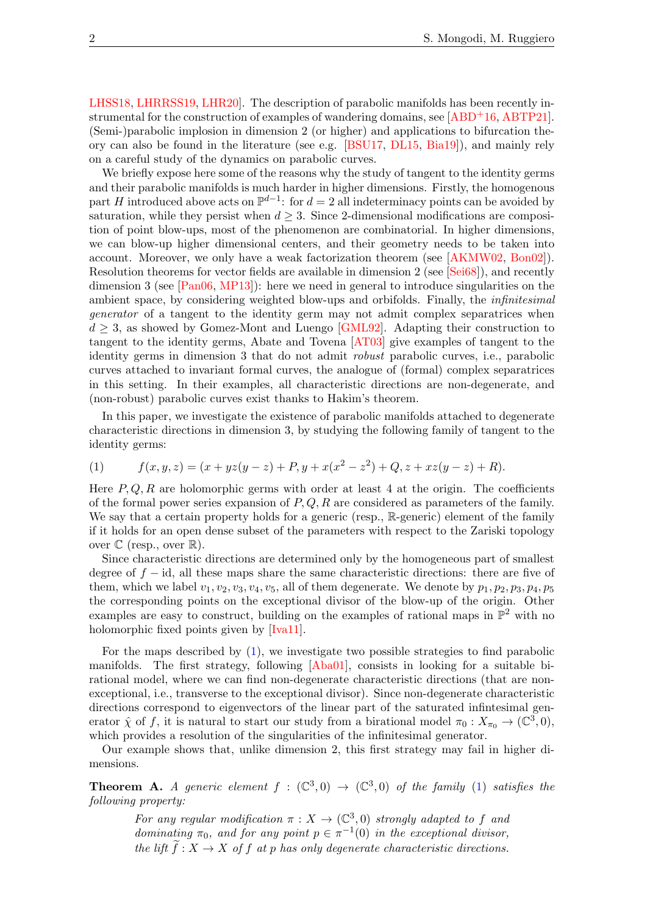LHSS18, LHRRSS19, LHR20]. The description of parabolic manifolds has been recently instrumental for the construction of examples of wandering domains, see [ABD+16, ABTP21]. (Semi-)parabolic implosion in dimension 2 (or higher) and applications to bifurcation theory can also be found in the literature (see e.g. [BSU17, DL15, Bia19]), and mainly rely on a careful study of the dynamics on parabolic curves.

We briefly expose here some of the reasons why the study of tangent to the identity germs and their parabolic manifolds is much harder in higher dimensions. Firstly, the homogenous part $H$ introduced above acts on $\mathbb{P}^{d-1}$: for $d = 2$ all indeterminacy points can be avoided by saturation, while they persist when $d \geq 3$. Since 2-dimensional modifications are composition of point blow-ups, most of the phenomenon are combinatorial. In higher dimensions, we can blow-up higher dimensional centers, and their geometry needs to be taken into account. Moreover, we only have a weak factorization theorem (see [AKMW02, Bon02]). Resolution theorems for vector fields are available in dimension 2 (see [Sei68]), and recently dimension 3 (see [Pan06, MP13]): here we need in general to introduce singularities on the ambient space, by considering weighted blow-ups and orbifolds. Finally, the *infinitesimal generator* of a tangent to the identity germ may not admit complex separatrices when $d \geq 3$, as showed by Gomez-Mont and Luengo [GML92]. Adapting their construction to tangent to the identity germs, Abate and Tovena [AT03] give examples of tangent to the identity germs in dimension 3 that do not admit *robust* parabolic curves, i.e., parabolic curves attached to invariant formal curves, the analogue of (formal) complex separatrices in this setting. In their examples, all characteristic directions are non-degenerate, and (non-robust) parabolic curves exist thanks to Hakim's theorem.

In this paper, we investigate the existence of parabolic manifolds attached to degenerate characteristic directions in dimension 3, by studying the following family of tangent to the identity germs:

$$f(x, y, z) = (x + yz(y - z) + P, y + x(x^2 - z^2) + Q, z + xz(y - z) + R). \tag{1}$$

Here $P, Q, R$ are holomorphic germs with order at least 4 at the origin. The coefficients of the formal power series expansion of $P, Q, R$ are considered as parameters of the family. We say that a certain property holds for a generic (resp., $\mathbb{R}$-generic) element of the family if it holds for an open dense subset of the parameters with respect to the Zariski topology over $\mathbb{C}$ (resp., over $\mathbb{R}$).

Since characteristic directions are determined only by the homogeneous part of smallest degree of $f - \mathrm{id}$, all these maps share the same characteristic directions: there are five of them, which we label $v_1, v_2, v_3, v_4, v_5$, all of them degenerate. We denote by $p_1, p_2, p_3, p_4, p_5$ the corresponding points on the exceptional divisor of the blow-up of the origin. Other examples are easy to construct, building on the examples of rational maps in $\mathbb{P}^2$ with no holomorphic fixed points given by [Iva11].

For the maps described by (1), we investigate two possible strategies to find parabolic manifolds. The first strategy, following [Aba01], consists in looking for a suitable birational model, where we can find non-degenerate characteristic directions (that are non-exceptional, i.e., transverse to the exceptional divisor). Since non-degenerate characteristic directions correspond to eigenvectors of the linear part of the saturated infintesimal generator $\hat{\chi}$ of $f$, it is natural to start our study from a birational model $\pi_0 : X_{\pi_0} \to (\mathbb{C}^3, 0)$, which provides a resolution of the singularities of the infinitesimal generator.

Our example shows that, unlike dimension 2, this first strategy may fail in higher dimensions.

**Theorem A.** *A generic element $f : (\mathbb{C}^3, 0) \to (\mathbb{C}^3, 0)$ of the family (1) satisfies the following property:*

> *For any regular modification $\pi : X \to (\mathbb{C}^3, 0)$ strongly adapted to $f$ and dominating $\pi_0$, and for any point $p \in \pi^{-1}(0)$ in the exceptional divisor, the lift $\widetilde{f} : X \to X$ of $f$ at $p$ has only degenerate characteristic directions.*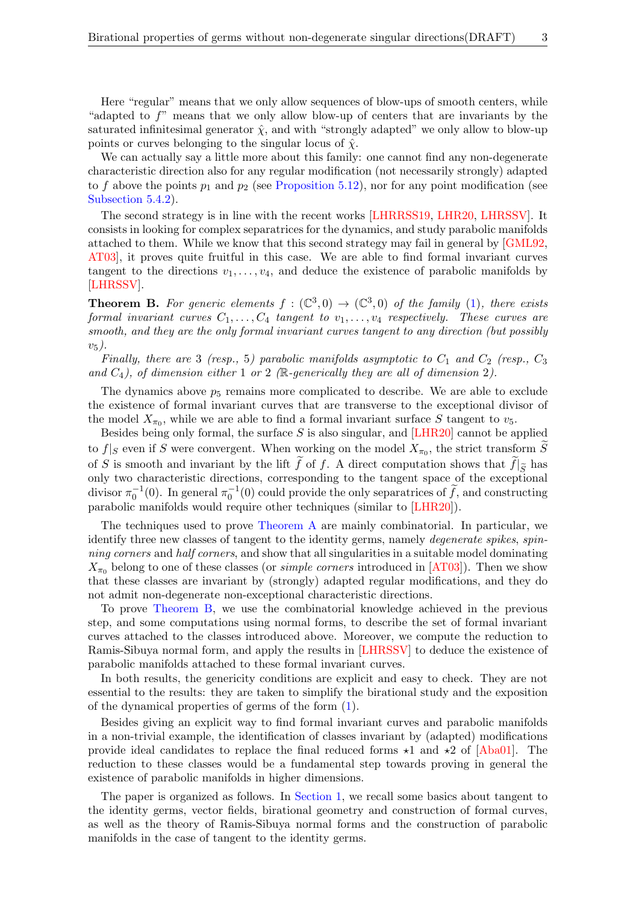Here "regular" means that we only allow sequences of blow-ups of smooth centers, while "adapted to $f$" means that we only allow blow-up of centers that are invariants by the saturated infinitesimal generator $\hat{\chi}$, and with "strongly adapted" we only allow to blow-up points or curves belonging to the singular locus of $\hat{\chi}$.

We can actually say a little more about this family: one cannot find any non-degenerate characteristic direction also for any regular modification (not necessarily strongly) adapted to $f$ above the points $p_1$ and $p_2$ (see Proposition 5.12), nor for any point modification (see Subsection 5.4.2).

The second strategy is in line with the recent works [LHRRSS19, LHR20, LHRSSV]. It consists in looking for complex separatrices for the dynamics, and study parabolic manifolds attached to them. While we know that this second strategy may fail in general by [GML92, AT03], it proves quite fruitful in this case. We are able to find formal invariant curves tangent to the directions $v_1, \ldots, v_4$, and deduce the existence of parabolic manifolds by [LHRSSV].

**Theorem B.** *For generic elements $f : (\mathbb{C}^3, 0) \to (\mathbb{C}^3, 0)$ of the family (1), there exists formal invariant curves $C_1, \ldots, C_4$ tangent to $v_1, \ldots, v_4$ respectively. These curves are smooth, and they are the only formal invariant curves tangent to any direction (but possibly $v_5$).*

*Finally, there are 3 (resp., 5) parabolic manifolds asymptotic to $C_1$ and $C_2$ (resp., $C_3$ and $C_4$), of dimension either 1 or 2 ($\mathbb{R}$-generically they are all of dimension 2).*

The dynamics above $p_5$ remains more complicated to describe. We are able to exclude the existence of formal invariant curves that are transverse to the exceptional divisor of the model $X_{\pi_0}$, while we are able to find a formal invariant surface $S$ tangent to $v_5$.

Besides being only formal, the surface $S$ is also singular, and [LHR20] cannot be applied to $f|_S$ even if $S$ were convergent. When working on the model $X_{\pi_0}$, the strict transform $\widetilde{S}$ of $S$ is smooth and invariant by the lift $\widetilde{f}$ of $f$. A direct computation shows that $\widetilde{f}|_{\widetilde{S}}$ has only two characteristic directions, corresponding to the tangent space of the exceptional divisor $\pi_0^{-1}(0)$. In general $\pi_0^{-1}(0)$ could provide the only separatrices of $\widetilde{f}$, and constructing parabolic manifolds would require other techniques (similar to [LHR20]).

The techniques used to prove Theorem A are mainly combinatorial. In particular, we identify three new classes of tangent to the identity germs, namely *degenerate spikes*, *spinning corners* and *half corners*, and show that all singularities in a suitable model dominating $X_{\pi_0}$ belong to one of these classes (or *simple corners* introduced in [AT03]). Then we show that these classes are invariant by (strongly) adapted regular modifications, and they do not admit non-degenerate non-exceptional characteristic directions.

To prove Theorem B, we use the combinatorial knowledge achieved in the previous step, and some computations using normal forms, to describe the set of formal invariant curves attached to the classes introduced above. Moreover, we compute the reduction to Ramis-Sibuya normal form, and apply the results in [LHRSSV] to deduce the existence of parabolic manifolds attached to these formal invariant curves.

In both results, the genericity conditions are explicit and easy to check. They are not essential to the results: they are taken to simplify the birational study and the exposition of the dynamical properties of germs of the form (1).

Besides giving an explicit way to find formal invariant curves and parabolic manifolds in a non-trivial example, the identification of classes invariant by (adapted) modifications provide ideal candidates to replace the final reduced forms $\star 1$ and $\star 2$ of [Aba01]. The reduction to these classes would be a fundamental step towards proving in general the existence of parabolic manifolds in higher dimensions.

The paper is organized as follows. In Section 1, we recall some basics about tangent to the identity germs, vector fields, birational geometry and construction of formal curves, as well as the theory of Ramis-Sibuya normal forms and the construction of parabolic manifolds in the case of tangent to the identity germs.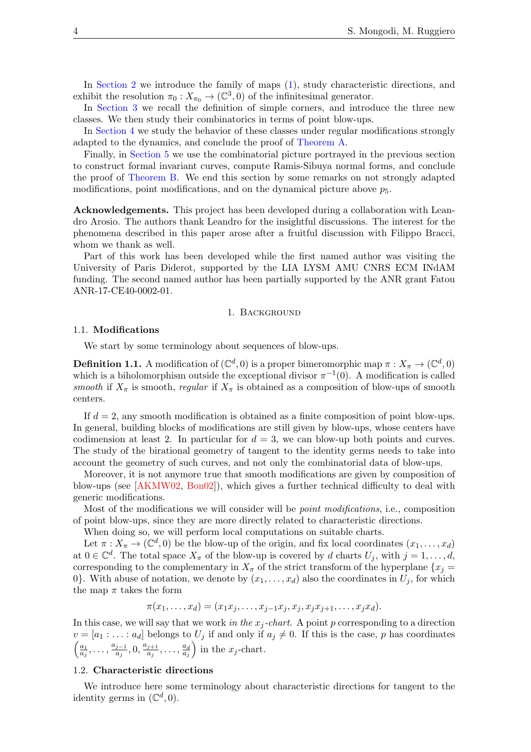In Section 2 we introduce the family of maps (1), study characteristic directions, and exhibit the resolution $\pi_0 : X_{\pi_0} \to (\mathbb{C}^3, 0)$ of the infinitesimal generator.

In Section 3 we recall the definition of simple corners, and introduce the three new classes. We then study their combinatorics in terms of point blow-ups.

In Section 4 we study the behavior of these classes under regular modifications strongly adapted to the dynamics, and conclude the proof of Theorem A.

Finally, in Section 5 we use the combinatorial picture portrayed in the previous section to construct formal invariant curves, compute Ramis-Sibuya normal forms, and conclude the proof of Theorem B. We end this section by some remarks on not strongly adapted modifications, point modifications, and on the dynamical picture above $p_5$.

**Acknowledgements.** This project has been developed during a collaboration with Leandro Arosio. The authors thank Leandro for the insightful discussions. The interest for the phenomena described in this paper arose after a fruitful discussion with Filippo Bracci, whom we thank as well.

Part of this work has been developed while the first named author was visiting the University of Paris Diderot, supported by the LIA LYSM AMU CNRS ECM INdAM funding. The second named author has been partially supported by the ANR grant Fatou ANR-17-CE40-0002-01.

## 1. Background

### 1.1. Modifications

We start by some terminology about sequences of blow-ups.

**Definition 1.1.** A modification of $(\mathbb{C}^d, 0)$ is a proper bimeromorphic map $\pi : X_\pi \to (\mathbb{C}^d, 0)$ which is a biholomorphism outside the exceptional divisor $\pi^{-1}(0)$. A modification is called *smooth* if $X_\pi$ is smooth, *regular* if $X_\pi$ is obtained as a composition of blow-ups of smooth centers.

If $d = 2$, any smooth modification is obtained as a finite composition of point blow-ups. In general, building blocks of modifications are still given by blow-ups, whose centers have codimension at least 2. In particular for $d = 3$, we can blow-up both points and curves. The study of the birational geometry of tangent to the identity germs needs to take into account the geometry of such curves, and not only the combinatorial data of blow-ups.

Moreover, it is not anymore true that smooth modifications are given by composition of blow-ups (see [AKMW02, Bon02]), which gives a further technical difficulty to deal with generic modifications.

Most of the modifications we will consider will be *point modifications*, i.e., composition of point blow-ups, since they are more directly related to characteristic directions.

When doing so, we will perform local computations on suitable charts.

Let $\pi : X_\pi \to (\mathbb{C}^d, 0)$ be the blow-up of the origin, and fix local coordinates $(x_1, \ldots, x_d)$ at $0 \in \mathbb{C}^d$. The total space $X_\pi$ of the blow-up is covered by $d$ charts $U_j$, with $j = 1, \ldots, d$, corresponding to the complementary in $X_\pi$ of the strict transform of the hyperplane $\{x_j = 0\}$. With abuse of notation, we denote by $(x_1, \ldots, x_d)$ also the coordinates in $U_j$, for which the map $\pi$ takes the form

$$\pi(x_1, \ldots, x_d) = (x_1 x_j, \ldots, x_{j-1} x_j, x_j, x_j x_{j+1}, \ldots, x_j x_d).$$

In this case, we will say that we work *in the $x_j$-chart*. A point $p$ corresponding to a direction $v = [a_1 : \ldots : a_d]$ belongs to $U_j$ if and only if $a_j \neq 0$. If this is the case, $p$ has coordinates $\left(\frac{a_1}{a_j}, \ldots, \frac{a_{j-1}}{a_j}, 0, \frac{a_{j+1}}{a_j}, \ldots, \frac{a_d}{a_j}\right)$ in the $x_j$-chart.

### 1.2. Characteristic directions

We introduce here some terminology about characteristic directions for tangent to the identity germs in $(\mathbb{C}^d, 0)$.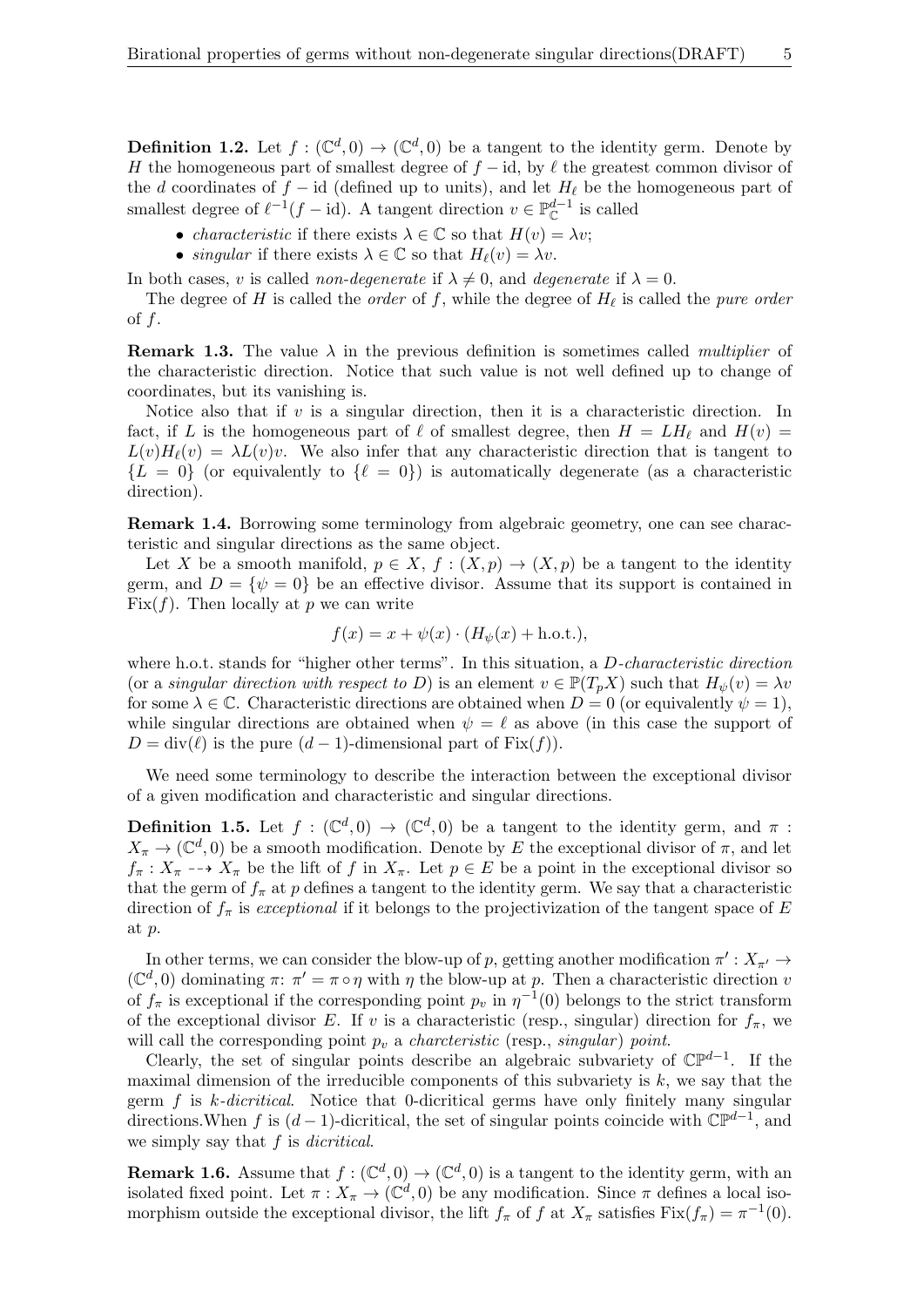**Definition 1.2.** Let $f : (\mathbb{C}^d, 0) \to (\mathbb{C}^d, 0)$ be a tangent to the identity germ. Denote by $H$ the homogeneous part of smallest degree of $f - \mathrm{id}$, by $\ell$ the greatest common divisor of the $d$ coordinates of $f - \mathrm{id}$ (defined up to units), and let $H_\ell$ be the homogeneous part of smallest degree of $\ell^{-1}(f - \mathrm{id})$. A tangent direction $v \in \mathbb{P}^{d-1}_{\mathbb{C}}$ is called

- *characteristic* if there exists $\lambda \in \mathbb{C}$ so that $H(v) = \lambda v$;
- *singular* if there exists $\lambda \in \mathbb{C}$ so that $H_\ell(v) = \lambda v$.

In both cases, $v$ is called *non-degenerate* if $\lambda \neq 0$, and *degenerate* if $\lambda = 0$.

The degree of $H$ is called the *order* of $f$, while the degree of $H_\ell$ is called the *pure order* of $f$.

**Remark 1.3.** The value $\lambda$ in the previous definition is sometimes called *multiplier* of the characteristic direction. Notice that such value is not well defined up to change of coordinates, but its vanishing is.

Notice also that if $v$ is a singular direction, then it is a characteristic direction. In fact, if $L$ is the homogeneous part of $\ell$ of smallest degree, then $H = LH_\ell$ and $H(v) = L(v)H_\ell(v) = \lambda L(v)v$. We also infer that any characteristic direction that is tangent to $\{L = 0\}$ (or equivalently to $\{\ell = 0\}$) is automatically degenerate (as a characteristic direction).

**Remark 1.4.** Borrowing some terminology from algebraic geometry, one can see characteristic and singular directions as the same object.

Let $X$ be a smooth manifold, $p \in X$, $f : (X, p) \to (X, p)$ be a tangent to the identity germ, and $D = \{\psi = 0\}$ be an effective divisor. Assume that its support is contained in $\mathrm{Fix}(f)$. Then locally at $p$ we can write

$$f(x) = x + \psi(x) \cdot (H_\psi(x) + \text{h.o.t.}),$$

where h.o.t. stands for "higher other terms". In this situation, a *$D$-characteristic direction* (or a *singular direction with respect to $D$*) is an element $v \in \mathbb{P}(T_pX)$ such that $H_\psi(v) = \lambda v$ for some $\lambda \in \mathbb{C}$. Characteristic directions are obtained when $D = 0$ (or equivalently $\psi = 1$), while singular directions are obtained when $\psi = \ell$ as above (in this case the support of $D = \mathrm{div}(\ell)$ is the pure $(d-1)$-dimensional part of $\mathrm{Fix}(f)$).

We need some terminology to describe the interaction between the exceptional divisor of a given modification and characteristic and singular directions.

**Definition 1.5.** Let $f : (\mathbb{C}^d, 0) \to (\mathbb{C}^d, 0)$ be a tangent to the identity germ, and $\pi : X_\pi \to (\mathbb{C}^d, 0)$ be a smooth modification. Denote by $E$ the exceptional divisor of $\pi$, and let $f_\pi : X_\pi \dashrightarrow X_\pi$ be the lift of $f$ in $X_\pi$. Let $p \in E$ be a point in the exceptional divisor so that the germ of $f_\pi$ at $p$ defines a tangent to the identity germ. We say that a characteristic direction of $f_\pi$ is *exceptional* if it belongs to the projectivization of the tangent space of $E$ at $p$.

In other terms, we can consider the blow-up of $p$, getting another modification $\pi' : X_{\pi'} \to (\mathbb{C}^d, 0)$ dominating $\pi$: $\pi' = \pi \circ \eta$ with $\eta$ the blow-up at $p$. Then a characteristic direction $v$ of $f_\pi$ is exceptional if the corresponding point $p_v$ in $\eta^{-1}(0)$ belongs to the strict transform of the exceptional divisor $E$. If $v$ is a characteristic (resp., singular) direction for $f_\pi$, we will call the corresponding point $p_v$ a *charcteristic* (resp., *singular*) *point*.

Clearly, the set of singular points describe an algebraic subvariety of $\mathbb{CP}^{d-1}$. If the maximal dimension of the irreducible components of this subvariety is $k$, we say that the germ $f$ is *$k$-dicritical*. Notice that 0-dicritical germs have only finitely many singular directions.When $f$ is $(d-1)$-dicritical, the set of singular points coincide with $\mathbb{CP}^{d-1}$, and we simply say that $f$ is *dicritical*.

**Remark 1.6.** Assume that $f : (\mathbb{C}^d, 0) \to (\mathbb{C}^d, 0)$ is a tangent to the identity germ, with an isolated fixed point. Let $\pi : X_\pi \to (\mathbb{C}^d, 0)$ be any modification. Since $\pi$ defines a local isomorphism outside the exceptional divisor, the lift $f_\pi$ of $f$ at $X_\pi$ satisfies $\mathrm{Fix}(f_\pi) = \pi^{-1}(0)$.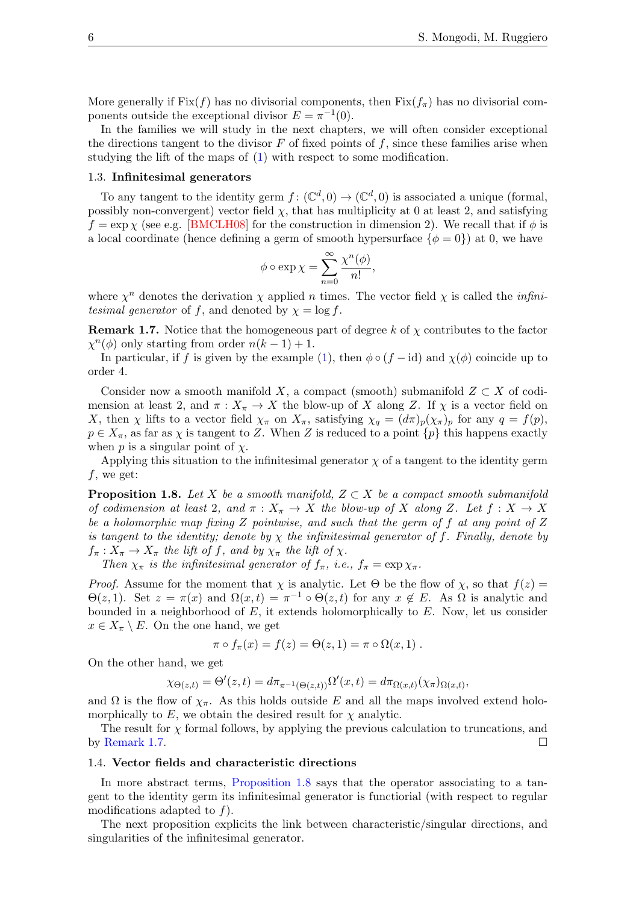More generally if $\mathrm{Fix}(f)$ has no divisorial components, then $\mathrm{Fix}(f_\pi)$ has no divisorial components outside the exceptional divisor $E = \pi^{-1}(0)$.

In the families we will study in the next chapters, we will often consider exceptional the directions tangent to the divisor $F$ of fixed points of $f$, since these families arise when studying the lift of the maps of (1) with respect to some modification.

### 1.3. Infinitesimal generators

To any tangent to the identity germ $f\colon (\mathbb{C}^d, 0) \to (\mathbb{C}^d, 0)$ is associated a unique (formal, possibly non-convergent) vector field $\chi$, that has multiplicity at 0 at least 2, and satisfying $f = \exp \chi$ (see e.g. [BMCLH08] for the construction in dimension 2). We recall that if $\phi$ is a local coordinate (hence defining a germ of smooth hypersurface $\{\phi = 0\}$) at 0, we have

$$\phi \circ \exp \chi = \sum_{n=0}^{\infty} \frac{\chi^n(\phi)}{n!},$$

where $\chi^n$ denotes the derivation $\chi$ applied $n$ times. The vector field $\chi$ is called the *infinitesimal generator* of $f$, and denoted by $\chi = \log f$.

**Remark 1.7.** Notice that the homogeneous part of degree $k$ of $\chi$ contributes to the factor $\chi^n(\phi)$ only starting from order $n(k-1)+1$.

In particular, if $f$ is given by the example (1), then $\phi \circ (f - \mathrm{id})$ and $\chi(\phi)$ coincide up to order 4.

Consider now a smooth manifold $X$, a compact (smooth) submanifold $Z \subset X$ of codimension at least 2, and $\pi : X_\pi \to X$ the blow-up of $X$ along $Z$. If $\chi$ is a vector field on $X$, then $\chi$ lifts to a vector field $\chi_\pi$ on $X_\pi$, satisfying $\chi_q = (d\pi)_p(\chi_\pi)_p$ for any $q = f(p)$, $p \in X_\pi$, as far as $\chi$ is tangent to $Z$. When $Z$ is reduced to a point $\{p\}$ this happens exactly when $p$ is a singular point of $\chi$.

Applying this situation to the infinitesimal generator $\chi$ of a tangent to the identity germ $f$, we get:

**Proposition 1.8.** *Let $X$ be a smooth manifold, $Z \subset X$ be a compact smooth submanifold of codimension at least 2, and $\pi : X_\pi \to X$ the blow-up of $X$ along $Z$. Let $f : X \to X$ be a holomorphic map fixing $Z$ pointwise, and such that the germ of $f$ at any point of $Z$ is tangent to the identity; denote by $\chi$ the infinitesimal generator of $f$. Finally, denote by $f_\pi : X_\pi \to X_\pi$ the lift of $f$, and by $\chi_\pi$ the lift of $\chi$.*

*Then $\chi_\pi$ is the infinitesimal generator of $f_\pi$, i.e., $f_\pi = \exp \chi_\pi$.*

*Proof.* Assume for the moment that $\chi$ is analytic. Let $\Theta$ be the flow of $\chi$, so that $f(z) = \Theta(z, 1)$. Set $z = \pi(x)$ and $\Omega(x,t) = \pi^{-1} \circ \Theta(z,t)$ for any $x \notin E$. As $\Omega$ is analytic and bounded in a neighborhood of $E$, it extends holomorphically to $E$. Now, let us consider $x \in X_\pi \setminus E$. On the one hand, we get

$$\pi \circ f_\pi(x) = f(z) = \Theta(z,1) = \pi \circ \Omega(x,1)\ .$$

On the other hand, we get

$$\chi_{\Theta(z,t)} = \Theta'(z,t) = d\pi_{\pi^{-1}(\Theta(z,t))}\Omega'(x,t) = d\pi_{\Omega(x,t)}(\chi_\pi)_{\Omega(x,t)},$$

and $\Omega$ is the flow of $\chi_\pi$. As this holds outside $E$ and all the maps involved extend holomorphically to $E$, we obtain the desired result for $\chi$ analytic.

The result for $\chi$ formal follows, by applying the previous calculation to truncations, and by Remark 1.7. $\square$

### 1.4. Vector fields and characteristic directions

In more abstract terms, Proposition 1.8 says that the operator associating to a tangent to the identity germ its infinitesimal generator is functiorial (with respect to regular modifications adapted to $f$).

The next proposition explicits the link between characteristic/singular directions, and singularities of the infinitesimal generator.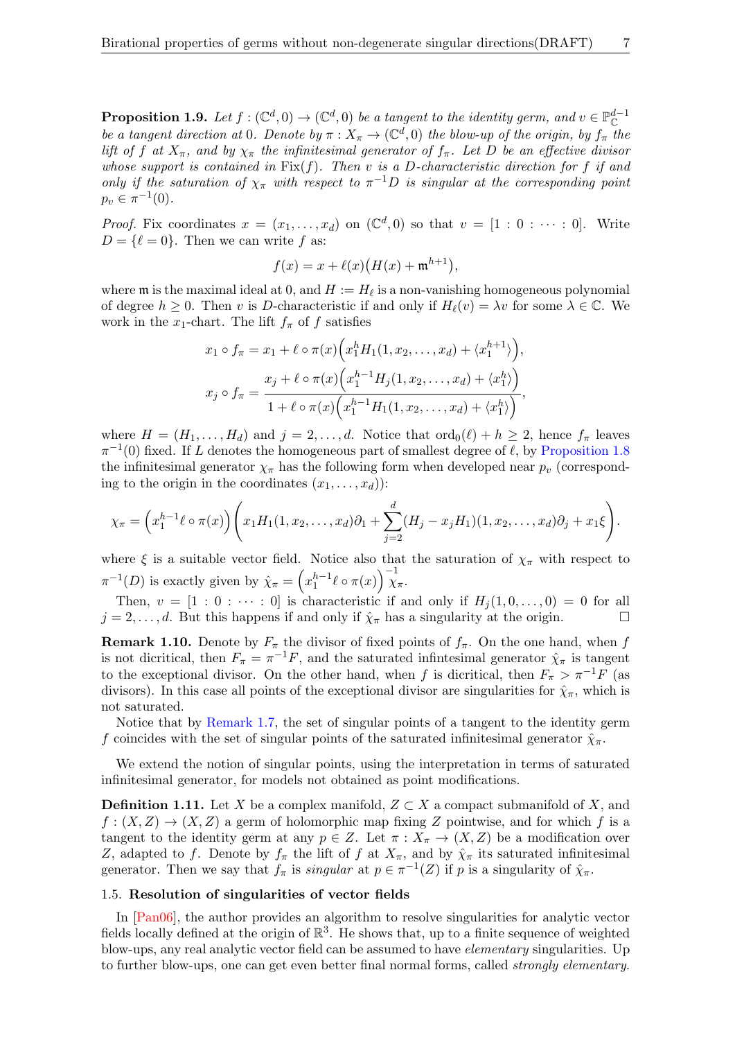**Proposition 1.9.** *Let $f : (\mathbb{C}^d, 0) \to (\mathbb{C}^d, 0)$ be a tangent to the identity germ, and $v \in \mathbb{P}^{d-1}_{\mathbb{C}}$ be a tangent direction at $0$. Denote by $\pi : X_\pi \to (\mathbb{C}^d, 0)$ the blow-up of the origin, by $f_\pi$ the lift of $f$ at $X_\pi$, and by $\chi_\pi$ the infinitesimal generator of $f_\pi$. Let $D$ be an effective divisor whose support is contained in $\mathrm{Fix}(f)$. Then $v$ is a $D$-characteristic direction for $f$ if and only if the saturation of $\chi_\pi$ with respect to $\pi^{-1}D$ is singular at the corresponding point $p_v \in \pi^{-1}(0)$.*

*Proof.* Fix coordinates $x = (x_1, \ldots, x_d)$ on $(\mathbb{C}^d, 0)$ so that $v = [1 : 0 : \cdots : 0]$. Write $D = \{\ell = 0\}$. Then we can write $f$ as:

$$f(x) = x + \ell(x)\big(H(x) + \mathfrak{m}^{h+1}\big),$$

where $\mathfrak{m}$ is the maximal ideal at 0, and $H := H_\ell$ is a non-vanishing homogeneous polynomial of degree $h \geq 0$. Then $v$ is $D$-characteristic if and only if $H_\ell(v) = \lambda v$ for some $\lambda \in \mathbb{C}$. We work in the $x_1$-chart. The lift $f_\pi$ of $f$ satisfies

$$x_1 \circ f_\pi = x_1 + \ell \circ \pi(x)\Big(x_1^h H_1(1, x_2, \ldots, x_d) + \langle x_1^{h+1}\rangle\Big),$$

$$x_j \circ f_\pi = \frac{x_j + \ell \circ \pi(x)\Big(x_1^{h-1} H_j(1, x_2, \ldots, x_d) + \langle x_1^h\rangle\Big)}{1 + \ell \circ \pi(x)\Big(x_1^{h-1} H_1(1, x_2, \ldots, x_d) + \langle x_1^h\rangle\Big)},$$

where $H = (H_1, \ldots, H_d)$ and $j = 2, \ldots, d$. Notice that $\mathrm{ord}_0(\ell) + h \geq 2$, hence $f_\pi$ leaves $\pi^{-1}(0)$ fixed. If $L$ denotes the homogeneous part of smallest degree of $\ell$, by Proposition 1.8 the infinitesimal generator $\chi_\pi$ has the following form when developed near $p_v$ (corresponding to the origin in the coordinates $(x_1, \ldots, x_d)$):

$$\chi_\pi = \Big(x_1^{h-1} \ell \circ \pi(x)\Big)\left(x_1 H_1(1, x_2, \ldots, x_d)\partial_1 + \sum_{j=2}^{d}(H_j - x_j H_1)(1, x_2, \ldots, x_d)\partial_j + x_1 \xi\right).$$

where $\xi$ is a suitable vector field. Notice also that the saturation of $\chi_\pi$ with respect to $\pi^{-1}(D)$ is exactly given by $\hat{\chi}_\pi = \Big(x_1^{h-1} \ell \circ \pi(x)\Big)^{-1} \chi_\pi$.

Then, $v = [1 : 0 : \cdots : 0]$ is characteristic if and only if $H_j(1, 0, \ldots, 0) = 0$ for all $j = 2, \ldots, d$. But this happens if and only if $\hat{\chi}_\pi$ has a singularity at the origin. $\square$

**Remark 1.10.** Denote by $F_\pi$ the divisor of fixed points of $f_\pi$. On the one hand, when $f$ is not dicritical, then $F_\pi = \pi^{-1} F$, and the saturated infintesimal generator $\hat{\chi}_\pi$ is tangent to the exceptional divisor. On the other hand, when $f$ is dicritical, then $F_\pi > \pi^{-1} F$ (as divisors). In this case all points of the exceptional divisor are singularities for $\hat{\chi}_\pi$, which is not saturated.

Notice that by Remark 1.7, the set of singular points of a tangent to the identity germ $f$ coincides with the set of singular points of the saturated infinitesimal generator $\hat{\chi}_\pi$.

We extend the notion of singular points, using the interpretation in terms of saturated infinitesimal generator, for models not obtained as point modifications.

**Definition 1.11.** Let $X$ be a complex manifold, $Z \subset X$ a compact submanifold of $X$, and $f : (X, Z) \to (X, Z)$ a germ of holomorphic map fixing $Z$ pointwise, and for which $f$ is a tangent to the identity germ at any $p \in Z$. Let $\pi : X_\pi \to (X, Z)$ be a modification over $Z$, adapted to $f$. Denote by $f_\pi$ the lift of $f$ at $X_\pi$, and by $\hat{\chi}_\pi$ its saturated infinitesimal generator. Then we say that $f_\pi$ is *singular* at $p \in \pi^{-1}(Z)$ if $p$ is a singularity of $\hat{\chi}_\pi$.

### 1.5. Resolution of singularities of vector fields

In [Pan06], the author provides an algorithm to resolve singularities for analytic vector fields locally defined at the origin of $\mathbb{R}^3$. He shows that, up to a finite sequence of weighted blow-ups, any real analytic vector field can be assumed to have *elementary* singularities. Up to further blow-ups, one can get even better final normal forms, called *strongly elementary.*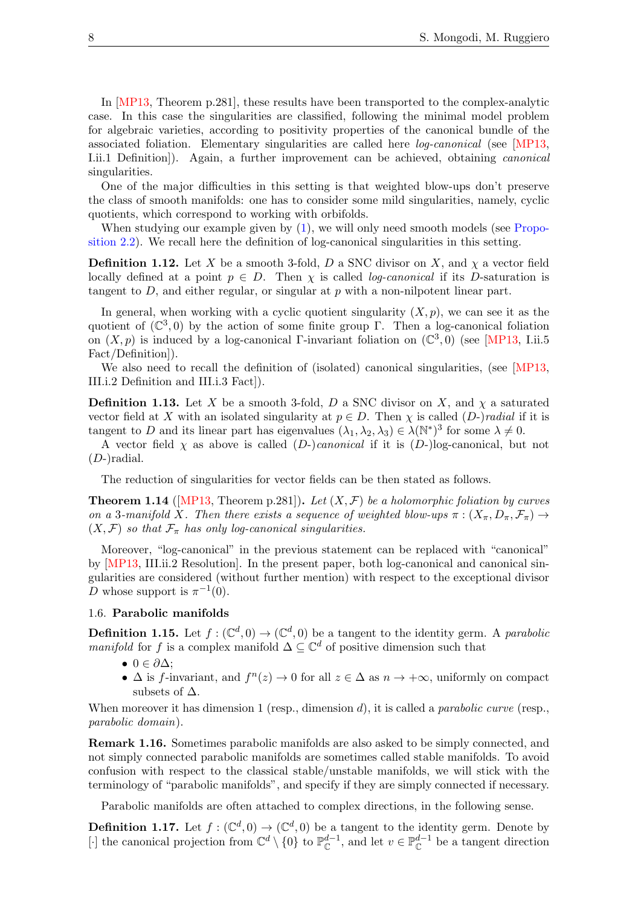In [MP13, Theorem p.281], these results have been transported to the complex-analytic case. In this case the singularities are classified, following the minimal model problem for algebraic varieties, according to positivity properties of the canonical bundle of the associated foliation. Elementary singularities are called here *log-canonical* (see [MP13, I.ii.1 Definition]). Again, a further improvement can be achieved, obtaining *canonical* singularities.

One of the major difficulties in this setting is that weighted blow-ups don't preserve the class of smooth manifolds: one has to consider some mild singularities, namely, cyclic quotients, which correspond to working with orbifolds.

When studying our example given by (1), we will only need smooth models (see Proposition 2.2). We recall here the definition of log-canonical singularities in this setting.

**Definition 1.12.** Let $X$ be a smooth 3-fold, $D$ a SNC divisor on $X$, and $\chi$ a vector field locally defined at a point $p \in D$. Then $\chi$ is called *log-canonical* if its $D$-saturation is tangent to $D$, and either regular, or singular at $p$ with a non-nilpotent linear part.

In general, when working with a cyclic quotient singularity $(X, p)$, we can see it as the quotient of $(\mathbb{C}^3, 0)$ by the action of some finite group $\Gamma$. Then a log-canonical foliation on $(X, p)$ is induced by a log-canonical $\Gamma$-invariant foliation on $(\mathbb{C}^3, 0)$ (see [MP13, I.ii.5 Fact/Definition]).

We also need to recall the definition of (isolated) canonical singularities, (see [MP13, III.i.2 Definition and III.i.3 Fact]).

**Definition 1.13.** Let $X$ be a smooth 3-fold, $D$ a SNC divisor on $X$, and $\chi$ a saturated vector field at $X$ with an isolated singularity at $p \in D$. Then $\chi$ is called $(D\text{-})$*radial* if it is tangent to $D$ and its linear part has eigenvalues $(\lambda_1, \lambda_2, \lambda_3) \in \lambda(\mathbb{N}^*)^3$ for some $\lambda \neq 0$.

A vector field $\chi$ as above is called $(D\text{-})$*canonical* if it is $(D\text{-})$log-canonical, but not $(D\text{-})$radial.

The reduction of singularities for vector fields can be then stated as follows.

**Theorem 1.14** ([MP13, Theorem p.281])**.** *Let $(X, \mathcal{F})$ be a holomorphic foliation by curves on a 3-manifold $X$. Then there exists a sequence of weighted blow-ups $\pi : (X_\pi, D_\pi, \mathcal{F}_\pi) \to (X, \mathcal{F})$ so that $\mathcal{F}_\pi$ has only log-canonical singularities.*

Moreover, "log-canonical" in the previous statement can be replaced with "canonical" by [MP13, III.ii.2 Resolution]. In the present paper, both log-canonical and canonical singularities are considered (without further mention) with respect to the exceptional divisor $D$ whose support is $\pi^{-1}(0)$.

### 1.6. **Parabolic manifolds**

**Definition 1.15.** Let $f : (\mathbb{C}^d, 0) \to (\mathbb{C}^d, 0)$ be a tangent to the identity germ. A *parabolic manifold* for $f$ is a complex manifold $\Delta \subseteq \mathbb{C}^d$ of positive dimension such that

- $0 \in \partial\Delta$;
- $\Delta$ is $f$-invariant, and $f^n(z) \to 0$ for all $z \in \Delta$ as $n \to +\infty$, uniformly on compact subsets of $\Delta$.

When moreover it has dimension 1 (resp., dimension $d$), it is called a *parabolic curve* (resp., *parabolic domain*).

**Remark 1.16.** Sometimes parabolic manifolds are also asked to be simply connected, and not simply connected parabolic manifolds are sometimes called stable manifolds. To avoid confusion with respect to the classical stable/unstable manifolds, we will stick with the terminology of "parabolic manifolds", and specify if they are simply connected if necessary.

Parabolic manifolds are often attached to complex directions, in the following sense.

**Definition 1.17.** Let $f : (\mathbb{C}^d, 0) \to (\mathbb{C}^d, 0)$ be a tangent to the identity germ. Denote by $[\cdot]$ the canonical projection from $\mathbb{C}^d \setminus \{0\}$ to $\mathbb{P}^{d-1}_{\mathbb{C}}$, and let $v \in \mathbb{P}^{d-1}_{\mathbb{C}}$ be a tangent direction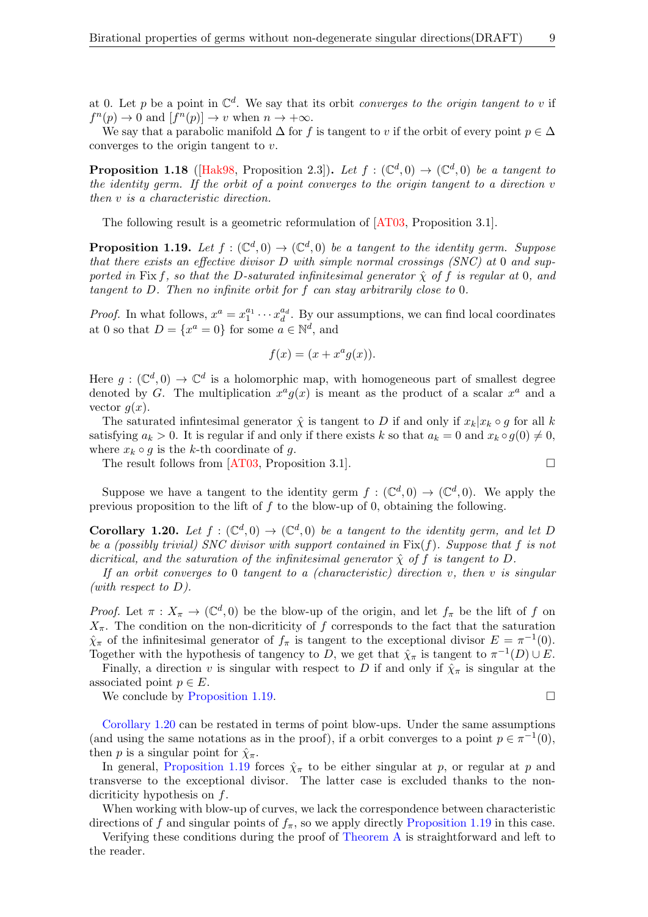at 0. Let $p$ be a point in $\mathbb{C}^d$. We say that its orbit *converges to the origin tangent to* $v$ if $f^n(p) \to 0$ and $[f^n(p)] \to v$ when $n \to +\infty$.

We say that a parabolic manifold $\Delta$ for $f$ is tangent to $v$ if the orbit of every point $p \in \Delta$ converges to the origin tangent to $v$.

**Proposition 1.18** ([Hak98, Proposition 2.3]). *Let $f : (\mathbb{C}^d, 0) \to (\mathbb{C}^d, 0)$ be a tangent to the identity germ. If the orbit of a point converges to the origin tangent to a direction $v$ then $v$ is a characteristic direction.*

The following result is a geometric reformulation of [AT03, Proposition 3.1].

**Proposition 1.19.** *Let $f : (\mathbb{C}^d, 0) \to (\mathbb{C}^d, 0)$ be a tangent to the identity germ. Suppose that there exists an effective divisor $D$ with simple normal crossings (SNC) at 0 and supported in $\operatorname{Fix} f$, so that the $D$-saturated infinitesimal generator $\hat{\chi}$ of $f$ is regular at 0, and tangent to $D$. Then no infinite orbit for $f$ can stay arbitrarily close to 0.*

*Proof.* In what follows, $x^a = x_1^{a_1} \cdots x_d^{a_d}$. By our assumptions, we can find local coordinates at 0 so that $D = \{x^a = 0\}$ for some $a \in \mathbb{N}^d$, and

$$f(x) = (x + x^a g(x)).$$

Here $g : (\mathbb{C}^d, 0) \to \mathbb{C}^d$ is a holomorphic map, with homogeneous part of smallest degree denoted by $G$. The multiplication $x^a g(x)$ is meant as the product of a scalar $x^a$ and a vector $g(x)$.

The saturated infintesimal generator $\hat{\chi}$ is tangent to $D$ if and only if $x_k | x_k \circ g$ for all $k$ satisfying $a_k > 0$. It is regular if and only if there exists $k$ so that $a_k = 0$ and $x_k \circ g(0) \neq 0$, where $x_k \circ g$ is the $k$-th coordinate of $g$.

The result follows from [AT03, Proposition 3.1]. □

Suppose we have a tangent to the identity germ $f : (\mathbb{C}^d, 0) \to (\mathbb{C}^d, 0)$. We apply the previous proposition to the lift of $f$ to the blow-up of 0, obtaining the following.

**Corollary 1.20.** *Let $f : (\mathbb{C}^d, 0) \to (\mathbb{C}^d, 0)$ be a tangent to the identity germ, and let $D$ be a (possibly trivial) SNC divisor with support contained in $\operatorname{Fix}(f)$. Suppose that $f$ is not dicritical, and the saturation of the infinitesimal generator $\hat{\chi}$ of $f$ is tangent to $D$.*

*If an orbit converges to 0 tangent to a (characteristic) direction $v$, then $v$ is singular (with respect to $D$).*

*Proof.* Let $\pi : X_\pi \to (\mathbb{C}^d, 0)$ be the blow-up of the origin, and let $f_\pi$ be the lift of $f$ on $X_\pi$. The condition on the non-dicriticity of $f$ corresponds to the fact that the saturation $\hat{\chi}_\pi$ of the infinitesimal generator of $f_\pi$ is tangent to the exceptional divisor $E = \pi^{-1}(0)$. Together with the hypothesis of tangency to $D$, we get that $\hat{\chi}_\pi$ is tangent to $\pi^{-1}(D) \cup E$.

Finally, a direction $v$ is singular with respect to $D$ if and only if $\hat{\chi}_\pi$ is singular at the associated point $p \in E$.

We conclude by Proposition 1.19. □

Corollary 1.20 can be restated in terms of point blow-ups. Under the same assumptions (and using the same notations as in the proof), if a orbit converges to a point $p \in \pi^{-1}(0)$, then $p$ is a singular point for $\hat{\chi}_\pi$.

In general, Proposition 1.19 forces $\hat{\chi}_\pi$ to be either singular at $p$, or regular at $p$ and transverse to the exceptional divisor. The latter case is excluded thanks to the non-dicriticity hypothesis on $f$.

When working with blow-up of curves, we lack the correspondence between characteristic directions of $f$ and singular points of $f_\pi$, so we apply directly Proposition 1.19 in this case.

Verifying these conditions during the proof of Theorem A is straightforward and left to the reader.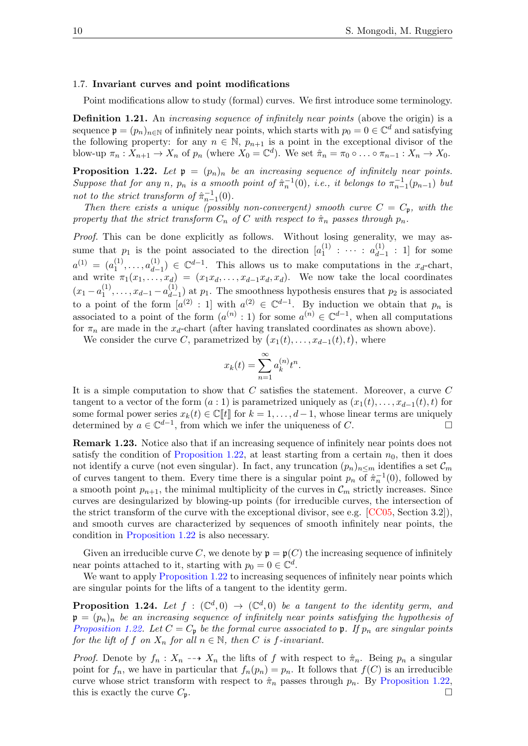### 1.7. **Invariant curves and point modifications**

Point modifications allow to study (formal) curves. We first introduce some terminology.

**Definition 1.21.** An *increasing sequence of infinitely near points* (above the origin) is a sequence $\mathfrak{p} = (p_n)_{n\in\mathbb{N}}$ of infinitely near points, which starts with $p_0 = 0 \in \mathbb{C}^d$ and satisfying the following property: for any $n \in \mathbb{N}$, $p_{n+1}$ is a point in the exceptional divisor of the blow-up $\pi_n : X_{n+1} \to X_n$ of $p_n$ (where $X_0 = \mathbb{C}^d$). We set $\hat{\pi}_n = \pi_0 \circ \ldots \circ \pi_{n-1} : X_n \to X_0$.

**Proposition 1.22.** *Let $\mathfrak{p} = (p_n)_n$ be an increasing sequence of infinitely near points. Suppose that for any $n$, $p_n$ is a smooth point of $\hat{\pi}_n^{-1}(0)$, i.e., it belongs to $\pi_{n-1}^{-1}(p_{n-1})$ but not to the strict transform of $\hat{\pi}_{n-1}^{-1}(0)$.*

*Then there exists a unique (possibly non-convergent) smooth curve $C = C_{\mathfrak{p}}$, with the property that the strict transform $C_n$ of $C$ with respect to $\hat{\pi}_n$ passes through $p_n$.*

*Proof.* This can be done explicitly as follows. Without losing generality, we may assume that $p_1$ is the point associated to the direction $[a_1^{(1)} : \cdots : a_{d-1}^{(1)} : 1]$ for some $a^{(1)} = (a_1^{(1)}, \ldots, a_{d-1}^{(1)}) \in \mathbb{C}^{d-1}$. This allows us to make computations in the $x_d$-chart, and write $\pi_1(x_1, \ldots, x_d) = (x_1 x_d, \ldots, x_{d-1}x_d, x_d)$. We now take the local coordinates $(x_1 - a_1^{(1)}, \ldots, x_{d-1} - a_{d-1}^{(1)})$ at $p_1$. The smoothness hypothesis ensures that $p_2$ is associated to a point of the form $[a^{(2)} : 1]$ with $a^{(2)} \in \mathbb{C}^{d-1}$. By induction we obtain that $p_n$ is associated to a point of the form $(a^{(n)} : 1)$ for some $a^{(n)} \in \mathbb{C}^{d-1}$, when all computations for $\pi_n$ are made in the $x_d$-chart (after having translated coordinates as shown above).

We consider the curve $C$, parametrized by $\big(x_1(t), \ldots, x_{d-1}(t), t\big)$, where

$$x_k(t) = \sum_{n=1}^{\infty} a_k^{(n)} t^n.$$

It is a simple computation to show that $C$ satisfies the statement. Moreover, a curve $C$ tangent to a vector of the form $(a : 1)$ is parametrized uniquely as $(x_1(t), \ldots, x_{d-1}(t), t)$ for some formal power series $x_k(t) \in \mathbb{C}[\![t]\!]$ for $k = 1, \ldots, d-1$, whose linear terms are uniquely determined by $a \in \mathbb{C}^{d-1}$, from which we infer the uniqueness of $C$. □

**Remark 1.23.** Notice also that if an increasing sequence of infinitely near points does not satisfy the condition of Proposition 1.22, at least starting from a certain $n_0$, then it does not identify a curve (not even singular). In fact, any truncation $(p_n)_{n\leq m}$ identifies a set $\mathcal{C}_m$ of curves tangent to them. Every time there is a singular point $p_n$ of $\hat{\pi}_n^{-1}(0)$, followed by a smooth point $p_{n+1}$, the minimal multiplicity of the curves in $\mathcal{C}_m$ strictly increases. Since curves are desingularized by blowing-up points (for irreducible curves, the intersection of the strict transform of the curve with the exceptional divisor, see e.g. [CC05, Section 3.2]), and smooth curves are characterized by sequences of smooth infinitely near points, the condition in Proposition 1.22 is also necessary.

Given an irreducible curve $C$, we denote by $\mathfrak{p} = \mathfrak{p}(C)$ the increasing sequence of infinitely near points attached to it, starting with $p_0 = 0 \in \mathbb{C}^d$.

We want to apply Proposition 1.22 to increasing sequences of infinitely near points which are singular points for the lifts of a tangent to the identity germ.

**Proposition 1.24.** *Let $f : (\mathbb{C}^d, 0) \to (\mathbb{C}^d, 0)$ be a tangent to the identity germ, and $\mathfrak{p} = (p_n)_n$ be an increasing sequence of infinitely near points satisfying the hypothesis of Proposition 1.22. Let $C = C_{\mathfrak{p}}$ be the formal curve associated to $\mathfrak{p}$. If $p_n$ are singular points for the lift of $f$ on $X_n$ for all $n \in \mathbb{N}$, then $C$ is $f$-invariant.*

*Proof.* Denote by $f_n : X_n \dashrightarrow X_n$ the lifts of $f$ with respect to $\hat{\pi}_n$. Being $p_n$ a singular point for $f_n$, we have in particular that $f_n(p_n) = p_n$. It follows that $f(C)$ is an irreducible curve whose strict transform with respect to $\hat{\pi}_n$ passes through $p_n$. By Proposition 1.22, this is exactly the curve $C_{\mathfrak{p}}$. □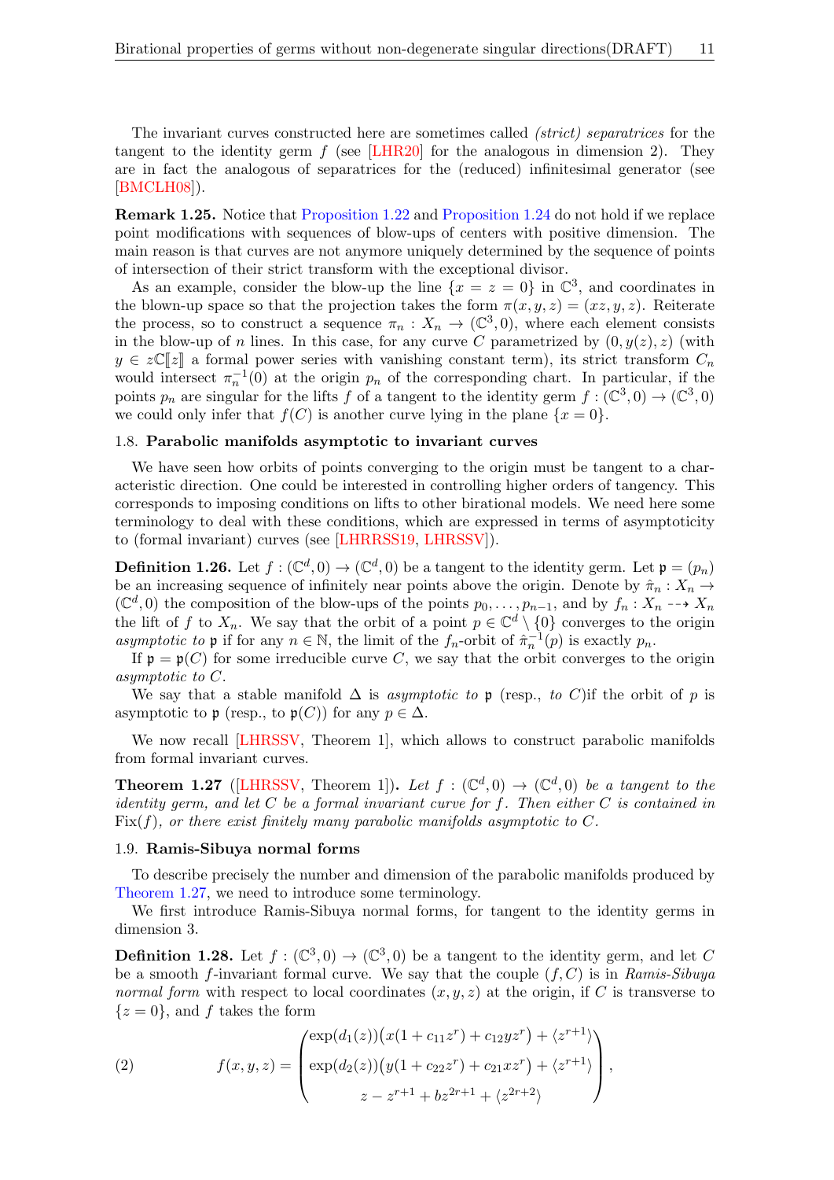The invariant curves constructed here are sometimes called *(strict) separatrices* for the tangent to the identity germ $f$ (see [LHR20] for the analogous in dimension 2). They are in fact the analogous of separatrices for the (reduced) infinitesimal generator (see [BMCLH08]).

**Remark 1.25.** Notice that Proposition 1.22 and Proposition 1.24 do not hold if we replace point modifications with sequences of blow-ups of centers with positive dimension. The main reason is that curves are not anymore uniquely determined by the sequence of points of intersection of their strict transform with the exceptional divisor.

As an example, consider the blow-up the line $\{x = z = 0\}$ in $\mathbb{C}^3$, and coordinates in the blown-up space so that the projection takes the form $\pi(x, y, z) = (xz, y, z)$. Reiterate the process, so to construct a sequence $\pi_n : X_n \to (\mathbb{C}^3, 0)$, where each element consists in the blow-up of $n$ lines. In this case, for any curve $C$ parametrized by $(0, y(z), z)$ (with $y \in z\mathbb{C}[\![z]\!]$ a formal power series with vanishing constant term), its strict transform $C_n$ would intersect $\pi_n^{-1}(0)$ at the origin $p_n$ of the corresponding chart. In particular, if the points $p_n$ are singular for the lifts $f$ of a tangent to the identity germ $f : (\mathbb{C}^3, 0) \to (\mathbb{C}^3, 0)$ we could only infer that $f(C)$ is another curve lying in the plane $\{x = 0\}$.

### 1.8. **Parabolic manifolds asymptotic to invariant curves**

We have seen how orbits of points converging to the origin must be tangent to a characteristic direction. One could be interested in controlling higher orders of tangency. This corresponds to imposing conditions on lifts to other birational models. We need here some terminology to deal with these conditions, which are expressed in terms of asymptoticity to (formal invariant) curves (see [LHRRSS19, LHRSSV]).

**Definition 1.26.** Let $f : (\mathbb{C}^d, 0) \to (\mathbb{C}^d, 0)$ be a tangent to the identity germ. Let $\mathfrak{p} = (p_n)$ be an increasing sequence of infinitely near points above the origin. Denote by $\hat{\pi}_n : X_n \to (\mathbb{C}^d, 0)$ the composition of the blow-ups of the points $p_0, \ldots, p_{n-1}$, and by $f_n : X_n \dashrightarrow X_n$ the lift of $f$ to $X_n$. We say that the orbit of a point $p \in \mathbb{C}^d \setminus \{0\}$ converges to the origin *asymptotic to* $\mathfrak{p}$ if for any $n \in \mathbb{N}$, the limit of the $f_n$-orbit of $\hat{\pi}_n^{-1}(p)$ is exactly $p_n$.

If $\mathfrak{p} = \mathfrak{p}(C)$ for some irreducible curve $C$, we say that the orbit converges to the origin *asymptotic to* $C$.

We say that a stable manifold $\Delta$ is *asymptotic to* $\mathfrak{p}$ (resp., *to* $C$)if the orbit of $p$ is asymptotic to $\mathfrak{p}$ (resp., to $\mathfrak{p}(C)$) for any $p \in \Delta$.

We now recall [LHRSSV, Theorem 1], which allows to construct parabolic manifolds from formal invariant curves.

**Theorem 1.27** ([LHRSSV, Theorem 1])**.** *Let $f : (\mathbb{C}^d, 0) \to (\mathbb{C}^d, 0)$ be a tangent to the identity germ, and let $C$ be a formal invariant curve for $f$. Then either $C$ is contained in* $\mathrm{Fix}(f)$*, or there exist finitely many parabolic manifolds asymptotic to $C$.*

### 1.9. **Ramis-Sibuya normal forms**

To describe precisely the number and dimension of the parabolic manifolds produced by Theorem 1.27, we need to introduce some terminology.

We first introduce Ramis-Sibuya normal forms, for tangent to the identity germs in dimension 3.

**Definition 1.28.** Let $f : (\mathbb{C}^3, 0) \to (\mathbb{C}^3, 0)$ be a tangent to the identity germ, and let $C$ be a smooth $f$-invariant formal curve. We say that the couple $(f, C)$ is in *Ramis-Sibuya normal form* with respect to local coordinates $(x, y, z)$ at the origin, if $C$ is transverse to $\{z = 0\}$, and $f$ takes the form

$$
f(x, y, z) = \begin{pmatrix} \exp(d_1(z))\big(x(1 + c_{11}z^r) + c_{12}yz^r\big) + \langle z^{r+1} \rangle \\ \exp(d_2(z))\big(y(1 + c_{22}z^r) + c_{21}xz^r\big) + \langle z^{r+1} \rangle \\ z - z^{r+1} + bz^{2r+1} + \langle z^{2r+2} \rangle \end{pmatrix}, \tag{2}
$$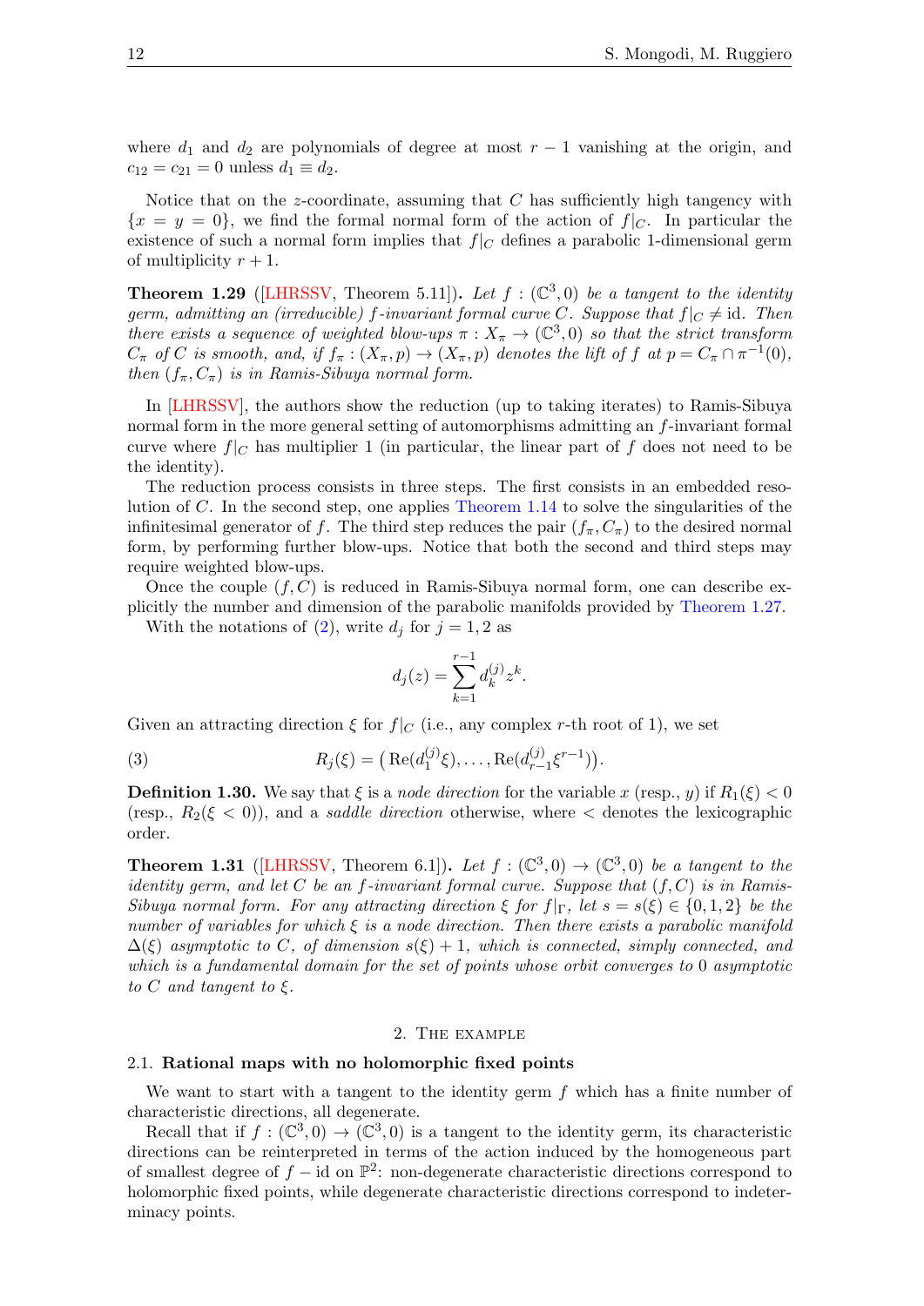where $d_1$ and $d_2$ are polynomials of degree at most $r-1$ vanishing at the origin, and $c_{12} = c_{21} = 0$ unless $d_1 \equiv d_2$.

Notice that on the $z$-coordinate, assuming that $C$ has sufficiently high tangency with $\{x = y = 0\}$, we find the formal normal form of the action of $f|_C$. In particular the existence of such a normal form implies that $f|_C$ defines a parabolic 1-dimensional germ of multiplicity $r+1$.

**Theorem 1.29** ([LHRSSV, Theorem 5.11]). *Let $f : (\mathbb{C}^3, 0)$ be a tangent to the identity germ, admitting an (irreducible) $f$-invariant formal curve $C$. Suppose that $f|_C \neq \mathrm{id}$. Then there exists a sequence of weighted blow-ups $\pi : X_\pi \to (\mathbb{C}^3, 0)$ so that the strict transform $C_\pi$ of $C$ is smooth, and, if $f_\pi : (X_\pi, p) \to (X_\pi, p)$ denotes the lift of $f$ at $p = C_\pi \cap \pi^{-1}(0)$, then $(f_\pi, C_\pi)$ is in Ramis-Sibuya normal form.*

In [LHRSSV], the authors show the reduction (up to taking iterates) to Ramis-Sibuya normal form in the more general setting of automorphisms admitting an $f$-invariant formal curve where $f|_C$ has multiplier 1 (in particular, the linear part of $f$ does not need to be the identity).

The reduction process consists in three steps. The first consists in an embedded resolution of $C$. In the second step, one applies Theorem 1.14 to solve the singularities of the infinitesimal generator of $f$. The third step reduces the pair $(f_\pi, C_\pi)$ to the desired normal form, by performing further blow-ups. Notice that both the second and third steps may require weighted blow-ups.

Once the couple $(f, C)$ is reduced in Ramis-Sibuya normal form, one can describe explicitly the number and dimension of the parabolic manifolds provided by Theorem 1.27.

With the notations of (2), write $d_j$ for $j = 1, 2$ as

$$d_j(z) = \sum_{k=1}^{r-1} d_k^{(j)} z^k.$$

Given an attracting direction $\xi$ for $f|_C$ (i.e., any complex $r$-th root of 1), we set

$$R_j(\xi) = \big(\mathrm{Re}(d_1^{(j)}\xi), \dots, \mathrm{Re}(d_{r-1}^{(j)}\xi^{r-1})\big). \tag{3}$$

**Definition 1.30.** We say that $\xi$ is a *node direction* for the variable $x$ (resp., $y$) if $R_1(\xi) < 0$ (resp., $R_2(\xi < 0)$), and a *saddle direction* otherwise, where $<$ denotes the lexicographic order.

**Theorem 1.31** ([LHRSSV, Theorem 6.1]). *Let $f : (\mathbb{C}^3, 0) \to (\mathbb{C}^3, 0)$ be a tangent to the identity germ, and let $C$ be an $f$-invariant formal curve. Suppose that $(f, C)$ is in Ramis-Sibuya normal form. For any attracting direction $\xi$ for $f|_\Gamma$, let $s = s(\xi) \in \{0, 1, 2\}$ be the number of variables for which $\xi$ is a node direction. Then there exists a parabolic manifold $\Delta(\xi)$ asymptotic to $C$, of dimension $s(\xi) + 1$, which is connected, simply connected, and which is a fundamental domain for the set of points whose orbit converges to 0 asymptotic to $C$ and tangent to $\xi$.*

## 2. The example

### 2.1. Rational maps with no holomorphic fixed points

We want to start with a tangent to the identity germ $f$ which has a finite number of characteristic directions, all degenerate.

Recall that if $f : (\mathbb{C}^3, 0) \to (\mathbb{C}^3, 0)$ is a tangent to the identity germ, its characteristic directions can be reinterpreted in terms of the action induced by the homogeneous part of smallest degree of $f - \mathrm{id}$ on $\mathbb{P}^2$: non-degenerate characteristic directions correspond to holomorphic fixed points, while degenerate characteristic directions correspond to indeterminacy points.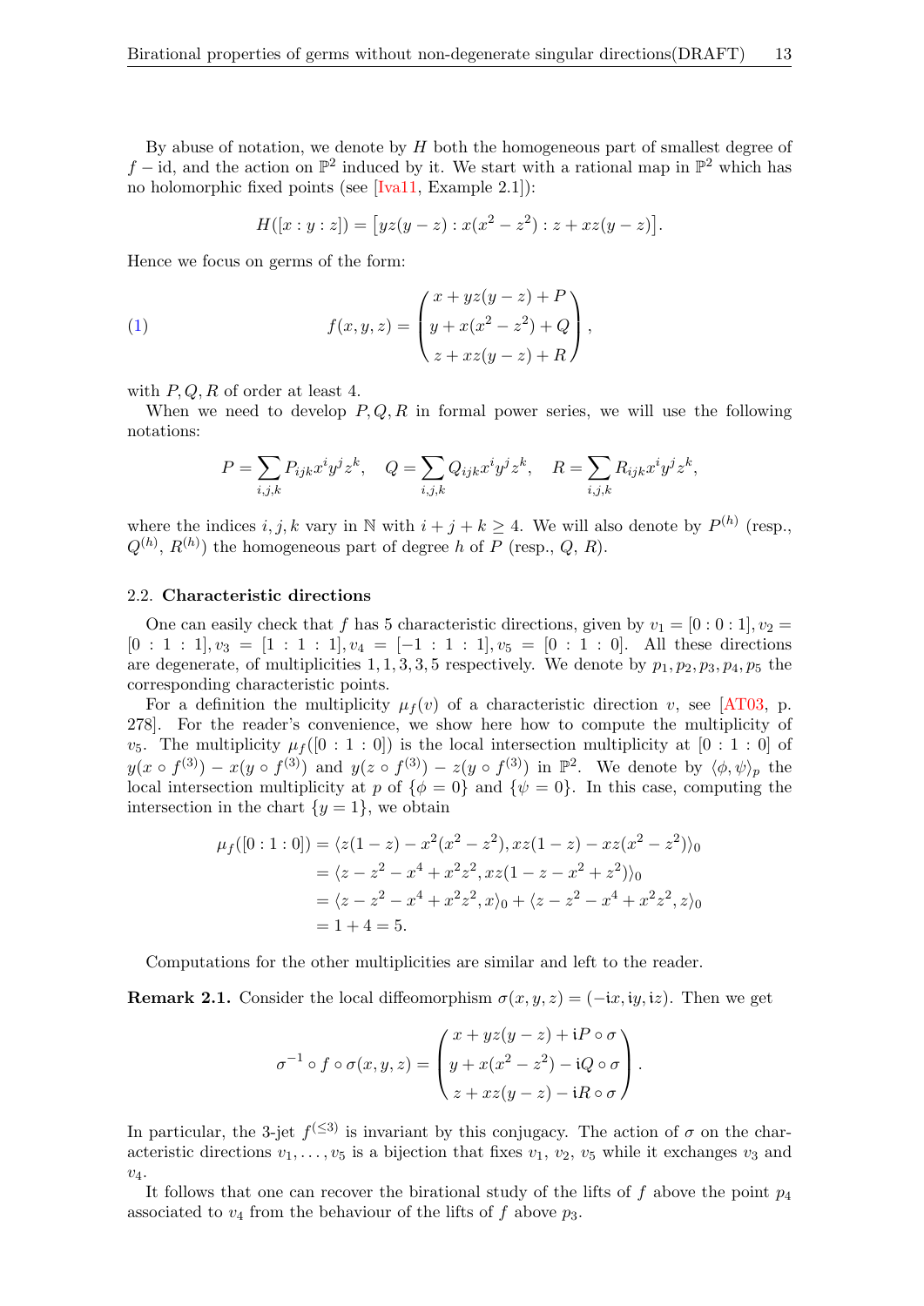By abuse of notation, we denote by $H$ both the homogeneous part of smallest degree of $f - \mathrm{id}$, and the action on $\mathbb{P}^2$ induced by it. We start with a rational map in $\mathbb{P}^2$ which has no holomorphic fixed points (see [Iva11, Example 2.1]):

$$H([x:y:z]) = \left[yz(y-z) : x(x^2 - z^2) : z + xz(y-z)\right].$$

Hence we focus on germs of the form:

$$f(x,y,z) = \begin{pmatrix} x + yz(y-z) + P \\ y + x(x^2 - z^2) + Q \\ z + xz(y-z) + R \end{pmatrix}, \tag{1}$$

with $P, Q, R$ of order at least 4.

When we need to develop $P, Q, R$ in formal power series, we will use the following notations:

$$P = \sum_{i,j,k} P_{ijk} x^i y^j z^k, \quad Q = \sum_{i,j,k} Q_{ijk} x^i y^j z^k, \quad R = \sum_{i,j,k} R_{ijk} x^i y^j z^k,$$

where the indices $i, j, k$ vary in $\mathbb{N}$ with $i + j + k \geq 4$. We will also denote by $P^{(h)}$ (resp., $Q^{(h)}$, $R^{(h)}$) the homogeneous part of degree $h$ of $P$ (resp., $Q$, $R$).

### 2.2. Characteristic directions

One can easily check that $f$ has 5 characteristic directions, given by $v_1 = [0:0:1], v_2 = [0:1:1], v_3 = [1:1:1], v_4 = [-1:1:1], v_5 = [0:1:0]$. All these directions are degenerate, of multiplicities $1, 1, 3, 3, 5$ respectively. We denote by $p_1, p_2, p_3, p_4, p_5$ the corresponding characteristic points.

For a definition the multiplicity $\mu_f(v)$ of a characteristic direction $v$, see [AT03, p. 278]. For the reader's convenience, we show here how to compute the multiplicity of $v_5$. The multiplicity $\mu_f([0:1:0])$ is the local intersection multiplicity at $[0:1:0]$ of $y(x \circ f^{(3)}) - x(y \circ f^{(3)})$ and $y(z \circ f^{(3)}) - z(y \circ f^{(3)})$ in $\mathbb{P}^2$. We denote by $\langle \phi, \psi \rangle_p$ the local intersection multiplicity at $p$ of $\{\phi = 0\}$ and $\{\psi = 0\}$. In this case, computing the intersection in the chart $\{y = 1\}$, we obtain

$$\begin{aligned}
\mu_f([0:1:0]) &= \langle z(1-z) - x^2(x^2 - z^2), xz(1-z) - xz(x^2 - z^2) \rangle_0 \\
&= \langle z - z^2 - x^4 + x^2 z^2, xz(1 - z - x^2 + z^2) \rangle_0 \\
&= \langle z - z^2 - x^4 + x^2 z^2, x \rangle_0 + \langle z - z^2 - x^4 + x^2 z^2, z \rangle_0 \\
&= 1 + 4 = 5.
\end{aligned}$$

Computations for the other multiplicities are similar and left to the reader.

**Remark 2.1.** Consider the local diffeomorphism $\sigma(x,y,z) = (-\mathrm{i}x, \mathrm{i}y, \mathrm{i}z)$. Then we get

$$\sigma^{-1} \circ f \circ \sigma(x,y,z) = \begin{pmatrix} x + yz(y-z) + \mathrm{i}P \circ \sigma \\ y + x(x^2 - z^2) - \mathrm{i}Q \circ \sigma \\ z + xz(y-z) - \mathrm{i}R \circ \sigma \end{pmatrix}.$$

In particular, the 3-jet $f^{(\leq 3)}$ is invariant by this conjugacy. The action of $\sigma$ on the characteristic directions $v_1, \ldots, v_5$ is a bijection that fixes $v_1$, $v_2$, $v_5$ while it exchanges $v_3$ and $v_4$.

It follows that one can recover the birational study of the lifts of $f$ above the point $p_4$ associated to $v_4$ from the behaviour of the lifts of $f$ above $p_3$.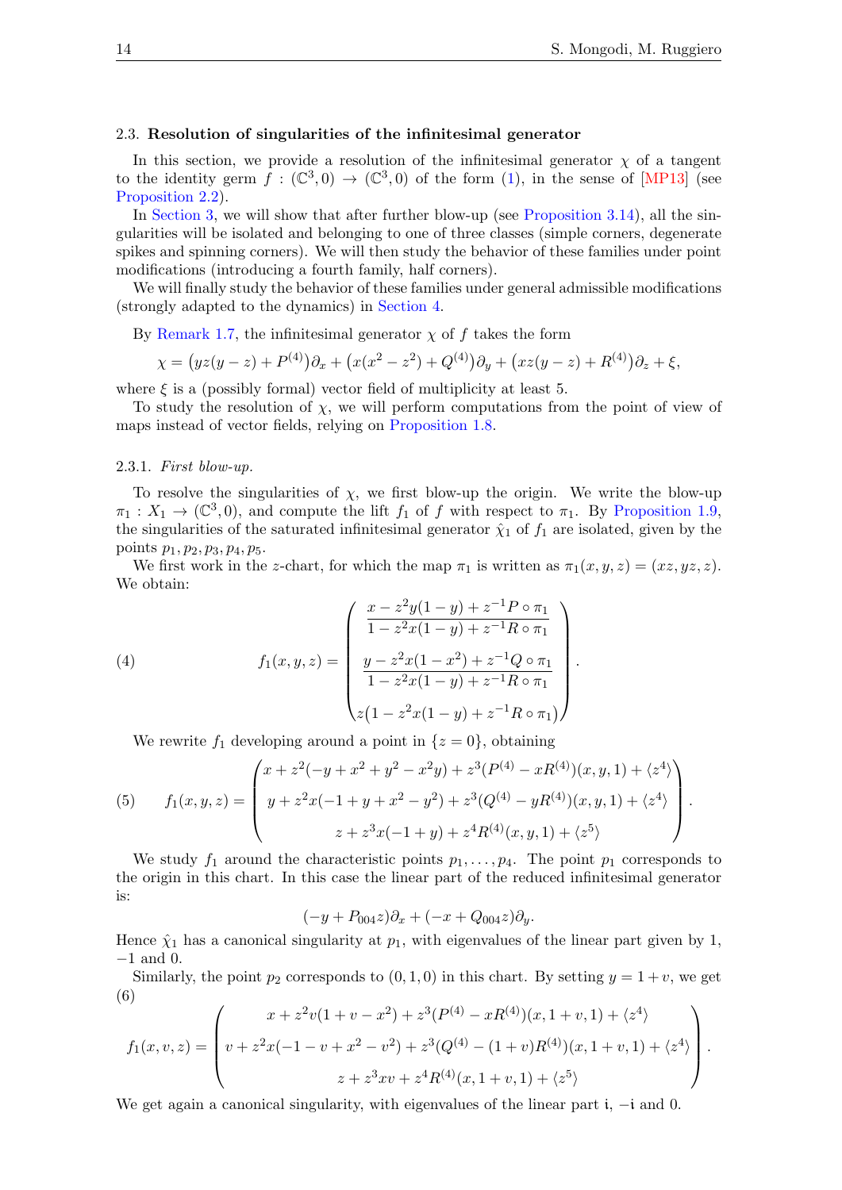### 2.3. **Resolution of singularities of the infinitesimal generator**

In this section, we provide a resolution of the infinitesimal generator $\chi$ of a tangent to the identity germ $f : (\mathbb{C}^3, 0) \to (\mathbb{C}^3, 0)$ of the form (1), in the sense of [MP13] (see Proposition 2.2).

In Section 3, we will show that after further blow-up (see Proposition 3.14), all the singularities will be isolated and belonging to one of three classes (simple corners, degenerate spikes and spinning corners). We will then study the behavior of these families under point modifications (introducing a fourth family, half corners).

We will finally study the behavior of these families under general admissible modifications (strongly adapted to the dynamics) in Section 4.

By Remark 1.7, the infinitesimal generator $\chi$ of $f$ takes the form

$$\chi = \big(yz(y-z) + P^{(4)}\big)\partial_x + \big(x(x^2-z^2) + Q^{(4)}\big)\partial_y + \big(xz(y-z) + R^{(4)}\big)\partial_z + \xi,$$

where $\xi$ is a (possibly formal) vector field of multiplicity at least 5.

To study the resolution of $\chi$, we will perform computations from the point of view of maps instead of vector fields, relying on Proposition 1.8.

#### 2.3.1. *First blow-up.*

To resolve the singularities of $\chi$, we first blow-up the origin. We write the blow-up $\pi_1 : X_1 \to (\mathbb{C}^3, 0)$, and compute the lift $f_1$ of $f$ with respect to $\pi_1$. By Proposition 1.9, the singularities of the saturated infinitesimal generator $\hat{\chi}_1$ of $f_1$ are isolated, given by the points $p_1, p_2, p_3, p_4, p_5$.

We first work in the $z$-chart, for which the map $\pi_1$ is written as $\pi_1(x, y, z) = (xz, yz, z)$. We obtain:

$$f_1(x,y,z) = \begin{pmatrix} \dfrac{x - z^2y(1-y) + z^{-1}P\circ\pi_1}{1 - z^2x(1-y) + z^{-1}R\circ\pi_1} \\[2ex] \dfrac{y - z^2x(1-x^2) + z^{-1}Q\circ\pi_1}{1 - z^2x(1-y) + z^{-1}R\circ\pi_1} \\[2ex] z\big(1 - z^2x(1-y) + z^{-1}R\circ\pi_1\big) \end{pmatrix}. \tag{4}$$

We rewrite $f_1$ developing around a point in $\{z = 0\}$, obtaining

$$f_1(x,y,z) = \begin{pmatrix} x + z^2(-y + x^2 + y^2 - x^2y) + z^3(P^{(4)} - xR^{(4)})(x,y,1) + \langle z^4\rangle \\ y + z^2x(-1 + y + x^2 - y^2) + z^3(Q^{(4)} - yR^{(4)})(x,y,1) + \langle z^4\rangle \\ z + z^3x(-1+y) + z^4R^{(4)}(x,y,1) + \langle z^5\rangle \end{pmatrix}. \tag{5}$$

We study $f_1$ around the characteristic points $p_1, \ldots, p_4$. The point $p_1$ corresponds to the origin in this chart. In this case the linear part of the reduced infinitesimal generator is:

$$(-y + P_{004}z)\partial_x + (-x + Q_{004}z)\partial_y.$$

Hence $\hat{\chi}_1$ has a canonical singularity at $p_1$, with eigenvalues of the linear part given by 1, $-1$ and 0.

Similarly, the point $p_2$ corresponds to $(0, 1, 0)$ in this chart. By setting $y = 1 + v$, we get

$$f_1(x,v,z) = \begin{pmatrix} x + z^2v(1 + v - x^2) + z^3(P^{(4)} - xR^{(4)})(x, 1+v, 1) + \langle z^4\rangle \\ v + z^2x(-1 - v + x^2 - v^2) + z^3(Q^{(4)} - (1+v)R^{(4)})(x, 1+v, 1) + \langle z^4\rangle \\ z + z^3xv + z^4R^{(4)}(x, 1+v, 1) + \langle z^5\rangle \end{pmatrix}. \tag{6}$$

We get again a canonical singularity, with eigenvalues of the linear part $\mathrm{i}$, $-\mathrm{i}$ and 0.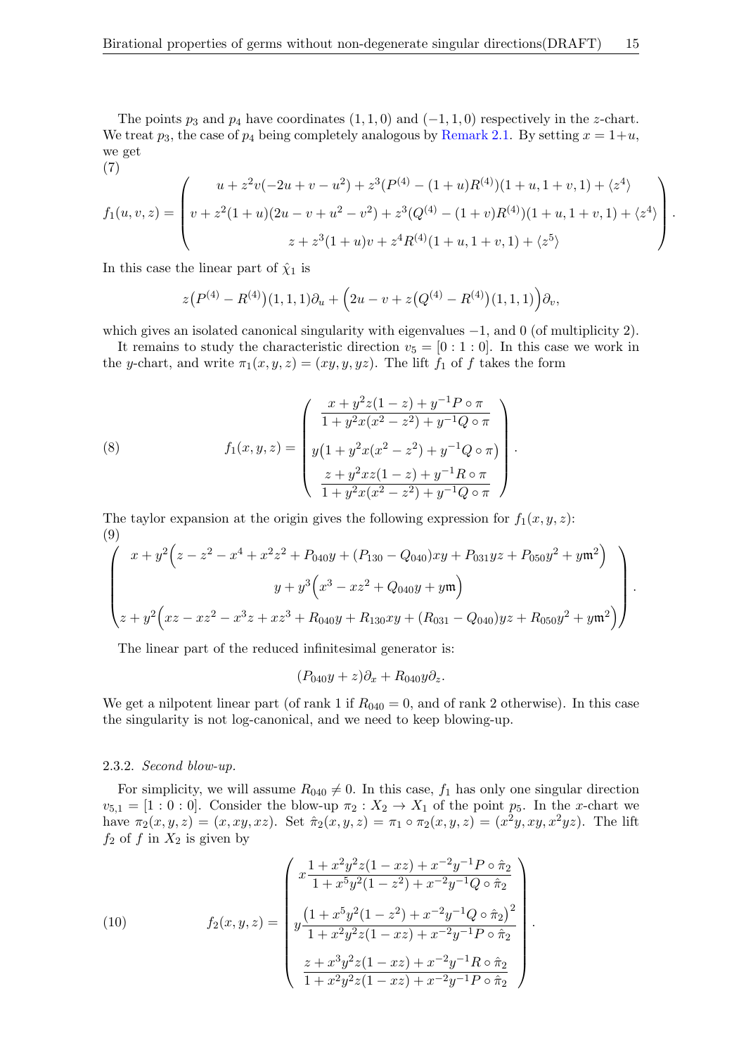The points $p_3$ and $p_4$ have coordinates $(1,1,0)$ and $(-1,1,0)$ respectively in the $z$-chart. We treat $p_3$, the case of $p_4$ being completely analogous by Remark 2.1. By setting $x = 1+u$, we get

(7)
$$
f_1(u,v,z) = \begin{pmatrix} u + z^2 v(-2u + v - u^2) + z^3(P^{(4)} - (1+u)R^{(4)})(1+u, 1+v, 1) + \langle z^4 \rangle \\ v + z^2(1+u)(2u - v + u^2 - v^2) + z^3(Q^{(4)} - (1+v)R^{(4)})(1+u, 1+v, 1) + \langle z^4 \rangle \\ z + z^3(1+u)v + z^4 R^{(4)}(1+u, 1+v, 1) + \langle z^5 \rangle \end{pmatrix}.
$$

In this case the linear part of $\hat{\chi}_1$ is

$$
z\big(P^{(4)} - R^{(4)}\big)(1,1,1)\partial_u + \Big(2u - v + z\big(Q^{(4)} - R^{(4)}\big)(1,1,1)\Big)\partial_v,
$$

which gives an isolated canonical singularity with eigenvalues $-1$, and $0$ (of multiplicity 2).

It remains to study the characteristic direction $v_5 = [0:1:0]$. In this case we work in the $y$-chart, and write $\pi_1(x,y,z) = (xy, y, yz)$. The lift $f_1$ of $f$ takes the form

$$
f_1(x,y,z) = \begin{pmatrix} \dfrac{x + y^2 z(1-z) + y^{-1} P\circ\pi}{1 + y^2 x(x^2 - z^2) + y^{-1} Q\circ\pi} \\ y\big(1 + y^2 x(x^2 - z^2) + y^{-1} Q\circ\pi\big) \\ \dfrac{z + y^2 xz(1-z) + y^{-1} R\circ\pi}{1 + y^2 x(x^2 - z^2) + y^{-1} Q\circ\pi} \end{pmatrix}. \tag{8}
$$

The taylor expansion at the origin gives the following expression for $f_1(x,y,z)$:

(9)
$$
\begin{pmatrix} x + y^2\Big(z - z^2 - x^4 + x^2 z^2 + P_{040} y + (P_{130} - Q_{040}) xy + P_{031} yz + P_{050} y^2 + y\mathfrak{m}^2\Big) \\ y + y^3\Big(x^3 - xz^2 + Q_{040} y + y\mathfrak{m}\Big) \\ z + y^2\Big(xz - xz^2 - x^3 z + xz^3 + R_{040} y + R_{130} xy + (R_{031} - Q_{040}) yz + R_{050} y^2 + y\mathfrak{m}^2\Big) \end{pmatrix}.
$$

The linear part of the reduced infinitesimal generator is:

$$
(P_{040} y + z)\partial_x + R_{040} y \partial_z.
$$

We get a nilpotent linear part (of rank 1 if $R_{040} = 0$, and of rank 2 otherwise). In this case the singularity is not log-canonical, and we need to keep blowing-up.

### 2.3.2. *Second blow-up.*

For simplicity, we will assume $R_{040} \neq 0$. In this case, $f_1$ has only one singular direction $v_{5,1} = [1:0:0]$. Consider the blow-up $\pi_2 : X_2 \to X_1$ of the point $p_5$. In the $x$-chart we have $\pi_2(x,y,z) = (x, xy, xz)$. Set $\hat{\pi}_2(x,y,z) = \pi_1 \circ \pi_2(x,y,z) = (x^2 y, xy, x^2 yz)$. The lift $f_2$ of $f$ in $X_2$ is given by

$$
f_2(x,y,z) = \begin{pmatrix} x\dfrac{1 + x^2 y^2 z(1 - xz) + x^{-2} y^{-1} P\circ\hat{\pi}_2}{1 + x^5 y^2 (1 - z^2) + x^{-2} y^{-1} Q\circ\hat{\pi}_2} \\ y\dfrac{\big(1 + x^5 y^2(1 - z^2) + x^{-2} y^{-1} Q\circ\hat{\pi}_2\big)^2}{1 + x^2 y^2 z(1 - xz) + x^{-2} y^{-1} P\circ\hat{\pi}_2} \\ \dfrac{z + x^3 y^2 z(1 - xz) + x^{-2} y^{-1} R\circ\hat{\pi}_2}{1 + x^2 y^2 z(1 - xz) + x^{-2} y^{-1} P\circ\hat{\pi}_2} \end{pmatrix}. \tag{10}
$$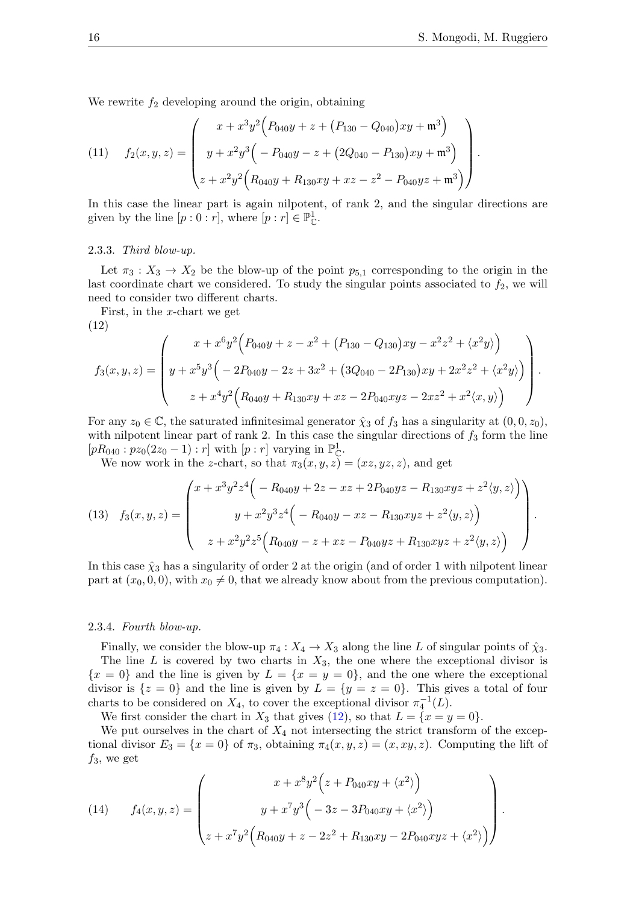We rewrite $f_2$ developing around the origin, obtaining

$$
f_2(x,y,z) = \begin{pmatrix} x + x^3y^2\Big(P_{040}y + z + \big(P_{130} - Q_{040}\big)xy + \mathfrak{m}^3\Big) \\ y + x^2y^3\Big(-P_{040}y - z + \big(2Q_{040} - P_{130}\big)xy + \mathfrak{m}^3\Big) \\ z + x^2y^2\Big(R_{040}y + R_{130}xy + xz - z^2 - P_{040}yz + \mathfrak{m}^3\Big) \end{pmatrix}. \tag{11}
$$

In this case the linear part is again nilpotent, of rank 2, and the singular directions are given by the line $[p:0:r]$, where $[p:r] \in \mathbb{P}^1_{\mathbb{C}}$.

### 2.3.3. *Third blow-up.*

Let $\pi_3 : X_3 \to X_2$ be the blow-up of the point $p_{5,1}$ corresponding to the origin in the last coordinate chart we considered. To study the singular points associated to $f_2$, we will need to consider two different charts.

First, in the $x$-chart we get

$$
f_3(x,y,z) = \begin{pmatrix} x + x^6y^2\Big(P_{040}y + z - x^2 + \big(P_{130} - Q_{130}\big)xy - x^2z^2 + \langle x^2y\rangle\Big) \\ y + x^5y^3\Big(-2P_{040}y - 2z + 3x^2 + \big(3Q_{040} - 2P_{130}\big)xy + 2x^2z^2 + \langle x^2y\rangle\Big) \\ z + x^4y^2\Big(R_{040}y + R_{130}xy + xz - 2P_{040}xyz - 2xz^2 + x^2\langle x,y\rangle\Big) \end{pmatrix}. \tag{12}
$$

For any $z_0 \in \mathbb{C}$, the saturated infinitesimal generator $\hat{\chi}_3$ of $f_3$ has a singularity at $(0,0,z_0)$, with nilpotent linear part of rank 2. In this case the singular directions of $f_3$ form the line $[pR_{040} : pz_0(2z_0-1) : r]$ with $[p:r]$ varying in $\mathbb{P}^1_{\mathbb{C}}$.

We now work in the $z$-chart, so that $\pi_3(x,y,z) = (xz, yz, z)$, and get

$$
f_3(x,y,z) = \begin{pmatrix} x + x^3y^2z^4\Big(-R_{040}y + 2z - xz + 2P_{040}yz - R_{130}xyz + z^2\langle y,z\rangle\Big) \\ y + x^2y^3z^4\Big(-R_{040}y - xz - R_{130}xyz + z^2\langle y,z\rangle\Big) \\ z + x^2y^2z^5\Big(R_{040}y - z + xz - P_{040}yz + R_{130}xyz + z^2\langle y,z\rangle\Big) \end{pmatrix}. \tag{13}
$$

In this case $\hat{\chi}_3$ has a singularity of order 2 at the origin (and of order 1 with nilpotent linear part at $(x_0,0,0)$, with $x_0 \neq 0$, that we already know about from the previous computation).

### 2.3.4. *Fourth blow-up.*

Finally, we consider the blow-up $\pi_4 : X_4 \to X_3$ along the line $L$ of singular points of $\hat{\chi}_3$.

The line $L$ is covered by two charts in $X_3$, the one where the exceptional divisor is $\{x=0\}$ and the line is given by $L = \{x=y=0\}$, and the one where the exceptional divisor is $\{z=0\}$ and the line is given by $L = \{y=z=0\}$. This gives a total of four charts to be considered on $X_4$, to cover the exceptional divisor $\pi_4^{-1}(L)$.

We first consider the chart in $X_3$ that gives (12), so that $L = \{x=y=0\}$.

We put ourselves in the chart of $X_4$ not intersecting the strict transform of the exceptional divisor $E_3 = \{x=0\}$ of $\pi_3$, obtaining $\pi_4(x,y,z) = (x, xy, z)$. Computing the lift of $f_3$, we get

$$
f_4(x,y,z) = \begin{pmatrix} x + x^8y^2\Big(z + P_{040}xy + \langle x^2\rangle\Big) \\ y + x^7y^3\Big(-3z - 3P_{040}xy + \langle x^2\rangle\Big) \\ z + x^7y^2\Big(R_{040}y + z - 2z^2 + R_{130}xy - 2P_{040}xyz + \langle x^2\rangle\Big) \end{pmatrix}. \tag{14}
$$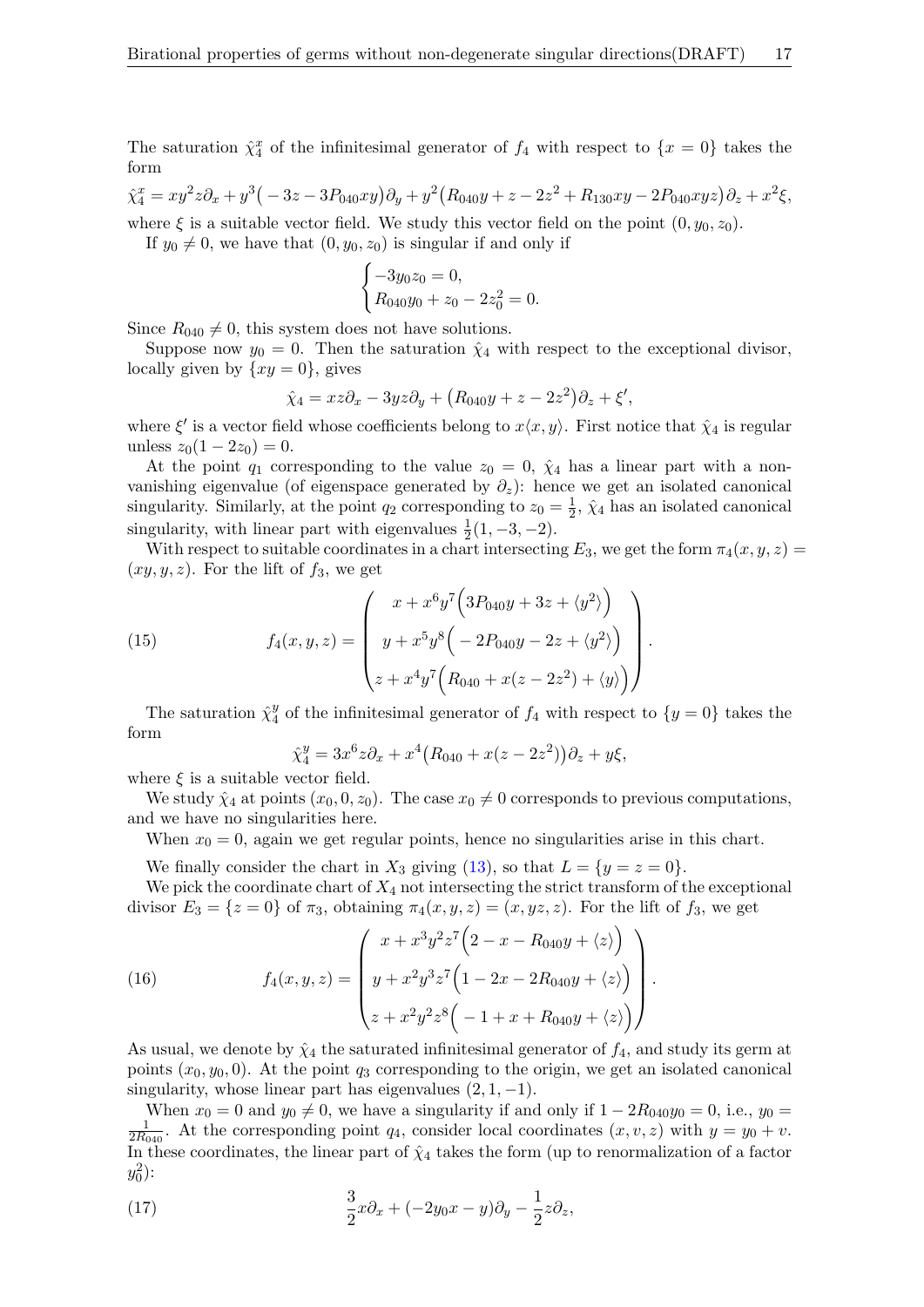The saturation $\hat{\chi}_4^x$ of the infinitesimal generator of $f_4$ with respect to $\{x=0\}$ takes the form

$$\hat{\chi}_4^x = xy^2z\partial_x + y^3\big(-3z - 3P_{040}xy\big)\partial_y + y^2\big(R_{040}y + z - 2z^2 + R_{130}xy - 2P_{040}xyz\big)\partial_z + x^2\xi,$$

where $\xi$ is a suitable vector field. We study this vector field on the point $(0, y_0, z_0)$.

If $y_0 \neq 0$, we have that $(0, y_0, z_0)$ is singular if and only if

$$\begin{cases} -3y_0z_0 = 0, \\ R_{040}y_0 + z_0 - 2z_0^2 = 0. \end{cases}$$

Since $R_{040} \neq 0$, this system does not have solutions.

Suppose now $y_0 = 0$. Then the saturation $\hat{\chi}_4$ with respect to the exceptional divisor, locally given by $\{xy = 0\}$, gives

$$\hat{\chi}_4 = xz\partial_x - 3yz\partial_y + \big(R_{040}y + z - 2z^2\big)\partial_z + \xi',$$

where $\xi'$ is a vector field whose coefficients belong to $x\langle x, y\rangle$. First notice that $\hat{\chi}_4$ is regular unless $z_0(1-2z_0) = 0$.

At the point $q_1$ corresponding to the value $z_0 = 0$, $\hat{\chi}_4$ has a linear part with a non-vanishing eigenvalue (of eigenspace generated by $\partial_z$): hence we get an isolated canonical singularity. Similarly, at the point $q_2$ corresponding to $z_0 = \frac{1}{2}$, $\hat{\chi}_4$ has an isolated canonical singularity, with linear part with eigenvalues $\frac{1}{2}(1, -3, -2)$.

With respect to suitable coordinates in a chart intersecting $E_3$, we get the form $\pi_4(x, y, z) = (xy, y, z)$. For the lift of $f_3$, we get

$$f_4(x,y,z) = \begin{pmatrix} x + x^6y^7\Big(3P_{040}y + 3z + \langle y^2\rangle\Big) \\ y + x^5y^8\Big(-2P_{040}y - 2z + \langle y^2\rangle\Big) \\ z + x^4y^7\Big(R_{040} + x(z-2z^2) + \langle y\rangle\Big) \end{pmatrix}. \tag{15}$$

The saturation $\hat{\chi}_4^y$ of the infinitesimal generator of $f_4$ with respect to $\{y=0\}$ takes the form

$$\hat{\chi}_4^y = 3x^6z\partial_x + x^4\big(R_{040} + x(z-2z^2)\big)\partial_z + y\xi,$$

where $\xi$ is a suitable vector field.

We study $\hat{\chi}_4$ at points $(x_0, 0, z_0)$. The case $x_0 \neq 0$ corresponds to previous computations, and we have no singularities here.

When $x_0 = 0$, again we get regular points, hence no singularities arise in this chart.

We finally consider the chart in $X_3$ giving (13), so that $L = \{y = z = 0\}$.

We pick the coordinate chart of $X_4$ not intersecting the strict transform of the exceptional divisor $E_3 = \{z = 0\}$ of $\pi_3$, obtaining $\pi_4(x,y,z) = (x, yz, z)$. For the lift of $f_3$, we get

$$f_4(x,y,z) = \begin{pmatrix} x + x^3y^2z^7\Big(2 - x - R_{040}y + \langle z\rangle\Big) \\ y + x^2y^3z^7\Big(1 - 2x - 2R_{040}y + \langle z\rangle\Big) \\ z + x^2y^2z^8\Big(-1 + x + R_{040}y + \langle z\rangle\Big) \end{pmatrix}. \tag{16}$$

As usual, we denote by $\hat{\chi}_4$ the saturated infinitesimal generator of $f_4$, and study its germ at points $(x_0, y_0, 0)$. At the point $q_3$ corresponding to the origin, we get an isolated canonical singularity, whose linear part has eigenvalues $(2, 1, -1)$.

When $x_0 = 0$ and $y_0 \neq 0$, we have a singularity if and only if $1 - 2R_{040}y_0 = 0$, i.e., $y_0 = \frac{1}{2R_{040}}$. At the corresponding point $q_4$, consider local coordinates $(x, v, z)$ with $y = y_0 + v$. In these coordinates, the linear part of $\hat{\chi}_4$ takes the form (up to renormalization of a factor $y_0^2$):

$$\frac{3}{2}x\partial_x + (-2y_0x - y)\partial_y - \frac{1}{2}z\partial_z, \tag{17}$$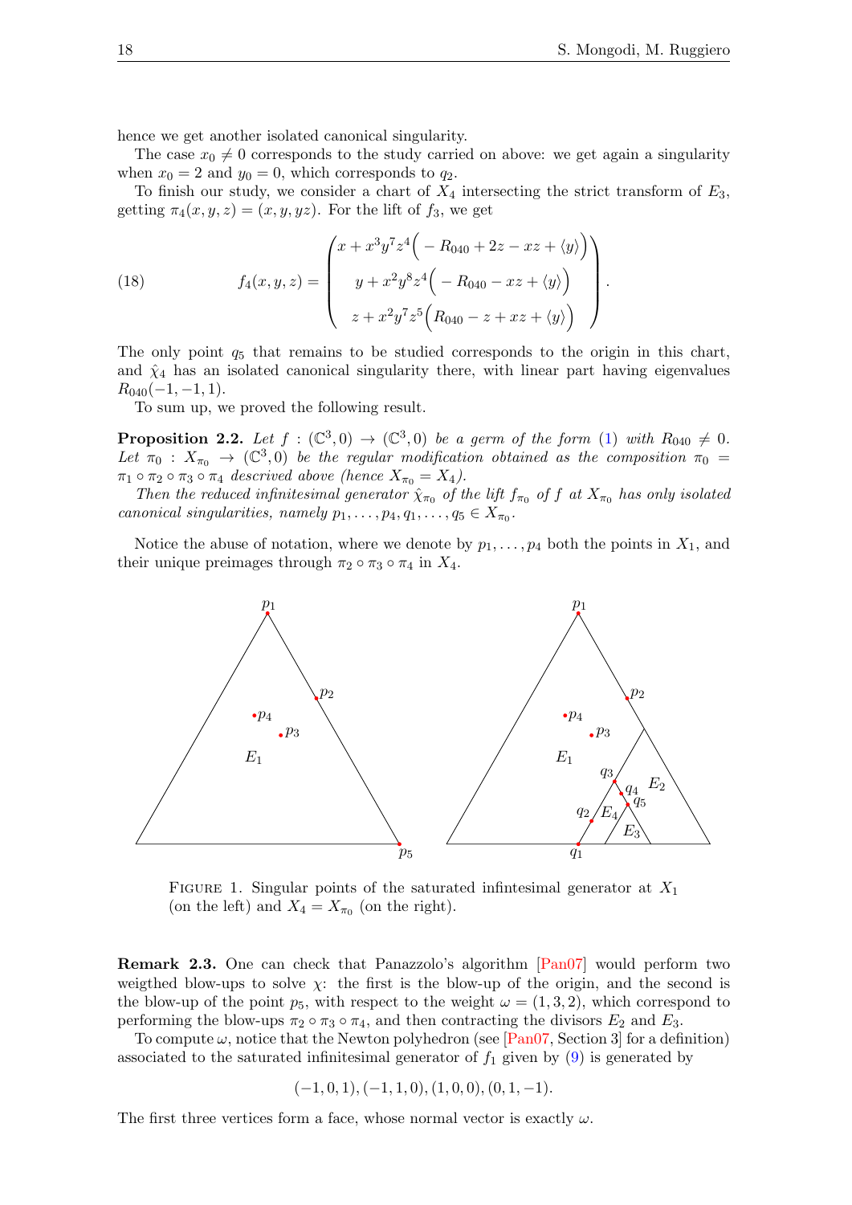hence we get another isolated canonical singularity.

The case $x_0 \neq 0$ corresponds to the study carried on above: we get again a singularity when $x_0 = 2$ and $y_0 = 0$, which corresponds to $q_2$.

To finish our study, we consider a chart of $X_4$ intersecting the strict transform of $E_3$, getting $\pi_4(x, y, z) = (x, y, yz)$. For the lift of $f_3$, we get

$$
f_4(x,y,z) = \begin{pmatrix} x + x^3y^7z^4\Big(-R_{040} + 2z - xz + \langle y \rangle\Big) \\ y + x^2y^8z^4\Big(-R_{040} - xz + \langle y \rangle\Big) \\ z + x^2y^7z^5\Big(R_{040} - z + xz + \langle y \rangle\Big) \end{pmatrix}. \tag{18}
$$

The only point $q_5$ that remains to be studied corresponds to the origin in this chart, and $\hat{\chi}_4$ has an isolated canonical singularity there, with linear part having eigenvalues $R_{040}(-1, -1, 1)$.

To sum up, we proved the following result.

**Proposition 2.2.** *Let $f : (\mathbb{C}^3, 0) \to (\mathbb{C}^3, 0)$ be a germ of the form (1) with $R_{040} \neq 0$. Let $\pi_0 : X_{\pi_0} \to (\mathbb{C}^3, 0)$ be the regular modification obtained as the composition $\pi_0 = \pi_1 \circ \pi_2 \circ \pi_3 \circ \pi_4$ descrived above (hence $X_{\pi_0} = X_4$).*

*Then the reduced infinitesimal generator $\hat{\chi}_{\pi_0}$ of the lift $f_{\pi_0}$ of $f$ at $X_{\pi_0}$ has only isolated canonical singularities, namely $p_1, \dots, p_4, q_1, \dots, q_5 \in X_{\pi_0}$.*

Notice the abuse of notation, where we denote by $p_1, \dots, p_4$ both the points in $X_1$, and their unique preimages through $\pi_2 \circ \pi_3 \circ \pi_4$ in $X_4$.

Figure 1. Singular points of the saturated infintesimal generator at $X_1$ (on the left) and $X_4 = X_{\pi_0}$ (on the right).

**Remark 2.3.** One can check that Panazzolo's algorithm [Pan07] would perform two weigthed blow-ups to solve $\chi$: the first is the blow-up of the origin, and the second is the blow-up of the point $p_5$, with respect to the weight $\omega = (1, 3, 2)$, which correspond to performing the blow-ups $\pi_2 \circ \pi_3 \circ \pi_4$, and then contracting the divisors $E_2$ and $E_3$.

To compute $\omega$, notice that the Newton polyhedron (see [Pan07, Section 3] for a definition) associated to the saturated infinitesimal generator of $f_1$ given by (9) is generated by

$$
(-1, 0, 1), (-1, 1, 0), (1, 0, 0), (0, 1, -1).
$$

The first three vertices form a face, whose normal vector is exactly $\omega$.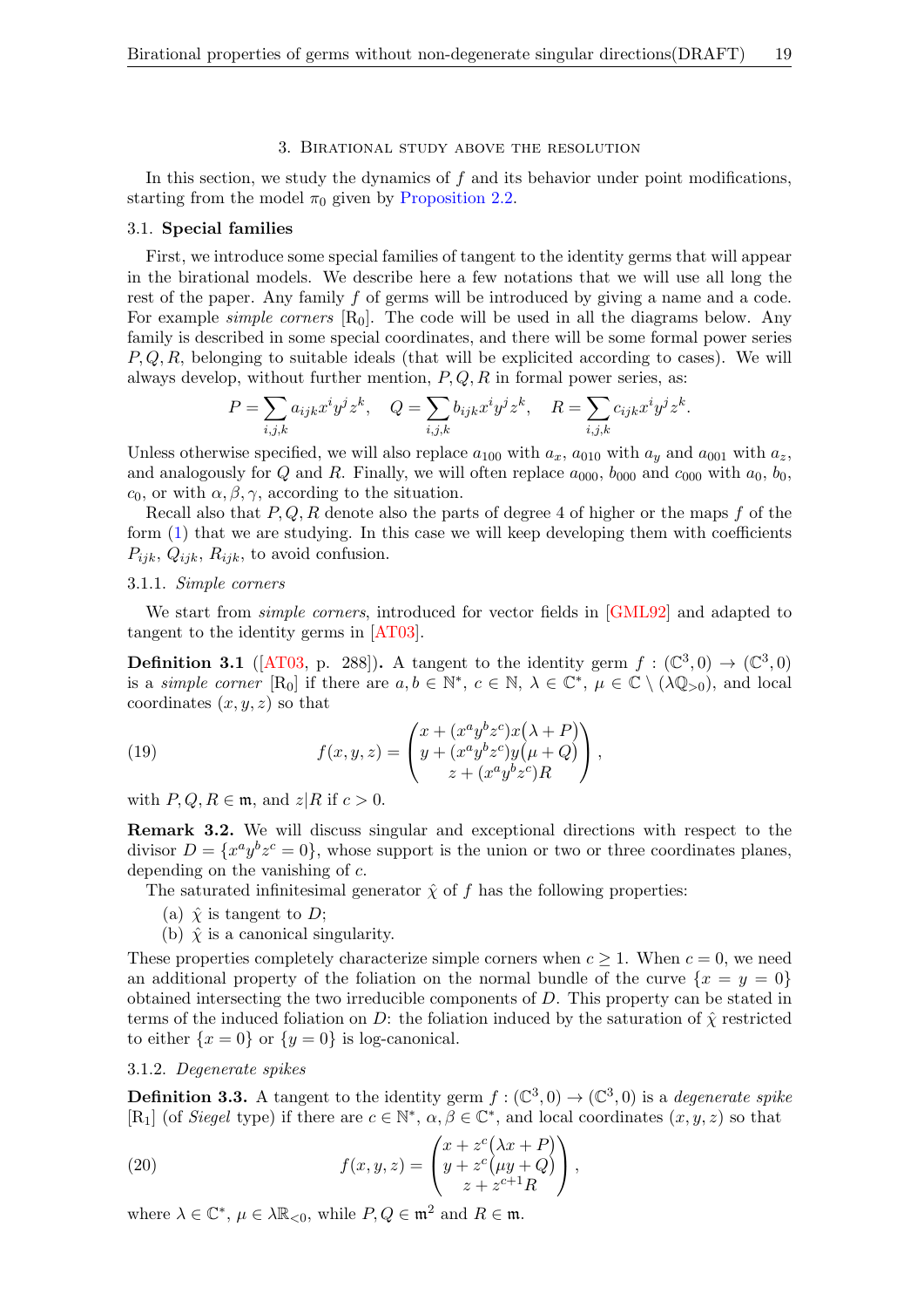## 3. Birational study above the resolution

In this section, we study the dynamics of $f$ and its behavior under point modifications, starting from the model $\pi_0$ given by Proposition 2.2.

### 3.1. Special families

First, we introduce some special families of tangent to the identity germs that will appear in the birational models. We describe here a few notations that we will use all long the rest of the paper. Any family $f$ of germs will be introduced by giving a name and a code. For example *simple corners* [$\mathrm{R}_0$]. The code will be used in all the diagrams below. Any family is described in some special coordinates, and there will be some formal power series $P, Q, R$, belonging to suitable ideals (that will be explicited according to cases). We will always develop, without further mention, $P, Q, R$ in formal power series, as:

$$P = \sum_{i,j,k} a_{ijk} x^i y^j z^k, \quad Q = \sum_{i,j,k} b_{ijk} x^i y^j z^k, \quad R = \sum_{i,j,k} c_{ijk} x^i y^j z^k.$$

Unless otherwise specified, we will also replace $a_{100}$ with $a_x$, $a_{010}$ with $a_y$ and $a_{001}$ with $a_z$, and analogously for $Q$ and $R$. Finally, we will often replace $a_{000}$, $b_{000}$ and $c_{000}$ with $a_0$, $b_0$, $c_0$, or with $\alpha, \beta, \gamma$, according to the situation.

Recall also that $P, Q, R$ denote also the parts of degree 4 of higher or the maps $f$ of the form (1) that we are studying. In this case we will keep developing them with coefficients $P_{ijk}$, $Q_{ijk}$, $R_{ijk}$, to avoid confusion.

#### 3.1.1. *Simple corners*

We start from *simple corners*, introduced for vector fields in [GML92] and adapted to tangent to the identity germs in [AT03].

**Definition 3.1** ([AT03, p. 288])**.** A tangent to the identity germ $f : (\mathbb{C}^3, 0) \to (\mathbb{C}^3, 0)$ is a *simple corner* [$\mathrm{R}_0$] if there are $a, b \in \mathbb{N}^*$, $c \in \mathbb{N}$, $\lambda \in \mathbb{C}^*$, $\mu \in \mathbb{C} \setminus (\lambda \mathbb{Q}_{>0})$, and local coordinates $(x, y, z)$ so that

$$f(x,y,z) = \begin{pmatrix} x + (x^a y^b z^c) x \big(\lambda + P\big) \\ y + (x^a y^b z^c) y \big(\mu + Q\big) \\ z + (x^a y^b z^c) R \end{pmatrix}, \tag{19}$$

with $P, Q, R \in \mathfrak{m}$, and $z | R$ if $c > 0$.

**Remark 3.2.** We will discuss singular and exceptional directions with respect to the divisor $D = \{x^a y^b z^c = 0\}$, whose support is the union or two or three coordinates planes, depending on the vanishing of $c$.

The saturated infinitesimal generator $\hat{\chi}$ of $f$ has the following properties:

(a) $\hat{\chi}$ is tangent to $D$;

(b) $\hat{\chi}$ is a canonical singularity.

These properties completely characterize simple corners when $c \geq 1$. When $c = 0$, we need an additional property of the foliation on the normal bundle of the curve $\{x = y = 0\}$ obtained intersecting the two irreducible components of $D$. This property can be stated in terms of the induced foliation on $D$: the foliation induced by the saturation of $\hat{\chi}$ restricted to either $\{x = 0\}$ or $\{y = 0\}$ is log-canonical.

#### 3.1.2. *Degenerate spikes*

**Definition 3.3.** A tangent to the identity germ $f : (\mathbb{C}^3, 0) \to (\mathbb{C}^3, 0)$ is a *degenerate spike* [$\mathrm{R}_1$] (of *Siegel* type) if there are $c \in \mathbb{N}^*$, $\alpha, \beta \in \mathbb{C}^*$, and local coordinates $(x, y, z)$ so that

$$f(x,y,z) = \begin{pmatrix} x + z^c \big(\lambda x + P\big) \\ y + z^c \big(\mu y + Q\big) \\ z + z^{c+1} R \end{pmatrix}, \tag{20}$$

where $\lambda \in \mathbb{C}^*$, $\mu \in \lambda \mathbb{R}_{<0}$, while $P, Q \in \mathfrak{m}^2$ and $R \in \mathfrak{m}$.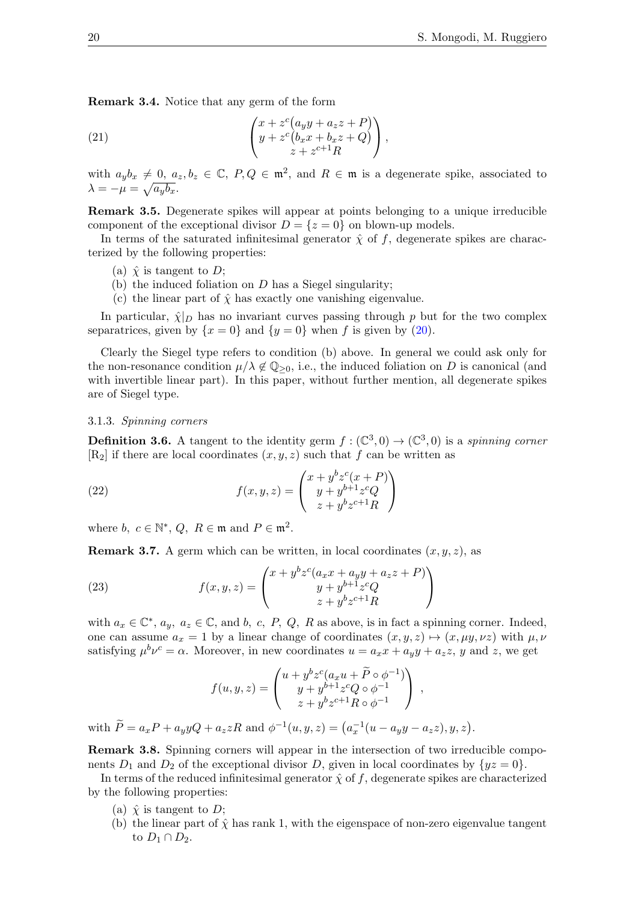**Remark 3.4.** Notice that any germ of the form

$$
\begin{pmatrix} x + z^c\big(a_y y + a_z z + P\big) \\ y + z^c\big(b_x x + b_x z + Q\big) \\ z + z^{c+1} R \end{pmatrix}, \tag{21}
$$

with $a_y b_x \neq 0$, $a_z, b_z \in \mathbb{C}$, $P, Q \in \mathfrak{m}^2$, and $R \in \mathfrak{m}$ is a degenerate spike, associated to $\lambda = -\mu = \sqrt{a_y b_x}$.

**Remark 3.5.** Degenerate spikes will appear at points belonging to a unique irreducible component of the exceptional divisor $D = \{z = 0\}$ on blown-up models.

In terms of the saturated infinitesimal generator $\hat{\chi}$ of $f$, degenerate spikes are characterized by the following properties:

(a) $\hat{\chi}$ is tangent to $D$;
(b) the induced foliation on $D$ has a Siegel singularity;
(c) the linear part of $\hat{\chi}$ has exactly one vanishing eigenvalue.

In particular, $\hat{\chi}|_D$ has no invariant curves passing through $p$ but for the two complex separatrices, given by $\{x = 0\}$ and $\{y = 0\}$ when $f$ is given by (20).

Clearly the Siegel type refers to condition (b) above. In general we could ask only for the non-resonance condition $\mu/\lambda \notin \mathbb{Q}_{\geq 0}$, i.e., the induced foliation on $D$ is canonical (and with invertible linear part). In this paper, without further mention, all degenerate spikes are of Siegel type.

#### 3.1.3. *Spinning corners*

**Definition 3.6.** A tangent to the identity germ $f : (\mathbb{C}^3, 0) \to (\mathbb{C}^3, 0)$ is a *spinning corner* [R2] if there are local coordinates $(x, y, z)$ such that $f$ can be written as

$$
f(x, y, z) = \begin{pmatrix} x + y^b z^c (x + P) \\ y + y^{b+1} z^c Q \\ z + y^b z^{c+1} R \end{pmatrix} \tag{22}
$$

where $b,\ c \in \mathbb{N}^*$, $Q,\ R \in \mathfrak{m}$ and $P \in \mathfrak{m}^2$.

**Remark 3.7.** A germ which can be written, in local coordinates $(x, y, z)$, as

$$
f(x, y, z) = \begin{pmatrix} x + y^b z^c (a_x x + a_y y + a_z z + P) \\ y + y^{b+1} z^c Q \\ z + y^b z^{c+1} R \end{pmatrix} \tag{23}
$$

with $a_x \in \mathbb{C}^*$, $a_y,\ a_z \in \mathbb{C}$, and $b,\ c,\ P,\ Q,\ R$ as above, is in fact a spinning corner. Indeed, one can assume $a_x = 1$ by a linear change of coordinates $(x, y, z) \mapsto (x, \mu y, \nu z)$ with $\mu, \nu$ satisfying $\mu^b \nu^c = \alpha$. Moreover, in new coordinates $u = a_x x + a_y y + a_z z$, $y$ and $z$, we get

$$
f(u, y, z) = \begin{pmatrix} u + y^b z^c \big(a_x u + \widetilde{P} \circ \phi^{-1}\big) \\ y + y^{b+1} z^c Q \circ \phi^{-1} \\ z + y^b z^{c+1} R \circ \phi^{-1} \end{pmatrix},
$$

with $\widetilde{P} = a_x P + a_y y Q + a_z z R$ and $\phi^{-1}(u, y, z) = \big(a_x^{-1}(u - a_y y - a_z z), y, z\big)$.

**Remark 3.8.** Spinning corners will appear in the intersection of two irreducible components $D_1$ and $D_2$ of the exceptional divisor $D$, given in local coordinates by $\{yz = 0\}$.

In terms of the reduced infinitesimal generator $\hat{\chi}$ of $f$, degenerate spikes are characterized by the following properties:

(a) $\hat{\chi}$ is tangent to $D$;
(b) the linear part of $\hat{\chi}$ has rank 1, with the eigenspace of non-zero eigenvalue tangent to $D_1 \cap D_2$.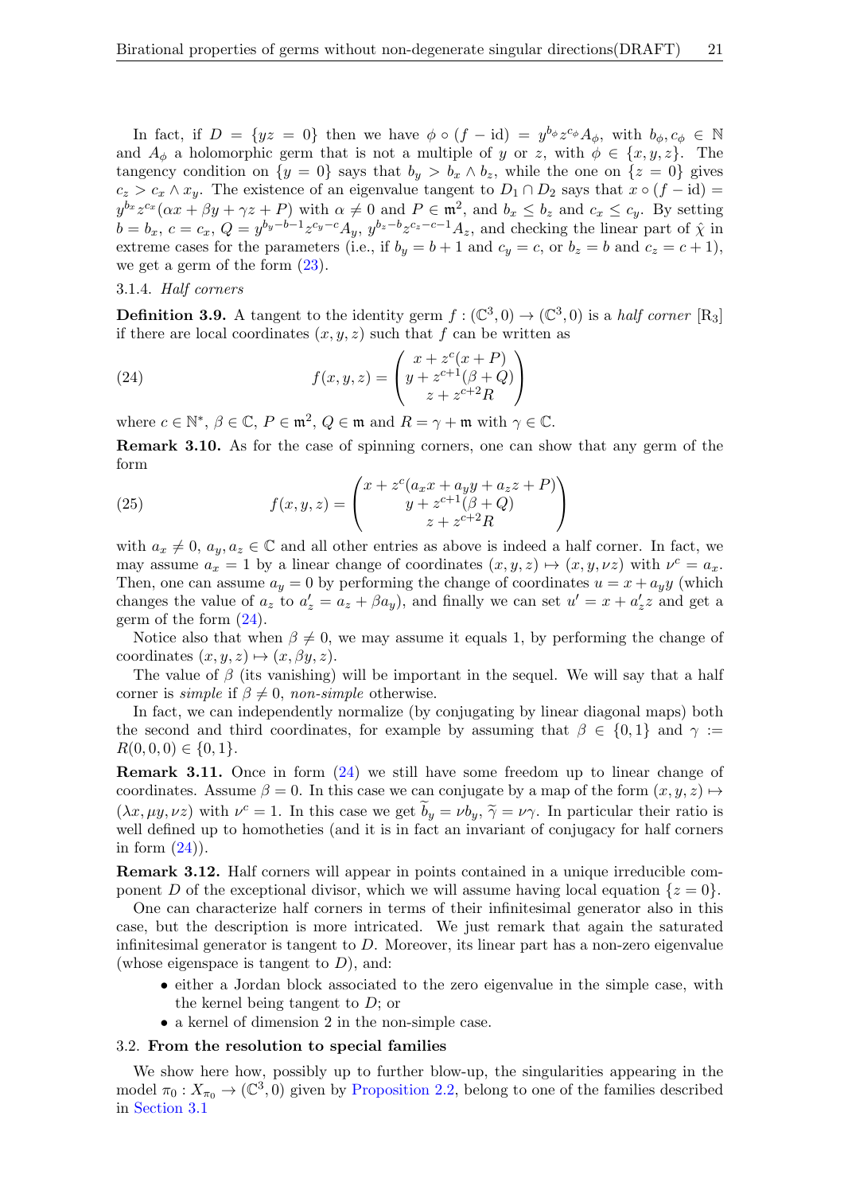In fact, if $D = \{yz = 0\}$ then we have $\phi \circ (f - \mathrm{id}) = y^{b_\phi} z^{c_\phi} A_\phi$, with $b_\phi, c_\phi \in \mathbb{N}$ and $A_\phi$ a holomorphic germ that is not a multiple of $y$ or $z$, with $\phi \in \{x, y, z\}$. The tangency condition on $\{y = 0\}$ says that $b_y > b_x \wedge b_z$, while the one on $\{z = 0\}$ gives $c_z > c_x \wedge x_y$. The existence of an eigenvalue tangent to $D_1 \cap D_2$ says that $x \circ (f - \mathrm{id}) = y^{b_x} z^{c_x}(\alpha x + \beta y + \gamma z + P)$ with $\alpha \neq 0$ and $P \in \mathfrak{m}^2$, and $b_x \leq b_z$ and $c_x \leq c_y$. By setting $b = b_x$, $c = c_x$, $Q = y^{b_y - b - 1} z^{c_y - c} A_y$, $y^{b_z - b} z^{c_z - c - 1} A_z$, and checking the linear part of $\hat{\chi}$ in extreme cases for the parameters (i.e., if $b_y = b + 1$ and $c_y = c$, or $b_z = b$ and $c_z = c + 1$), we get a germ of the form (23).

### 3.1.4. *Half corners*

**Definition 3.9.** A tangent to the identity germ $f : (\mathbb{C}^3, 0) \to (\mathbb{C}^3, 0)$ is a *half corner* [R3] if there are local coordinates $(x, y, z)$ such that $f$ can be written as

$$f(x,y,z) = \begin{pmatrix} x + z^c(x + P) \\ y + z^{c+1}(\beta + Q) \\ z + z^{c+2} R \end{pmatrix} \tag{24}$$

where $c \in \mathbb{N}^*$, $\beta \in \mathbb{C}$, $P \in \mathfrak{m}^2$, $Q \in \mathfrak{m}$ and $R = \gamma + \mathfrak{m}$ with $\gamma \in \mathbb{C}$.

**Remark 3.10.** As for the case of spinning corners, one can show that any germ of the form

$$f(x,y,z) = \begin{pmatrix} x + z^c(a_x x + a_y y + a_z z + P) \\ y + z^{c+1}(\beta + Q) \\ z + z^{c+2} R \end{pmatrix} \tag{25}$$

with $a_x \neq 0$, $a_y, a_z \in \mathbb{C}$ and all other entries as above is indeed a half corner. In fact, we may assume $a_x = 1$ by a linear change of coordinates $(x, y, z) \mapsto (x, y, \nu z)$ with $\nu^c = a_x$. Then, one can assume $a_y = 0$ by performing the change of coordinates $u = x + a_y y$ (which changes the value of $a_z$ to $a'_z = a_z + \beta a_y$), and finally we can set $u' = x + a'_z z$ and get a germ of the form (24).

Notice also that when $\beta \neq 0$, we may assume it equals 1, by performing the change of coordinates $(x, y, z) \mapsto (x, \beta y, z)$.

The value of $\beta$ (its vanishing) will be important in the sequel. We will say that a half corner is *simple* if $\beta \neq 0$, *non-simple* otherwise.

In fact, we can independently normalize (by conjugating by linear diagonal maps) both the second and third coordinates, for example by assuming that $\beta \in \{0, 1\}$ and $\gamma := R(0, 0, 0) \in \{0, 1\}$.

**Remark 3.11.** Once in form (24) we still have some freedom up to linear change of coordinates. Assume $\beta = 0$. In this case we can conjugate by a map of the form $(x, y, z) \mapsto (\lambda x, \mu y, \nu z)$ with $\nu^c = 1$. In this case we get $\widetilde{b}_y = \nu b_y$, $\widetilde{\gamma} = \nu \gamma$. In particular their ratio is well defined up to homotheties (and it is in fact an invariant of conjugacy for half corners in form (24)).

**Remark 3.12.** Half corners will appear in points contained in a unique irreducible component $D$ of the exceptional divisor, which we will assume having local equation $\{z = 0\}$.

One can characterize half corners in terms of their infinitesimal generator also in this case, but the description is more intricated. We just remark that again the saturated infinitesimal generator is tangent to $D$. Moreover, its linear part has a non-zero eigenvalue (whose eigenspace is tangent to $D$), and:

- either a Jordan block associated to the zero eigenvalue in the simple case, with the kernel being tangent to $D$; or
- a kernel of dimension 2 in the non-simple case.

## 3.2. **From the resolution to special families**

We show here how, possibly up to further blow-up, the singularities appearing in the model $\pi_0 : X_{\pi_0} \to (\mathbb{C}^3, 0)$ given by Proposition 2.2, belong to one of the families described in Section 3.1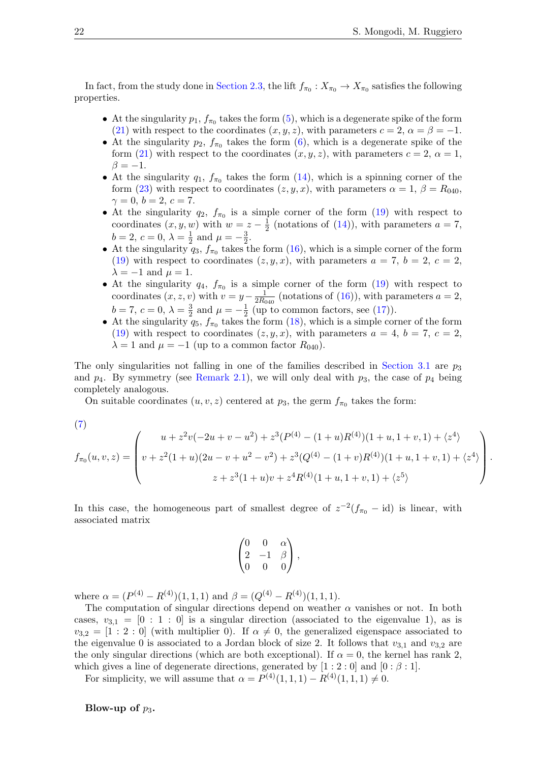In fact, from the study done in Section 2.3, the lift $f_{\pi_0} : X_{\pi_0} \to X_{\pi_0}$ satisfies the following properties.

- At the singularity $p_1$, $f_{\pi_0}$ takes the form (5), which is a degenerate spike of the form (21) with respect to the coordinates $(x, y, z)$, with parameters $c = 2$, $\alpha = \beta = -1$.
- At the singularity $p_2$, $f_{\pi_0}$ takes the form (6), which is a degenerate spike of the form (21) with respect to the coordinates $(x, y, z)$, with parameters $c = 2$, $\alpha = 1$, $\beta = -1$.
- At the singularity $q_1$, $f_{\pi_0}$ takes the form (14), which is a spinning corner of the form (23) with respect to coordinates $(z, y, x)$, with parameters $\alpha = 1$, $\beta = R_{040}$, $\gamma = 0$, $b = 2$, $c = 7$.
- At the singularity $q_2$, $f_{\pi_0}$ is a simple corner of the form (19) with respect to coordinates $(x, y, w)$ with $w = z - \frac{1}{2}$ (notations of (14)), with parameters $a = 7$, $b = 2$, $c = 0$, $\lambda = \frac{1}{2}$ and $\mu = -\frac{3}{2}$.
- At the singularity $q_3$, $f_{\pi_0}$ takes the form (16), which is a simple corner of the form (19) with respect to coordinates $(z, y, x)$, with parameters $a = 7$, $b = 2$, $c = 2$, $\lambda = -1$ and $\mu = 1$.
- At the singularity $q_4$, $f_{\pi_0}$ is a simple corner of the form (19) with respect to coordinates $(x, z, v)$ with $v = y - \frac{1}{2R_{040}}$ (notations of (16)), with parameters $a = 2$, $b = 7$, $c = 0$, $\lambda = \frac{3}{2}$ and $\mu = -\frac{1}{2}$ (up to common factors, see (17)).
- At the singularity $q_5$, $f_{\pi_0}$ takes the form (18), which is a simple corner of the form (19) with respect to coordinates $(z, y, x)$, with parameters $a = 4$, $b = 7$, $c = 2$, $\lambda = 1$ and $\mu = -1$ (up to a common factor $R_{040}$).

The only singularities not falling in one of the families described in Section 3.1 are $p_3$ and $p_4$. By symmetry (see Remark 2.1), we will only deal with $p_3$, the case of $p_4$ being completely analogous.

On suitable coordinates $(u, v, z)$ centered at $p_3$, the germ $f_{\pi_0}$ takes the form:

(7)
$$
f_{\pi_0}(u, v, z) = \begin{pmatrix} u + z^2 v(-2u + v - u^2) + z^3 (P^{(4)} - (1+u)R^{(4)})(1+u, 1+v, 1) + \langle z^4 \rangle \\ v + z^2 (1+u)(2u - v + u^2 - v^2) + z^3 (Q^{(4)} - (1+v)R^{(4)})(1+u, 1+v, 1) + \langle z^4 \rangle \\ z + z^3 (1+u) v + z^4 R^{(4)}(1+u, 1+v, 1) + \langle z^5 \rangle \end{pmatrix}.
$$

In this case, the homogeneous part of smallest degree of $z^{-2}(f_{\pi_0} - \mathrm{id})$ is linear, with associated matrix

$$
\begin{pmatrix} 0 & 0 & \alpha \\ 2 & -1 & \beta \\ 0 & 0 & 0 \end{pmatrix},
$$

where $\alpha = (P^{(4)} - R^{(4)})(1,1,1)$ and $\beta = (Q^{(4)} - R^{(4)})(1,1,1)$.

The computation of singular directions depend on weather $\alpha$ vanishes or not. In both cases, $v_{3,1} = [0 : 1 : 0]$ is a singular direction (associated to the eigenvalue 1), as is $v_{3,2} = [1 : 2 : 0]$ (with multiplier 0). If $\alpha \neq 0$, the generalized eigenspace associated to the eigenvalue 0 is associated to a Jordan block of size 2. It follows that $v_{3,1}$ and $v_{3,2}$ are the only singular directions (which are both exceptional). If $\alpha = 0$, the kernel has rank 2, which gives a line of degenerate directions, generated by $[1 : 2 : 0]$ and $[0 : \beta : 1]$.

For simplicity, we will assume that $\alpha = P^{(4)}(1,1,1) - R^{(4)}(1,1,1) \neq 0$.

**Blow-up of $p_3$.**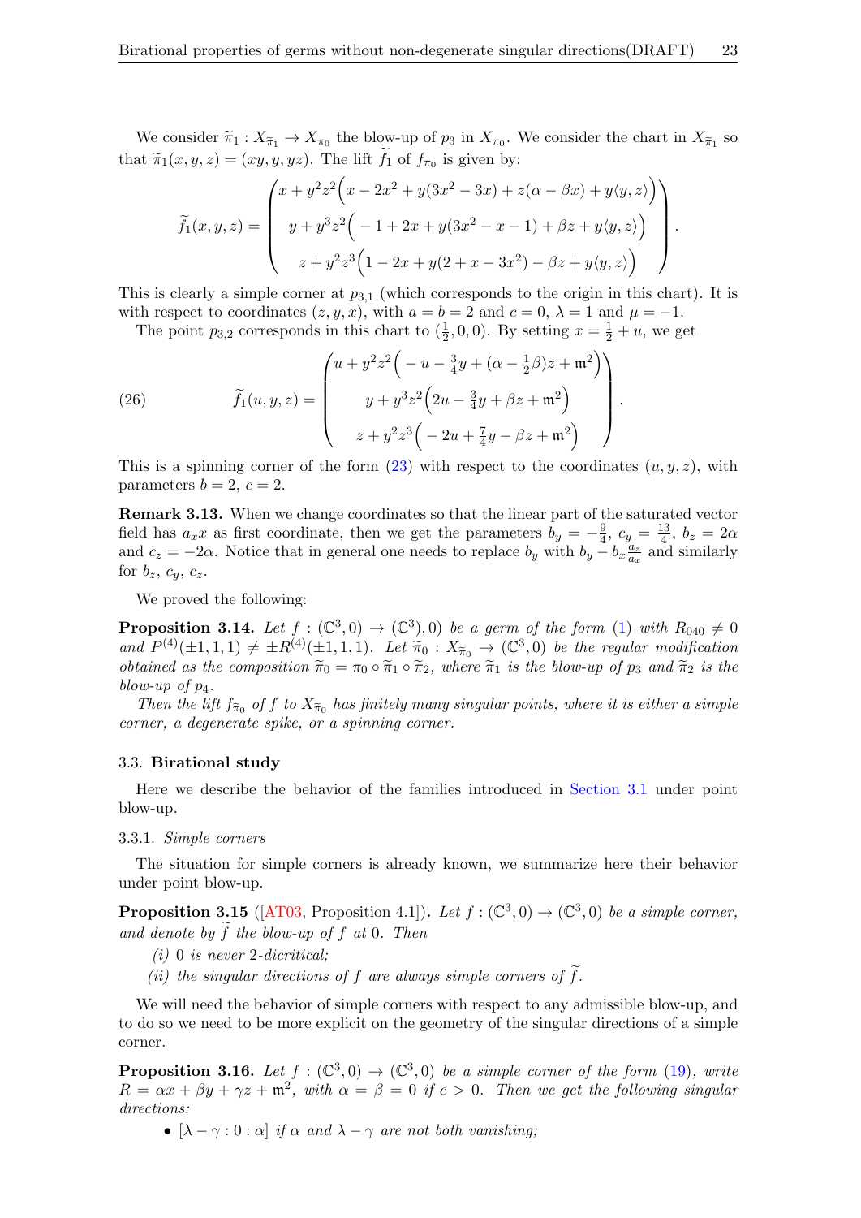We consider $\widetilde{\pi}_1 : X_{\widetilde{\pi}_1} \to X_{\pi_0}$ the blow-up of $p_3$ in $X_{\pi_0}$. We consider the chart in $X_{\widetilde{\pi}_1}$ so that $\widetilde{\pi}_1(x,y,z) = (xy, y, yz)$. The lift $\widetilde{f}_1$ of $f_{\pi_0}$ is given by:

$$\widetilde{f}_1(x,y,z) = \begin{pmatrix} x + y^2z^2\Big(x - 2x^2 + y(3x^2 - 3x) + z(\alpha - \beta x) + y\langle y, z\rangle\Big) \\ y + y^3z^2\Big(-1 + 2x + y(3x^2 - x - 1) + \beta z + y\langle y, z\rangle\Big) \\ z + y^2z^3\Big(1 - 2x + y(2 + x - 3x^2) - \beta z + y\langle y, z\rangle\Big) \end{pmatrix}.$$

This is clearly a simple corner at $p_{3,1}$ (which corresponds to the origin in this chart). It is with respect to coordinates $(z,y,x)$, with $a = b = 2$ and $c = 0$, $\lambda = 1$ and $\mu = -1$.

The point $p_{3,2}$ corresponds in this chart to $(\frac{1}{2}, 0, 0)$. By setting $x = \frac{1}{2} + u$, we get

$$\widetilde{f}_1(u,y,z) = \begin{pmatrix} u + y^2z^2\Big(-u - \frac{3}{4}y + (\alpha - \frac{1}{2}\beta)z + \mathfrak{m}^2\Big) \\ y + y^3z^2\Big(2u - \frac{3}{4}y + \beta z + \mathfrak{m}^2\Big) \\ z + y^2z^3\Big(-2u + \frac{7}{4}y - \beta z + \mathfrak{m}^2\Big) \end{pmatrix}. \tag{26}$$

This is a spinning corner of the form (23) with respect to the coordinates $(u,y,z)$, with parameters $b = 2$, $c = 2$.

**Remark 3.13.** When we change coordinates so that the linear part of the saturated vector field has $a_x x$ as first coordinate, then we get the parameters $b_y = -\frac{9}{4}$, $c_y = \frac{13}{4}$, $b_z = 2\alpha$ and $c_z = -2\alpha$. Notice that in general one needs to replace $b_y$ with $b_y - b_x\frac{a_z}{a_x}$ and similarly for $b_z$, $c_y$, $c_z$.

We proved the following:

**Proposition 3.14.** *Let $f : (\mathbb{C}^3, 0) \to (\mathbb{C}^3, 0)$ be a germ of the form (1) with $R_{040} \neq 0$ and $P^{(4)}(\pm 1, 1, 1) \neq \pm R^{(4)}(\pm 1, 1, 1)$. Let $\widetilde{\pi}_0 : X_{\widetilde{\pi}_0} \to (\mathbb{C}^3, 0)$ be the regular modification obtained as the composition $\widetilde{\pi}_0 = \pi_0 \circ \widetilde{\pi}_1 \circ \widetilde{\pi}_2$, where $\widetilde{\pi}_1$ is the blow-up of $p_3$ and $\widetilde{\pi}_2$ is the blow-up of $p_4$.*

*Then the lift $f_{\widetilde{\pi}_0}$ of $f$ to $X_{\widetilde{\pi}_0}$ has finitely many singular points, where it is either a simple corner, a degenerate spike, or a spinning corner.*

### 3.3. Birational study

Here we describe the behavior of the families introduced in Section 3.1 under point blow-up.

#### 3.3.1. *Simple corners*

The situation for simple corners is already known, we summarize here their behavior under point blow-up.

**Proposition 3.15** ([AT03, Proposition 4.1])**.** *Let $f : (\mathbb{C}^3, 0) \to (\mathbb{C}^3, 0)$ be a simple corner, and denote by $\widetilde{f}$ the blow-up of $f$ at $0$. Then*

*(i) $0$ is never $2$-dicritical;*

*(ii) the singular directions of $f$ are always simple corners of $\widetilde{f}$.*

We will need the behavior of simple corners with respect to any admissible blow-up, and to do so we need to be more explicit on the geometry of the singular directions of a simple corner.

**Proposition 3.16.** *Let $f : (\mathbb{C}^3, 0) \to (\mathbb{C}^3, 0)$ be a simple corner of the form (19), write $R = \alpha x + \beta y + \gamma z + \mathfrak{m}^2$, with $\alpha = \beta = 0$ if $c > 0$. Then we get the following singular directions:*

- *$[\lambda - \gamma : 0 : \alpha]$ if $\alpha$ and $\lambda - \gamma$ are not both vanishing;*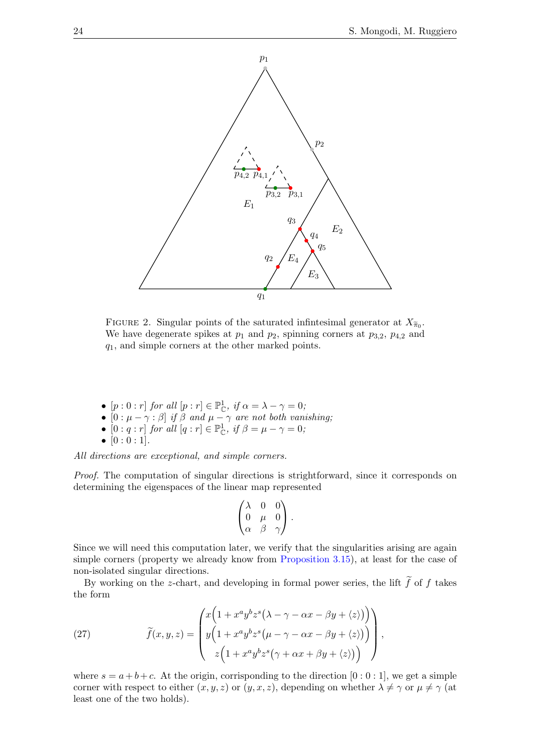FIGURE 2. Singular points of the saturated infintesimal generator at $X_{\widetilde{\pi}_0}$. We have degenerate spikes at $p_1$ and $p_2$, spinning corners at $p_{3,2}$, $p_{4,2}$ and $q_1$, and simple corners at the other marked points.

- $[p : 0 : r]$ *for all* $[p : r] \in \mathbb{P}^1_{\mathbb{C}}$*, if* $\alpha = \lambda - \gamma = 0$*;*
- $[0 : \mu - \gamma : \beta]$ *if* $\beta$ *and* $\mu - \gamma$ *are not both vanishing;*
- $[0 : q : r]$ *for all* $[q : r] \in \mathbb{P}^1_{\mathbb{C}}$*, if* $\beta = \mu - \gamma = 0$*;*
- $[0 : 0 : 1]$.

*All directions are exceptional, and simple corners.*

*Proof.* The computation of singular directions is strightforward, since it corresponds on determining the eigenspaces of the linear map represented

$$\begin{pmatrix} \lambda & 0 & 0 \\ 0 & \mu & 0 \\ \alpha & \beta & \gamma \end{pmatrix}.$$

Since we will need this computation later, we verify that the singularities arising are again simple corners (property we already know from Proposition 3.15), at least for the case of non-isolated singular directions.

By working on the $z$-chart, and developing in formal power series, the lift $\widetilde{f}$ of $f$ takes the form

$$\widetilde{f}(x, y, z) = \begin{pmatrix} x\Big(1 + x^a y^b z^s\big(\lambda - \gamma - \alpha x - \beta y + \langle z \rangle\big)\Big) \\ y\Big(1 + x^a y^b z^s\big(\mu - \gamma - \alpha x - \beta y + \langle z \rangle\big)\Big) \\ z\Big(1 + x^a y^b z^s\big(\gamma + \alpha x + \beta y + \langle z \rangle\big)\Big) \end{pmatrix}, \tag{27}$$

where $s = a + b + c$. At the origin, corrisponding to the direction $[0 : 0 : 1]$, we get a simple corner with respect to either $(x, y, z)$ or $(y, x, z)$, depending on whether $\lambda \neq \gamma$ or $\mu \neq \gamma$ (at least one of the two holds).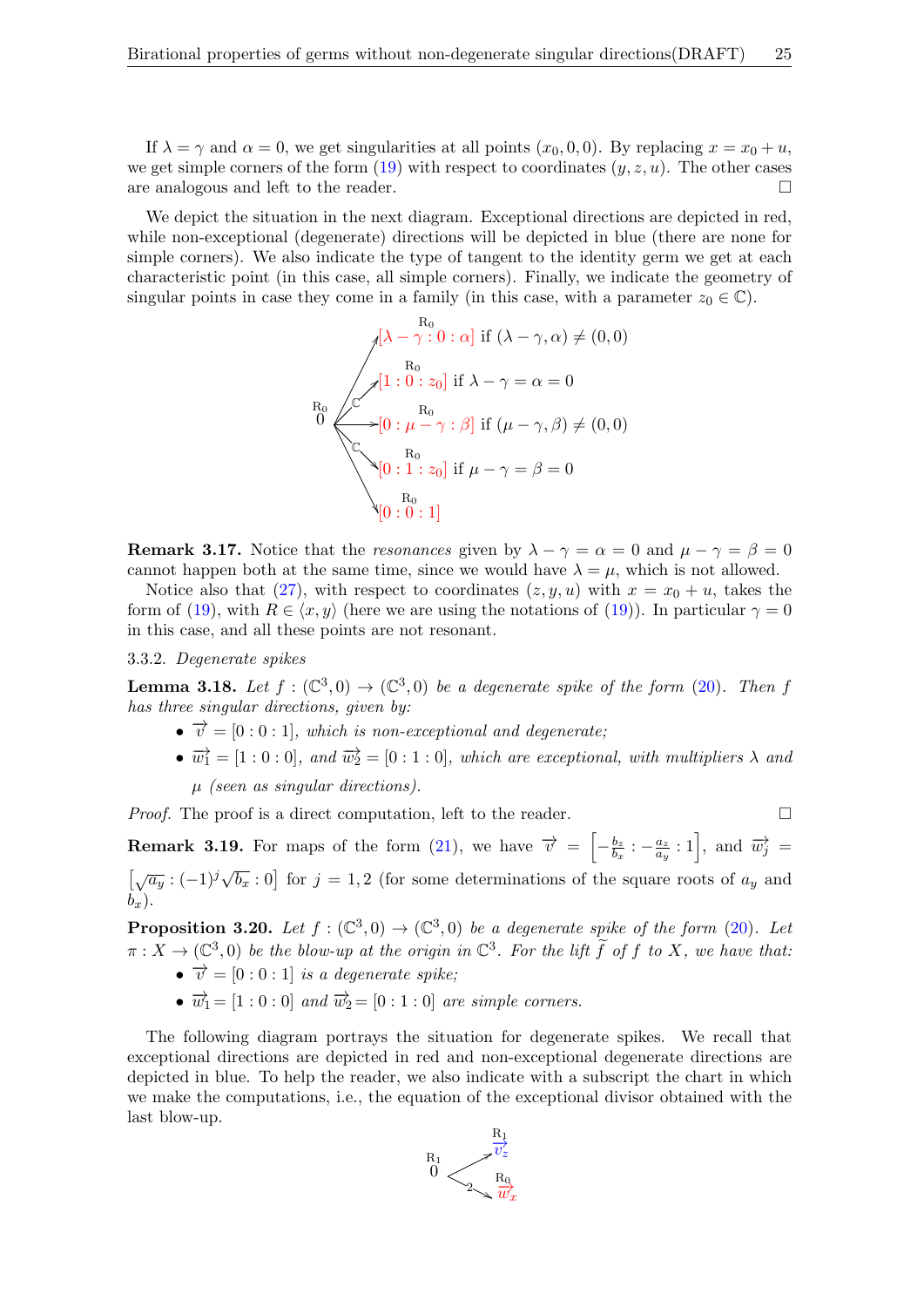If $\lambda = \gamma$ and $\alpha = 0$, we get singularities at all points $(x_0, 0, 0)$. By replacing $x = x_0 + u$, we get simple corners of the form (19) with respect to coordinates $(y, z, u)$. The other cases are analogous and left to the reader. □

We depict the situation in the next diagram. Exceptional directions are depicted in red, while non-exceptional (degenerate) directions will be depicted in blue (there are none for simple corners). We also indicate the type of tangent to the identity germ we get at each characteristic point (in this case, all simple corners). Finally, we indicate the geometry of singular points in case they come in a family (in this case, with a parameter $z_0 \in \mathbb{C}$).

$$
\begin{array}{l}
\overset{\mathrm{R}_0}{0} \to \overset{\mathrm{R}_0}{[\lambda - \gamma : 0 : \alpha]} \text{ if } (\lambda - \gamma, \alpha) \neq (0,0) \\
\overset{\mathrm{R}_0}{0} \xrightarrow{\mathbb{C}} \overset{\mathrm{R}_0}{[1 : 0 : z_0]} \text{ if } \lambda - \gamma = \alpha = 0 \\
\overset{\mathrm{R}_0}{0} \to \overset{\mathrm{R}_0}{[0 : \mu - \gamma : \beta]} \text{ if } (\mu - \gamma, \beta) \neq (0,0) \\
\overset{\mathrm{R}_0}{0} \xrightarrow{\mathbb{C}} \overset{\mathrm{R}_0}{[0 : 1 : z_0]} \text{ if } \mu - \gamma = \beta = 0 \\
\overset{\mathrm{R}_0}{0} \to \overset{\mathrm{R}_0}{[0 : 0 : 1]}
\end{array}
$$

**Remark 3.17.** Notice that the *resonances* given by $\lambda - \gamma = \alpha = 0$ and $\mu - \gamma = \beta = 0$ cannot happen both at the same time, since we would have $\lambda = \mu$, which is not allowed.

Notice also that (27), with respect to coordinates $(z, y, u)$ with $x = x_0 + u$, takes the form of (19), with $R \in \langle x, y \rangle$ (here we are using the notations of (19)). In particular $\gamma = 0$ in this case, and all these points are not resonant.

3.3.2. *Degenerate spikes*

**Lemma 3.18.** *Let $f : (\mathbb{C}^3, 0) \to (\mathbb{C}^3, 0)$ be a degenerate spike of the form (20). Then $f$ has three singular directions, given by:*

- *$\vec{v} = [0 : 0 : 1]$, which is non-exceptional and degenerate;*
- *$\vec{w_1} = [1 : 0 : 0]$, and $\vec{w_2} = [0 : 1 : 0]$, which are exceptional, with multipliers $\lambda$ and $\mu$ (seen as singular directions).*

*Proof.* The proof is a direct computation, left to the reader. □

**Remark 3.19.** For maps of the form (21), we have $\vec{v} = \left[-\frac{b_z}{b_x} : -\frac{a_z}{a_y} : 1\right]$, and $\vec{w_j} = \left[\sqrt{a_y} : (-1)^j \sqrt{b_x} : 0\right]$ for $j = 1, 2$ (for some determinations of the square roots of $a_y$ and $b_x$).

**Proposition 3.20.** *Let $f : (\mathbb{C}^3, 0) \to (\mathbb{C}^3, 0)$ be a degenerate spike of the form (20). Let $\pi : X \to (\mathbb{C}^3, 0)$ be the blow-up at the origin in $\mathbb{C}^3$. For the lift $\tilde{f}$ of $f$ to $X$, we have that:*

- *$\vec{v} = [0 : 0 : 1]$ is a degenerate spike;*
- *$\vec{w_1} = [1 : 0 : 0]$ and $\vec{w_2} = [0 : 1 : 0]$ are simple corners.*

The following diagram portrays the situation for degenerate spikes. We recall that exceptional directions are depicted in red and non-exceptional degenerate directions are depicted in blue. To help the reader, we also indicate with a subscript the chart in which we make the computations, i.e., the equation of the exceptional divisor obtained with the last blow-up.

$$
\begin{array}{l}
\overset{\mathrm{R}_1}{0} \to \overset{\mathrm{R}_1}{\vec{v}_z} \\
\overset{\mathrm{R}_1}{0} \xrightarrow{2} \overset{\mathrm{R}_0}{\vec{w}_x}
\end{array}
$$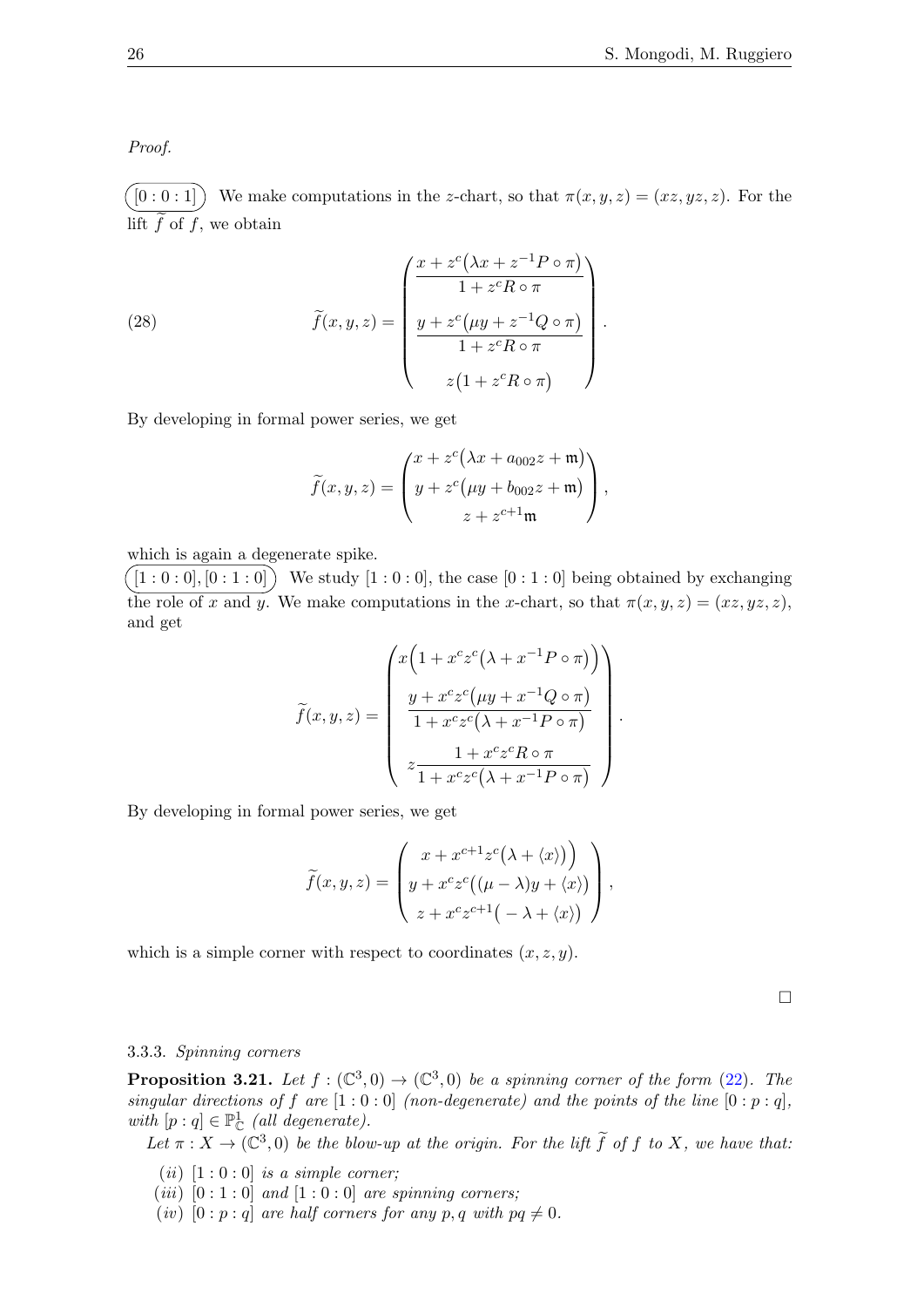*Proof.*

$\big([0:0:1]\big)$ We make computations in the $z$-chart, so that $\pi(x,y,z) = (xz, yz, z)$. For the lift $\widetilde{f}$ of $f$, we obtain

$$
\widetilde{f}(x,y,z) = \begin{pmatrix} \dfrac{x + z^c\big(\lambda x + z^{-1} P \circ \pi\big)}{1 + z^c R \circ \pi} \\[2ex] \dfrac{y + z^c\big(\mu y + z^{-1} Q \circ \pi\big)}{1 + z^c R \circ \pi} \\[2ex] z\big(1 + z^c R \circ \pi\big) \end{pmatrix}. \tag{28}
$$

By developing in formal power series, we get

$$
\widetilde{f}(x,y,z) = \begin{pmatrix} x + z^c\big(\lambda x + a_{002} z + \mathfrak{m}\big) \\ y + z^c\big(\mu y + b_{002} z + \mathfrak{m}\big) \\ z + z^{c+1}\mathfrak{m} \end{pmatrix},
$$

which is again a degenerate spike.

$\big([1:0:0], [0:1:0]\big)$ We study $[1:0:0]$, the case $[0:1:0]$ being obtained by exchanging the role of $x$ and $y$. We make computations in the $x$-chart, so that $\pi(x,y,z) = (xz, yz, z)$, and get

$$
\widetilde{f}(x,y,z) = \begin{pmatrix} x\Big(1 + x^c z^c\big(\lambda + x^{-1} P \circ \pi\big)\Big) \\[2ex] \dfrac{y + x^c z^c\big(\mu y + x^{-1} Q \circ \pi\big)}{1 + x^c z^c\big(\lambda + x^{-1} P \circ \pi\big)} \\[2ex] z\dfrac{1 + x^c z^c R \circ \pi}{1 + x^c z^c\big(\lambda + x^{-1} P \circ \pi\big)} \end{pmatrix}.
$$

By developing in formal power series, we get

$$
\widetilde{f}(x,y,z) = \begin{pmatrix} x + x^{c+1} z^c\big(\lambda + \langle x \rangle\big)\big) \\ y + x^c z^c\big((\mu - \lambda) y + \langle x \rangle\big) \\ z + x^c z^{c+1}\big(-\lambda + \langle x \rangle\big) \end{pmatrix},
$$

which is a simple corner with respect to coordinates $(x, z, y)$.

$\square$

### 3.3.3. *Spinning corners*

**Proposition 3.21.** *Let $f : (\mathbb{C}^3, 0) \to (\mathbb{C}^3, 0)$ be a spinning corner of the form (22). The singular directions of $f$ are $[1:0:0]$ (non-degenerate) and the points of the line $[0:p:q]$, with $[p:q] \in \mathbb{P}^1_{\mathbb{C}}$ (all degenerate).*

*Let $\pi : X \to (\mathbb{C}^3, 0)$ be the blow-up at the origin. For the lift $\widetilde{f}$ of $f$ to $X$, we have that:*

- $(ii)$ *$[1:0:0]$ is a simple corner;*
- $(iii)$ *$[0:1:0]$ and $[1:0:0]$ are spinning corners;*
- $(iv)$ *$[0:p:q]$ are half corners for any $p, q$ with $pq \neq 0$.*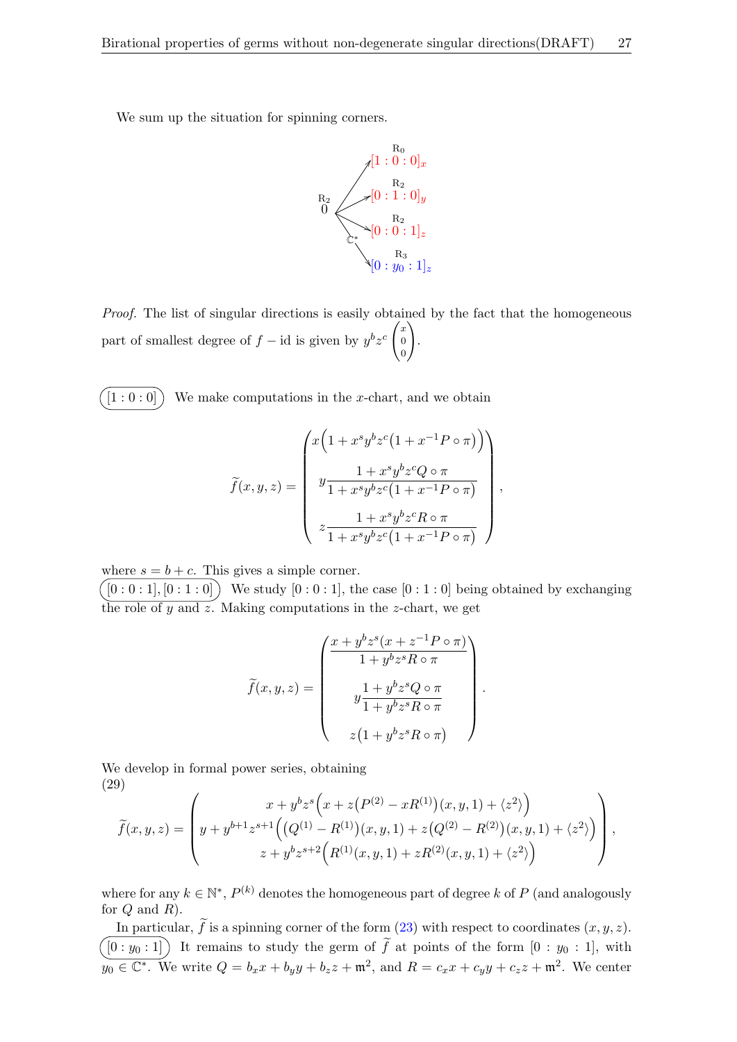We sum up the situation for spinning corners.

$$
\begin{array}{l}
\overset{\mathrm{R}_2}{0} \to \overset{\mathrm{R}_0}{[1:0:0]_x} \\
\overset{\mathrm{R}_2}{0} \to \overset{\mathrm{R}_2}{[0:1:0]_y} \\
\overset{\mathrm{R}_2}{0} \to \overset{\mathrm{R}_2}{[0:0:1]_z} \\
\overset{\mathrm{R}_2}{0} \xrightarrow{\mathbb{C}^*} \overset{\mathrm{R}_3}{[0:y_0:1]_z}
\end{array}
$$

*Proof.* The list of singular directions is easily obtained by the fact that the homogeneous part of smallest degree of $f - \mathrm{id}$ is given by $y^b z^c \begin{pmatrix} x \\ 0 \\ 0 \end{pmatrix}$.

$[1:0:0]$ We make computations in the $x$-chart, and we obtain

$$
\widetilde{f}(x,y,z) = \begin{pmatrix} x\Big(1 + x^s y^b z^c \big(1 + x^{-1} P \circ \pi\big)\Big) \\ y \dfrac{1 + x^s y^b z^c Q \circ \pi}{1 + x^s y^b z^c \big(1 + x^{-1} P \circ \pi\big)} \\ z \dfrac{1 + x^s y^b z^c R \circ \pi}{1 + x^s y^b z^c \big(1 + x^{-1} P \circ \pi\big)} \end{pmatrix},
$$

where $s = b + c$. This gives a simple corner.

$[0:0:1], [0:1:0]$ We study $[0:0:1]$, the case $[0:1:0]$ being obtained by exchanging the role of $y$ and $z$. Making computations in the $z$-chart, we get

$$
\widetilde{f}(x,y,z) = \begin{pmatrix} \dfrac{x + y^b z^s (x + z^{-1} P \circ \pi)}{1 + y^b z^s R \circ \pi} \\ y \dfrac{1 + y^b z^s Q \circ \pi}{1 + y^b z^s R \circ \pi} \\ z\big(1 + y^b z^s R \circ \pi\big) \end{pmatrix}.
$$

We develop in formal power series, obtaining

(29)
$$
\widetilde{f}(x,y,z) = \begin{pmatrix} x + y^b z^s \Big(x + z\big(P^{(2)} - x R^{(1)}\big)(x,y,1) + \langle z^2 \rangle\Big) \\ y + y^{b+1} z^{s+1} \Big(\big(Q^{(1)} - R^{(1)}\big)(x,y,1) + z\big(Q^{(2)} - R^{(2)}\big)(x,y,1) + \langle z^2 \rangle\Big) \\ z + y^b z^{s+2} \Big(R^{(1)}(x,y,1) + z R^{(2)}(x,y,1) + \langle z^2 \rangle\Big) \end{pmatrix},
$$

where for any $k \in \mathbb{N}^*$, $P^{(k)}$ denotes the homogeneous part of degree $k$ of $P$ (and analogously for $Q$ and $R$).

In particular, $\widetilde{f}$ is a spinning corner of the form (23) with respect to coordinates $(x,y,z)$.

$[0:y_0:1]$ It remains to study the germ of $\widetilde{f}$ at points of the form $[0:y_0:1]$, with $y_0 \in \mathbb{C}^*$. We write $Q = b_x x + b_y y + b_z z + \mathfrak{m}^2$, and $R = c_x x + c_y y + c_z z + \mathfrak{m}^2$. We center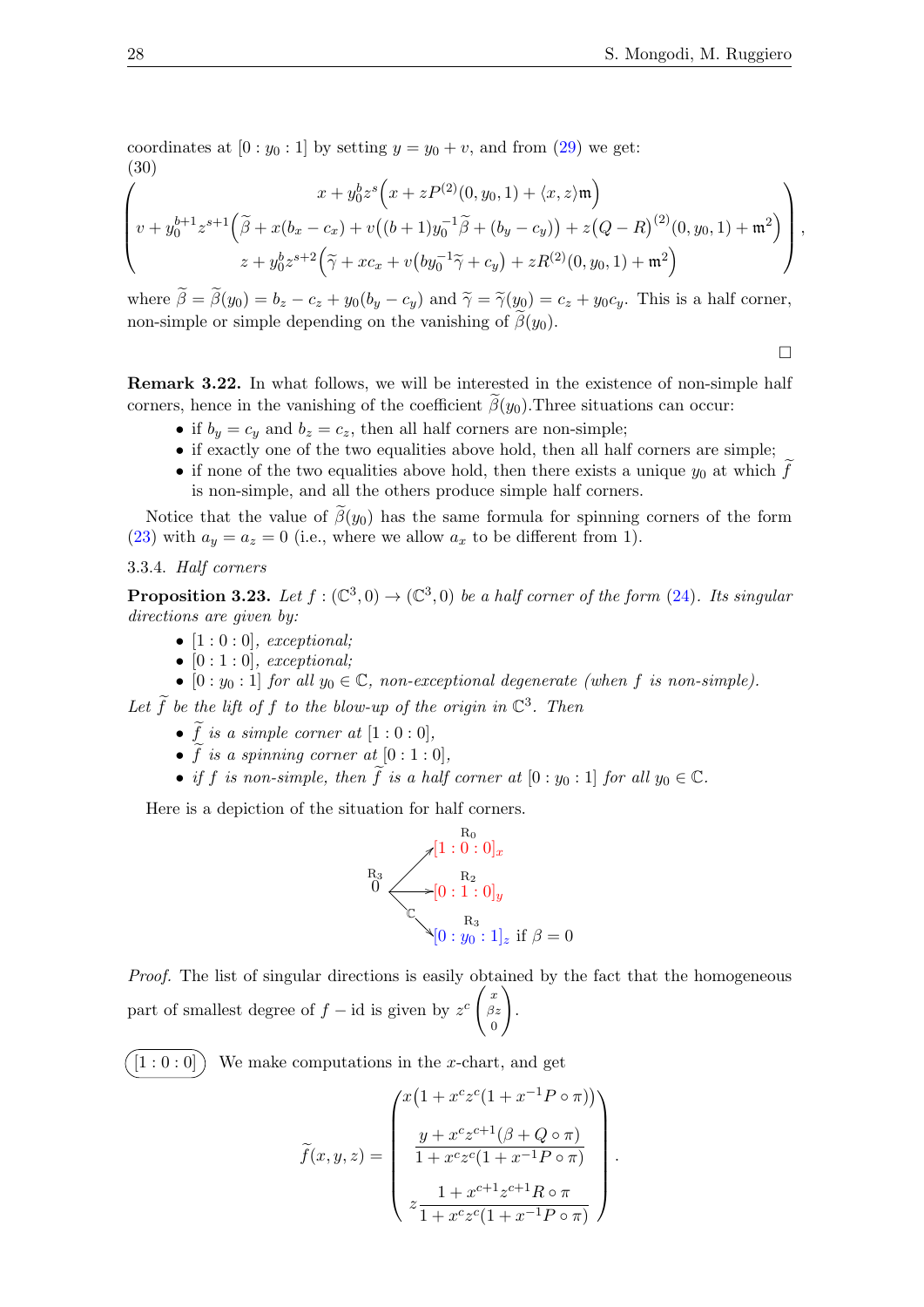coordinates at $[0 : y_0 : 1]$ by setting $y = y_0 + v$, and from (29) we get:

(30)

$$\begin{pmatrix} x + y_0^b z^s \Big( x + zP^{(2)}(0, y_0, 1) + \langle x, z \rangle \mathfrak{m} \Big) \\ v + y_0^{b+1} z^{s+1} \Big( \widetilde{\beta} + x(b_x - c_x) + v\big((b+1) y_0^{-1} \widetilde{\beta} + (b_y - c_y)\big) + z\big(Q - R\big)^{(2)}(0, y_0, 1) + \mathfrak{m}^2 \Big) \\ z + y_0^b z^{s+2} \Big( \widetilde{\gamma} + x c_x + v\big( b y_0^{-1} \widetilde{\gamma} + c_y \big) + z R^{(2)}(0, y_0, 1) + \mathfrak{m}^2 \Big) \end{pmatrix},$$

where $\widetilde{\beta} = \widetilde{\beta}(y_0) = b_z - c_z + y_0(b_y - c_y)$ and $\widetilde{\gamma} = \widetilde{\gamma}(y_0) = c_z + y_0 c_y$. This is a half corner, non-simple or simple depending on the vanishing of $\widetilde{\beta}(y_0)$.

□

**Remark 3.22.** In what follows, we will be interested in the existence of non-simple half corners, hence in the vanishing of the coefficient $\widetilde{\beta}(y_0)$.Three situations can occur:

- if $b_y = c_y$ and $b_z = c_z$, then all half corners are non-simple;
- if exactly one of the two equalities above hold, then all half corners are simple;
- if none of the two equalities above hold, then there exists a unique $y_0$ at which $\widetilde{f}$ is non-simple, and all the others produce simple half corners.

Notice that the value of $\widetilde{\beta}(y_0)$ has the same formula for spinning corners of the form (23) with $a_y = a_z = 0$ (i.e., where we allow $a_x$ to be different from 1).

3.3.4. *Half corners*

**Proposition 3.23.** *Let $f : (\mathbb{C}^3, 0) \to (\mathbb{C}^3, 0)$ be a half corner of the form (24). Its singular directions are given by:*

- *$[1 : 0 : 0]$, exceptional;*
- *$[0 : 1 : 0]$, exceptional;*
- *$[0 : y_0 : 1]$ for all $y_0 \in \mathbb{C}$, non-exceptional degenerate (when $f$ is non-simple).*

*Let $\widetilde{f}$ be the lift of $f$ to the blow-up of the origin in $\mathbb{C}^3$. Then*

- *$\widetilde{f}$ is a simple corner at $[1 : 0 : 0]$,*
- *$\widetilde{f}$ is a spinning corner at $[0 : 1 : 0]$,*
- *if $f$ is non-simple, then $\widetilde{f}$ is a half corner at $[0 : y_0 : 1]$ for all $y_0 \in \mathbb{C}$.*

Here is a depiction of the situation for half corners.

$$\mathrm{R}_3\ 0 \;\to\; \overset{\mathrm{R}_0}{[1:0:0]_x},\qquad \mathrm{R}_3\ 0 \;\to\; \overset{\mathrm{R}_2}{[0:1:0]_y},\qquad \mathrm{R}_3\ 0 \;\xrightarrow{\mathbb{C}}\; \overset{\mathrm{R}_3}{[0:y_0:1]_z} \text{ if } \beta = 0$$

*Proof.* The list of singular directions is easily obtained by the fact that the homogeneous part of smallest degree of $f - \mathrm{id}$ is given by $z^c \begin{pmatrix} x \\ \beta z \\ 0 \end{pmatrix}$.

$[1 : 0 : 0]$ We make computations in the $x$-chart, and get

$$\widetilde{f}(x, y, z) = \begin{pmatrix} x\big(1 + x^c z^c (1 + x^{-1} P \circ \pi)\big) \\ \dfrac{y + x^c z^{c+1} (\beta + Q \circ \pi)}{1 + x^c z^c (1 + x^{-1} P \circ \pi)} \\ z \dfrac{1 + x^{c+1} z^{c+1} R \circ \pi}{1 + x^c z^c (1 + x^{-1} P \circ \pi)} \end{pmatrix}.$$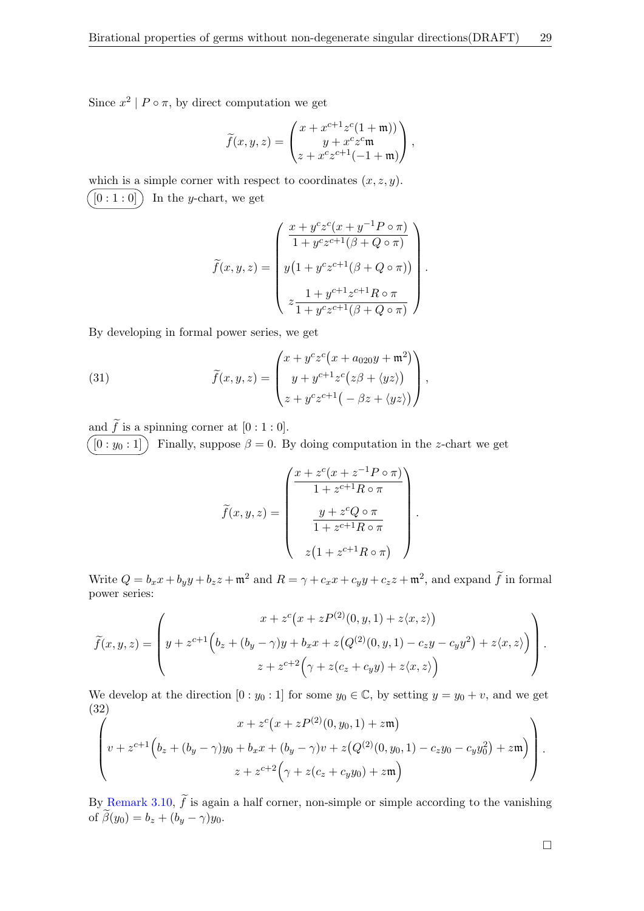Since $x^2 \mid P \circ \pi$, by direct computation we get

$$\widetilde{f}(x,y,z) = \begin{pmatrix} x + x^{c+1}z^c(1+\mathfrak{m})) \\ y + x^c z^c \mathfrak{m} \\ z + x^c z^{c+1}(-1+\mathfrak{m}) \end{pmatrix},$$

which is a simple corner with respect to coordinates $(x,z,y)$.

$[0:1:0]$ In the $y$-chart, we get

$$\widetilde{f}(x,y,z) = \begin{pmatrix} \dfrac{x + y^c z^c (x + y^{-1} P \circ \pi)}{1 + y^c z^{c+1}(\beta + Q \circ \pi)} \\[2ex] y\big(1 + y^c z^{c+1}(\beta + Q\circ\pi)\big) \\[2ex] z\dfrac{1 + y^{c+1}z^{c+1} R \circ \pi}{1 + y^c z^{c+1}(\beta + Q \circ \pi)} \end{pmatrix}.$$

By developing in formal power series, we get

$$\widetilde{f}(x,y,z) = \begin{pmatrix} x + y^c z^c\big(x + a_{020}y + \mathfrak{m}^2\big) \\ y + y^{c+1}z^c\big(z\beta + \langle yz\rangle\big) \\ z + y^c z^{c+1}\big(-\beta z + \langle yz\rangle\big) \end{pmatrix}, \tag{31}$$

and $\widetilde{f}$ is a spinning corner at $[0:1:0]$.

$[0:y_0:1]$ Finally, suppose $\beta = 0$. By doing computation in the $z$-chart we get

$$\widetilde{f}(x,y,z) = \begin{pmatrix} \dfrac{x + z^c(x + z^{-1}P\circ\pi)}{1 + z^{c+1}R\circ\pi} \\[2ex] \dfrac{y + z^c Q\circ\pi}{1 + z^{c+1}R\circ\pi} \\[2ex] z\big(1 + z^{c+1}R\circ\pi\big) \end{pmatrix}.$$

Write $Q = b_x x + b_y y + b_z z + \mathfrak{m}^2$ and $R = \gamma + c_x x + c_y y + c_z z + \mathfrak{m}^2$, and expand $\widetilde{f}$ in formal power series:

$$\widetilde{f}(x,y,z) = \begin{pmatrix} x + z^c\big(x + zP^{(2)}(0,y,1) + z\langle x,z\rangle\big) \\ y + z^{c+1}\Big(b_z + (b_y-\gamma)y + b_x x + z\big(Q^{(2)}(0,y,1) - c_z y - c_y y^2\big) + z\langle x,z\rangle\Big) \\ z + z^{c+2}\Big(\gamma + z(c_z + c_y y) + z\langle x,z\rangle\Big) \end{pmatrix}.$$

We develop at the direction $[0:y_0:1]$ for some $y_0\in\mathbb{C}$, by setting $y = y_0 + v$, and we get

$$\begin{pmatrix} x + z^c\big(x + zP^{(2)}(0,y_0,1) + z\mathfrak{m}\big) \\ v + z^{c+1}\Big(b_z + (b_y-\gamma)y_0 + b_x x + (b_y-\gamma)v + z\big(Q^{(2)}(0,y_0,1) - c_z y_0 - c_y y_0^2\big) + z\mathfrak{m}\Big) \\ z + z^{c+2}\Big(\gamma + z(c_z + c_y y_0) + z\mathfrak{m}\Big) \end{pmatrix}. \tag{32}$$

By Remark 3.10, $\widetilde{f}$ is again a half corner, non-simple or simple according to the vanishing of $\widetilde{\beta}(y_0) = b_z + (b_y-\gamma)y_0$.

□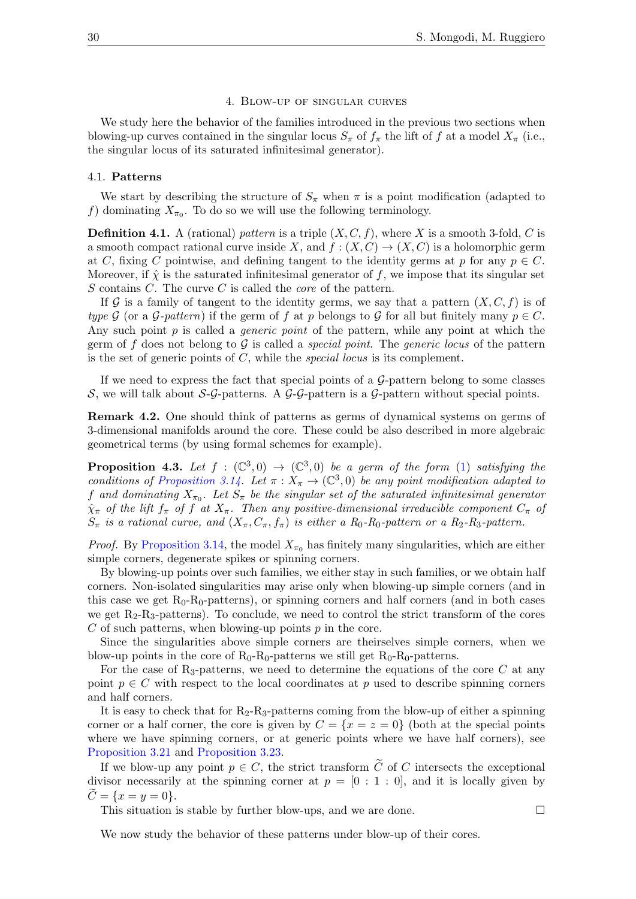## 4. Blow-up of singular curves

We study here the behavior of the families introduced in the previous two sections when blowing-up curves contained in the singular locus $S_\pi$ of $f_\pi$ the lift of $f$ at a model $X_\pi$ (i.e., the singular locus of its saturated infinitesimal generator).

### 4.1. Patterns

We start by describing the structure of $S_\pi$ when $\pi$ is a point modification (adapted to $f$) dominating $X_{\pi_0}$. To do so we will use the following terminology.

**Definition 4.1.** A (rational) *pattern* is a triple $(X, C, f)$, where $X$ is a smooth 3-fold, $C$ is a smooth compact rational curve inside $X$, and $f : (X, C) \to (X, C)$ is a holomorphic germ at $C$, fixing $C$ pointwise, and defining tangent to the identity germs at $p$ for any $p \in C$. Moreover, if $\hat{\chi}$ is the saturated infinitesimal generator of $f$, we impose that its singular set $S$ contains $C$. The curve $C$ is called the *core* of the pattern.

If $\mathcal{G}$ is a family of tangent to the identity germs, we say that a pattern $(X, C, f)$ is of *type* $\mathcal{G}$ (or a $\mathcal{G}$*-pattern*) if the germ of $f$ at $p$ belongs to $\mathcal{G}$ for all but finitely many $p \in C$. Any such point $p$ is called a *generic point* of the pattern, while any point at which the germ of $f$ does not belong to $\mathcal{G}$ is called a *special point*. The *generic locus* of the pattern is the set of generic points of $C$, while the *special locus* is its complement.

If we need to express the fact that special points of a $\mathcal{G}$-pattern belong to some classes $\mathcal{S}$, we will talk about $\mathcal{S}$-$\mathcal{G}$-patterns. A $\mathcal{G}$-$\mathcal{G}$-pattern is a $\mathcal{G}$-pattern without special points.

**Remark 4.2.** One should think of patterns as germs of dynamical systems on germs of 3-dimensional manifolds around the core. These could be also described in more algebraic geometrical terms (by using formal schemes for example).

**Proposition 4.3.** *Let $f : (\mathbb{C}^3, 0) \to (\mathbb{C}^3, 0)$ be a germ of the form (1) satisfying the conditions of Proposition 3.14. Let $\pi : X_\pi \to (\mathbb{C}^3, 0)$ be any point modification adapted to $f$ and dominating $X_{\pi_0}$. Let $S_\pi$ be the singular set of the saturated infinitesimal generator $\hat{\chi}_\pi$ of the lift $f_\pi$ of $f$ at $X_\pi$. Then any positive-dimensional irreducible component $C_\pi$ of $S_\pi$ is a rational curve, and $(X_\pi, C_\pi, f_\pi)$ is either a $R_0$-$R_0$-pattern or a $R_2$-$R_3$-pattern.*

*Proof.* By Proposition 3.14, the model $X_{\pi_0}$ has finitely many singularities, which are either simple corners, degenerate spikes or spinning corners.

By blowing-up points over such families, we either stay in such families, or we obtain half corners. Non-isolated singularities may arise only when blowing-up simple corners (and in this case we get $\mathrm{R}_0$-$\mathrm{R}_0$-patterns), or spinning corners and half corners (and in both cases we get $\mathrm{R}_2$-$\mathrm{R}_3$-patterns). To conclude, we need to control the strict transform of the cores $C$ of such patterns, when blowing-up points $p$ in the core.

Since the singularities above simple corners are theirselves simple corners, when we blow-up points in the core of $\mathrm{R}_0$-$\mathrm{R}_0$-patterns we still get $\mathrm{R}_0$-$\mathrm{R}_0$-patterns.

For the case of $\mathrm{R}_3$-patterns, we need to determine the equations of the core $C$ at any point $p \in C$ with respect to the local coordinates at $p$ used to describe spinning corners and half corners.

It is easy to check that for $\mathrm{R}_2$-$\mathrm{R}_3$-patterns coming from the blow-up of either a spinning corner or a half corner, the core is given by $C = \{x = z = 0\}$ (both at the special points where we have spinning corners, or at generic points where we have half corners), see Proposition 3.21 and Proposition 3.23.

If we blow-up any point $p \in C$, the strict transform $\widetilde{C}$ of $C$ intersects the exceptional divisor necessarily at the spinning corner at $p = [0 : 1 : 0]$, and it is locally given by $\widetilde{C} = \{x = y = 0\}$.

This situation is stable by further blow-ups, and we are done. □

We now study the behavior of these patterns under blow-up of their cores.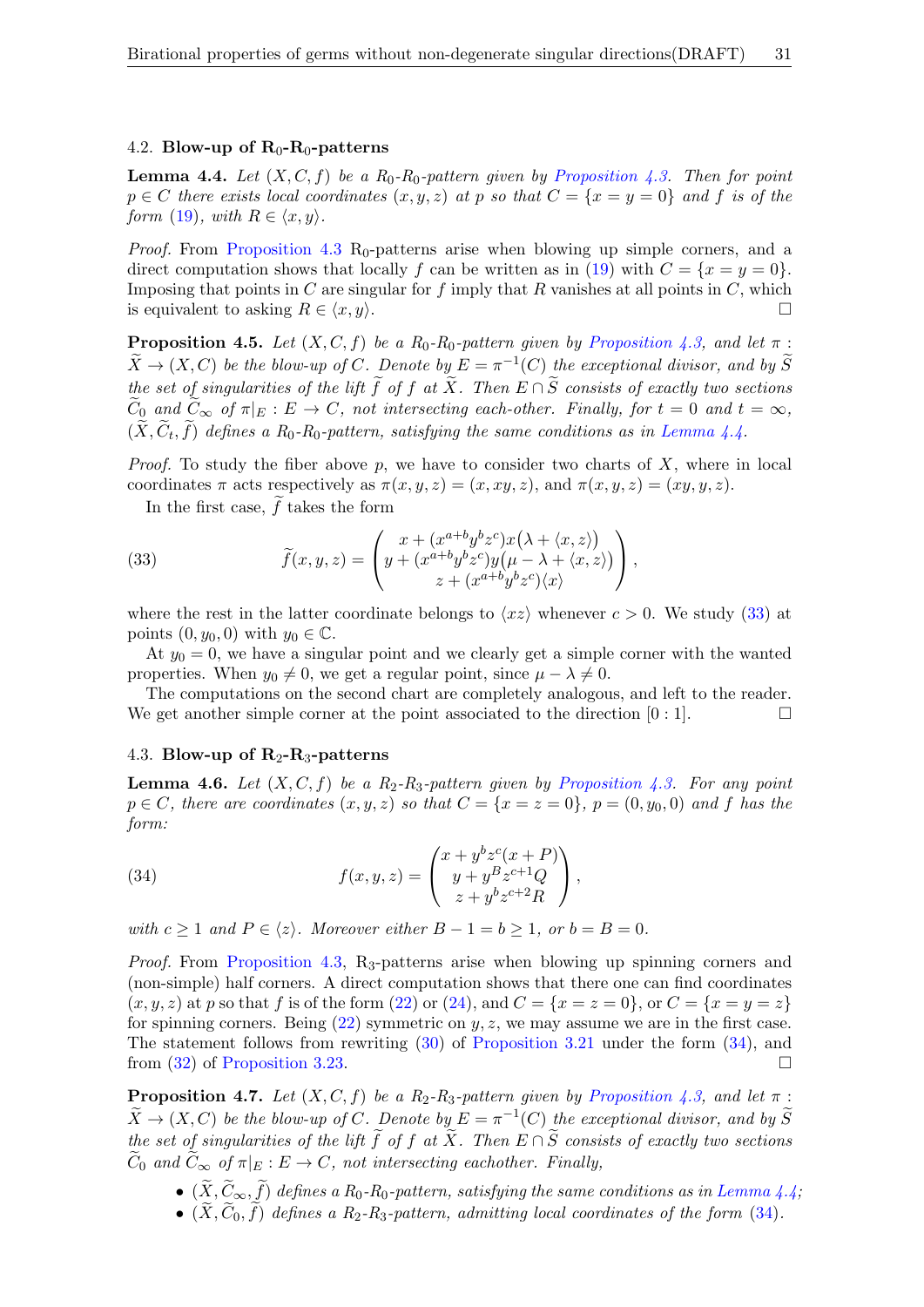### 4.2. Blow-up of $\mathrm{R}_0$-$\mathrm{R}_0$-patterns

**Lemma 4.4.** *Let $(X, C, f)$ be a $\mathrm{R}_0$-$\mathrm{R}_0$-pattern given by Proposition 4.3. Then for point $p \in C$ there exists local coordinates $(x, y, z)$ at $p$ so that $C = \{x = y = 0\}$ and $f$ is of the form (19), with $R \in \langle x, y \rangle$.*

*Proof.* From Proposition 4.3 $\mathrm{R}_0$-patterns arise when blowing up simple corners, and a direct computation shows that locally $f$ can be written as in (19) with $C = \{x = y = 0\}$. Imposing that points in $C$ are singular for $f$ imply that $R$ vanishes at all points in $C$, which is equivalent to asking $R \in \langle x, y \rangle$. □

**Proposition 4.5.** *Let $(X, C, f)$ be a $\mathrm{R}_0$-$\mathrm{R}_0$-pattern given by Proposition 4.3, and let $\pi : \widetilde{X} \to (X, C)$ be the blow-up of $C$. Denote by $E = \pi^{-1}(C)$ the exceptional divisor, and by $\widetilde{S}$ the set of singularities of the lift $\widetilde{f}$ of $f$ at $\widetilde{X}$. Then $E \cap \widetilde{S}$ consists of exactly two sections $\widetilde{C}_0$ and $\widetilde{C}_\infty$ of $\pi|_E : E \to C$, not intersecting each-other. Finally, for $t = 0$ and $t = \infty$, $(\widetilde{X}, \widetilde{C}_t, \widetilde{f})$ defines a $\mathrm{R}_0$-$\mathrm{R}_0$-pattern, satisfying the same conditions as in Lemma 4.4.*

*Proof.* To study the fiber above $p$, we have to consider two charts of $X$, where in local coordinates $\pi$ acts respectively as $\pi(x, y, z) = (x, xy, z)$, and $\pi(x, y, z) = (xy, y, z)$.

In the first case, $\widetilde{f}$ takes the form

$$
\widetilde{f}(x, y, z) = \begin{pmatrix} x + (x^{a+b} y^b z^c) x \big(\lambda + \langle x, z \rangle\big) \\ y + (x^{a+b} y^b z^c) y \big(\mu - \lambda + \langle x, z \rangle\big) \\ z + (x^{a+b} y^b z^c) \langle x \rangle \end{pmatrix}, \tag{33}
$$

where the rest in the latter coordinate belongs to $\langle xz \rangle$ whenever $c > 0$. We study (33) at points $(0, y_0, 0)$ with $y_0 \in \mathbb{C}$.

At $y_0 = 0$, we have a singular point and we clearly get a simple corner with the wanted properties. When $y_0 \neq 0$, we get a regular point, since $\mu - \lambda \neq 0$.

The computations on the second chart are completely analogous, and left to the reader. We get another simple corner at the point associated to the direction $[0 : 1]$. □

### 4.3. Blow-up of $\mathrm{R}_2$-$\mathrm{R}_3$-patterns

**Lemma 4.6.** *Let $(X, C, f)$ be a $\mathrm{R}_2$-$\mathrm{R}_3$-pattern given by Proposition 4.3. For any point $p \in C$, there are coordinates $(x, y, z)$ so that $C = \{x = z = 0\}$, $p = (0, y_0, 0)$ and $f$ has the form:*

$$
f(x, y, z) = \begin{pmatrix} x + y^b z^c (x + P) \\ y + y^B z^{c+1} Q \\ z + y^b z^{c+2} R \end{pmatrix}, \tag{34}
$$

*with $c \geq 1$ and $P \in \langle z \rangle$. Moreover either $B - 1 = b \geq 1$, or $b = B = 0$.*

*Proof.* From Proposition 4.3, $\mathrm{R}_3$-patterns arise when blowing up spinning corners and (non-simple) half corners. A direct computation shows that there one can find coordinates $(x, y, z)$ at $p$ so that $f$ is of the form (22) or (24), and $C = \{x = z = 0\}$, or $C = \{x = y = z\}$ for spinning corners. Being (22) symmetric on $y, z$, we may assume we are in the first case. The statement follows from rewriting (30) of Proposition 3.21 under the form (34), and from (32) of Proposition 3.23. □

**Proposition 4.7.** *Let $(X, C, f)$ be a $\mathrm{R}_2$-$\mathrm{R}_3$-pattern given by Proposition 4.3, and let $\pi : \widetilde{X} \to (X, C)$ be the blow-up of $C$. Denote by $E = \pi^{-1}(C)$ the exceptional divisor, and by $\widetilde{S}$ the set of singularities of the lift $\widetilde{f}$ of $f$ at $\widetilde{X}$. Then $E \cap \widetilde{S}$ consists of exactly two sections $\widetilde{C}_0$ and $\widetilde{C}_\infty$ of $\pi|_E : E \to C$, not intersecting eachother. Finally,*

- *$(\widetilde{X}, \widetilde{C}_\infty, \widetilde{f})$ defines a $\mathrm{R}_0$-$\mathrm{R}_0$-pattern, satisfying the same conditions as in Lemma 4.4;*
- *$(\widetilde{X}, \widetilde{C}_0, \widetilde{f})$ defines a $\mathrm{R}_2$-$\mathrm{R}_3$-pattern, admitting local coordinates of the form (34).*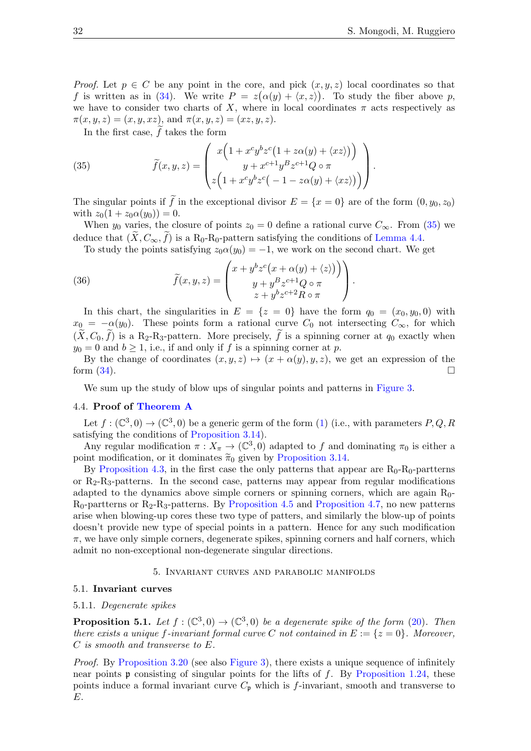*Proof.* Let $p \in C$ be any point in the core, and pick $(x, y, z)$ local coordinates so that $f$ is written as in (34). We write $P = z\big(\alpha(y) + \langle x, z\rangle\big)$. To study the fiber above $p$, we have to consider two charts of $X$, where in local coordinates $\pi$ acts respectively as $\pi(x, y, z) = (x, y, xz)$, and $\pi(x, y, z) = (xz, y, z)$.

In the first case, $\widetilde{f}$ takes the form

$$
\widetilde{f}(x,y,z) = \begin{pmatrix} x\Big(1 + x^c y^b z^c\big(1 + z\alpha(y) + \langle xz\rangle\big)\Big) \\ y + x^{c+1} y^B z^{c+1} Q \circ \pi \\ z\Big(1 + x^c y^b z^c\big(-1 - z\alpha(y) + \langle xz\rangle\big)\Big) \end{pmatrix}. \tag{35}
$$

The singular points if $\widetilde{f}$ in the exceptional divisor $E = \{x = 0\}$ are of the form $(0, y_0, z_0)$ with $z_0(1 + z_0\alpha(y_0)) = 0$.

When $y_0$ varies, the closure of points $z_0 = 0$ define a rational curve $C_\infty$. From (35) we deduce that $(\widetilde{X}, C_\infty, \widetilde{f})$ is a $\mathrm{R}_0$-$\mathrm{R}_0$-pattern satisfying the conditions of Lemma 4.4.

To study the points satisfying $z_0\alpha(y_0) = -1$, we work on the second chart. We get

$$
\widetilde{f}(x,y,z) = \begin{pmatrix} x + y^b z^c\big(x + \alpha(y) + \langle z\rangle\big) \\ y + y^B z^{c+1} Q \circ \pi \\ z + y^b z^{c+2} R \circ \pi \end{pmatrix}. \tag{36}
$$

In this chart, the singularities in $E = \{z = 0\}$ have the form $q_0 = (x_0, y_0, 0)$ with $x_0 = -\alpha(y_0)$. These points form a rational curve $C_0$ not intersecting $C_\infty$, for which $(\widetilde{X}, C_0, \widetilde{f})$ is a $\mathrm{R}_2$-$\mathrm{R}_3$-pattern. More precisely, $\widetilde{f}$ is a spinning corner at $q_0$ exactly when $y_0 = 0$ and $b \geq 1$, i.e., if and only if $f$ is a spinning corner at $p$.

By the change of coordinates $(x, y, z) \mapsto (x + \alpha(y), y, z)$, we get an expression of the form (34). $\square$

We sum up the study of blow ups of singular points and patterns in Figure 3.

### 4.4. **Proof of Theorem A**

Let $f : (\mathbb{C}^3, 0) \to (\mathbb{C}^3, 0)$ be a generic germ of the form (1) (i.e., with parameters $P, Q, R$ satisfying the conditions of Proposition 3.14).

Any regular modification $\pi : X_\pi \to (\mathbb{C}^3, 0)$ adapted to $f$ and dominating $\pi_0$ is either a point modification, or it dominates $\widetilde{\pi}_0$ given by Proposition 3.14.

By Proposition 4.3, in the first case the only patterns that appear are $\mathrm{R}_0$-$\mathrm{R}_0$-partterns or $\mathrm{R}_2$-$\mathrm{R}_3$-patterns. In the second case, patterns may appear from regular modifications adapted to the dynamics above simple corners or spinning corners, which are again $\mathrm{R}_0$-$\mathrm{R}_0$-partterns or $\mathrm{R}_2$-$\mathrm{R}_3$-patterns. By Proposition 4.5 and Proposition 4.7, no new patterns arise when blowing-up cores these two type of patters, and similarly the blow-up of points doesn't provide new type of special points in a pattern. Hence for any such modification $\pi$, we have only simple corners, degenerate spikes, spinning corners and half corners, which admit no non-exceptional non-degenerate singular directions.

## 5. Invariant curves and parabolic manifolds

### 5.1. **Invariant curves**

#### 5.1.1. *Degenerate spikes*

**Proposition 5.1.** *Let $f : (\mathbb{C}^3, 0) \to (\mathbb{C}^3, 0)$ be a degenerate spike of the form (20). Then there exists a unique $f$-invariant formal curve $C$ not contained in $E := \{z = 0\}$. Moreover, $C$ is smooth and transverse to $E$.*

*Proof.* By Proposition 3.20 (see also Figure 3), there exists a unique sequence of infinitely near points $\mathfrak{p}$ consisting of singular points for the lifts of $f$. By Proposition 1.24, these points induce a formal invariant curve $C_\mathfrak{p}$ which is $f$-invariant, smooth and transverse to $E$.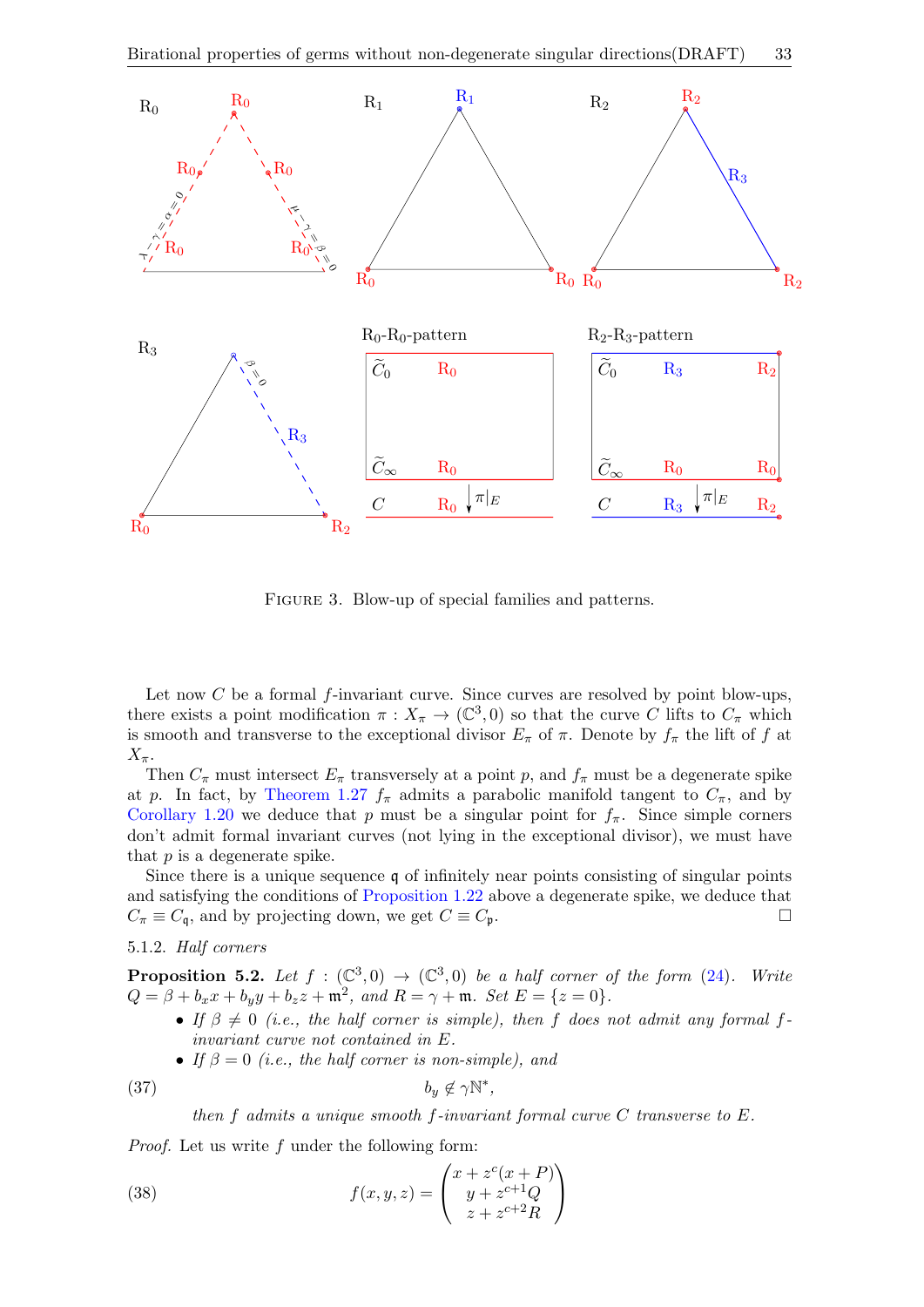FIGURE 3. Blow-up of special families and patterns.

Let now $C$ be a formal $f$-invariant curve. Since curves are resolved by point blow-ups, there exists a point modification $\pi : X_\pi \to (\mathbb{C}^3, 0)$ so that the curve $C$ lifts to $C_\pi$ which is smooth and transverse to the exceptional divisor $E_\pi$ of $\pi$. Denote by $f_\pi$ the lift of $f$ at $X_\pi$.

Then $C_\pi$ must intersect $E_\pi$ transversely at a point $p$, and $f_\pi$ must be a degenerate spike at $p$. In fact, by Theorem 1.27 $f_\pi$ admits a parabolic manifold tangent to $C_\pi$, and by Corollary 1.20 we deduce that $p$ must be a singular point for $f_\pi$. Since simple corners don't admit formal invariant curves (not lying in the exceptional divisor), we must have that $p$ is a degenerate spike.

Since there is a unique sequence $\mathfrak{q}$ of infinitely near points consisting of singular points and satisfying the conditions of Proposition 1.22 above a degenerate spike, we deduce that $C_\pi \equiv C_{\mathfrak{q}}$, and by projecting down, we get $C \equiv C_{\mathfrak{p}}$. □

### 5.1.2. *Half corners*

**Proposition 5.2.** *Let $f : (\mathbb{C}^3, 0) \to (\mathbb{C}^3, 0)$ be a half corner of the form (24). Write $Q = \beta + b_x x + b_y y + b_z z + \mathfrak{m}^2$, and $R = \gamma + \mathfrak{m}$. Set $E = \{z = 0\}$.*

- *If $\beta \neq 0$ (i.e., the half corner is simple), then $f$ does not admit any formal $f$-invariant curve not contained in $E$.*
- *If $\beta = 0$ (i.e., the half corner is non-simple), and*

$$b_y \notin \gamma \mathbb{N}^*, \tag{37}$$

*then $f$ admits a unique smooth $f$-invariant formal curve $C$ transverse to $E$.*

*Proof.* Let us write $f$ under the following form:

$$f(x, y, z) = \begin{pmatrix} x + z^c(x + P) \\ y + z^{c+1} Q \\ z + z^{c+2} R \end{pmatrix} \tag{38}$$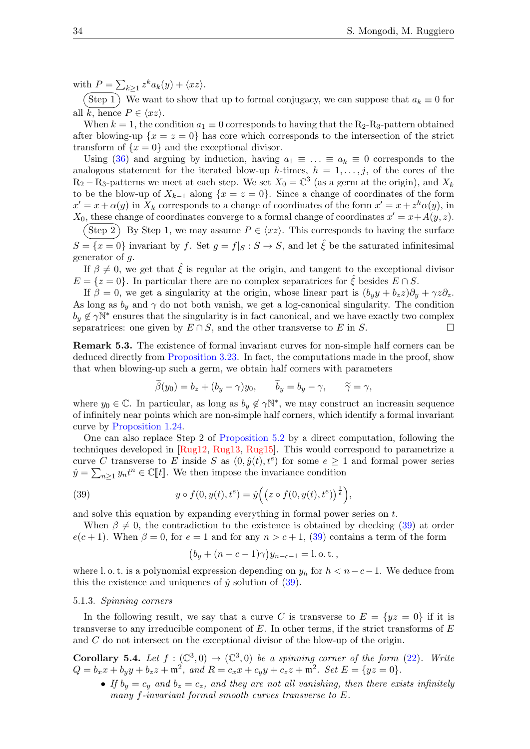with $P = \sum_{k \geq 1} z^k a_k(y) + \langle xz \rangle$.

(Step 1) We want to show that up to formal conjugacy, we can suppose that $a_k \equiv 0$ for all $k$, hence $P \in \langle xz \rangle$.

When $k = 1$, the condition $a_1 \equiv 0$ corresponds to having that the $\mathrm{R}_2$-$\mathrm{R}_3$-pattern obtained after blowing-up $\{x = z = 0\}$ has core which corresponds to the intersection of the strict transform of $\{x = 0\}$ and the exceptional divisor.

Using (36) and arguing by induction, having $a_1 \equiv \ldots \equiv a_k \equiv 0$ corresponds to the analogous statement for the iterated blow-up $h$-times, $h = 1, \ldots, j$, of the cores of the $\mathrm{R}_2 - \mathrm{R}_3$-patterns we meet at each step. We set $X_0 = \mathbb{C}^3$ (as a germ at the origin), and $X_k$ to be the blow-up of $X_{k-1}$ along $\{x = z = 0\}$. Since a change of coordinates of the form $x' = x + \alpha(y)$ in $X_k$ corresponds to a change of coordinates of the form $x' = x + z^k \alpha(y)$, in $X_0$, these change of coordinates converge to a formal change of coordinates $x' = x + A(y, z)$.

(Step 2) By Step 1, we may assume $P \in \langle xz \rangle$. This corresponds to having the surface $S = \{x = 0\}$ invariant by $f$. Set $g = f|_S : S \to S$, and let $\hat{\xi}$ be the saturated infinitesimal generator of $g$.

If $\beta \neq 0$, we get that $\hat{\xi}$ is regular at the origin, and tangent to the exceptional divisor $E = \{z = 0\}$. In particular there are no complex separatrices for $\hat{\xi}$ besides $E \cap S$.

If $\beta = 0$, we get a singularity at the origin, whose linear part is $(b_y y + b_z z)\partial_y + \gamma z \partial_z$. As long as $b_y$ and $\gamma$ do not both vanish, we get a log-canonical singularity. The condition $b_y \notin \gamma\mathbb{N}^*$ ensures that the singularity is in fact canonical, and we have exactly two complex separatrices: one given by $E \cap S$, and the other transverse to $E$ in $S$. □

**Remark 5.3.** The existence of formal invariant curves for non-simple half corners can be deduced directly from Proposition 3.23. In fact, the computations made in the proof, show that when blowing-up such a germ, we obtain half corners with parameters

$$\widetilde{\beta}(y_0) = b_z + (b_y - \gamma)y_0, \qquad \widetilde{b}_y = b_y - \gamma, \qquad \widetilde{\gamma} = \gamma,$$

where $y_0 \in \mathbb{C}$. In particular, as long as $b_y \notin \gamma\mathbb{N}^*$, we may construct an increasin sequence of infinitely near points which are non-simple half corners, which identify a formal invariant curve by Proposition 1.24.

One can also replace Step 2 of Proposition 5.2 by a direct computation, following the techniques developed in [Rug12, Rug13, Rug15]. This would correspond to parametrize a curve $C$ transverse to $E$ inside $S$ as $(0, \hat{y}(t), t^e)$ for some $e \geq 1$ and formal power series $\hat{y} = \sum_{n \geq 1} y_n t^n \in \mathbb{C}[\![t]\!]$. We then impose the invariance condition

$$y \circ f(0, y(t), t^e) = \hat{y}\Big(\big(z \circ f(0, y(t), t^e)\big)^{\frac{1}{e}}\Big), \tag{39}$$

and solve this equation by expanding everything in formal power series on $t$.

When $\beta \neq 0$, the contradiction to the existence is obtained by checking (39) at order $e(c+1)$. When $\beta = 0$, for $e = 1$ and for any $n > c + 1$, (39) contains a term of the form

$$\big(b_y + (n - c - 1)\gamma\big) y_{n-c-1} = \mathrm{l.\,o.\,t.}\,,$$

where l. o. t. is a polynomial expression depending on $y_h$ for $h < n - c - 1$. We deduce from this the existence and uniquenes of $\hat{y}$ solution of (39).

### 5.1.3. *Spinning corners*

In the following result, we say that a curve $C$ is transverse to $E = \{yz = 0\}$ if it is transverse to any irreducible component of $E$. In other terms, if the strict transforms of $E$ and $C$ do not intersect on the exceptional divisor of the blow-up of the origin.

**Corollary 5.4.** *Let $f : (\mathbb{C}^3, 0) \to (\mathbb{C}^3, 0)$ be a spinning corner of the form (22). Write $Q = b_x x + b_y y + b_z z + \mathfrak{m}^2$, and $R = c_x x + c_y y + c_z z + \mathfrak{m}^2$. Set $E = \{yz = 0\}$.*

- *If $b_y = c_y$ and $b_z = c_z$, and they are not all vanishing, then there exists infinitely many $f$-invariant formal smooth curves transverse to $E$.*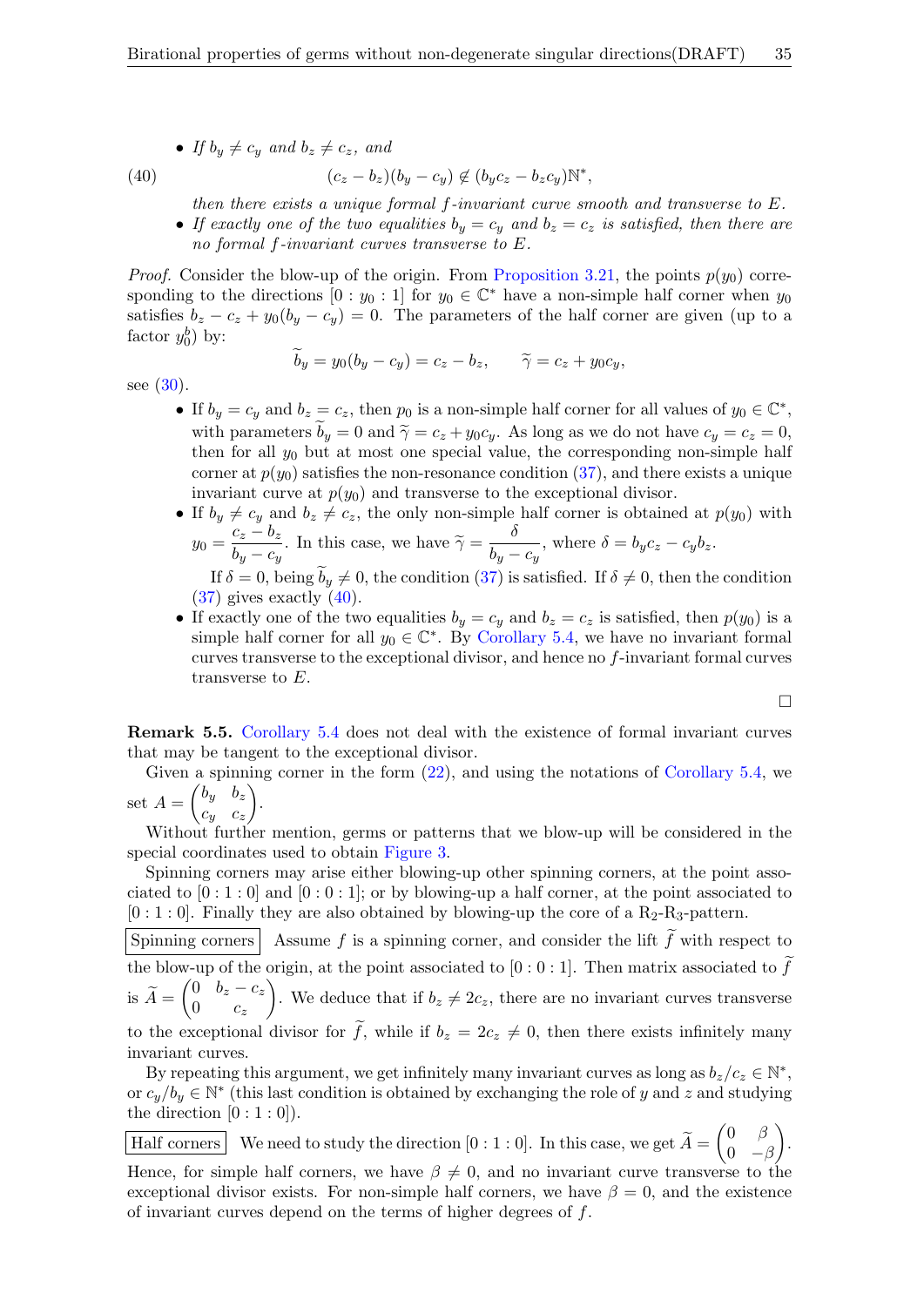- *If $b_y \neq c_y$ and $b_z \neq c_z$, and*

$$(c_z - b_z)(b_y - c_y) \notin (b_y c_z - b_z c_y)\mathbb{N}^*, \tag{40}$$

  *then there exists a unique formal $f$-invariant curve smooth and transverse to $E$.*
- *If exactly one of the two equalities $b_y = c_y$ and $b_z = c_z$ is satisfied, then there are no formal $f$-invariant curves transverse to $E$.*

*Proof.* Consider the blow-up of the origin. From Proposition 3.21, the points $p(y_0)$ corresponding to the directions $[0 : y_0 : 1]$ for $y_0 \in \mathbb{C}^*$ have a non-simple half corner when $y_0$ satisfies $b_z - c_z + y_0(b_y - c_y) = 0$. The parameters of the half corner are given (up to a factor $y_0^b$) by:

$$\widetilde{b}_y = y_0(b_y - c_y) = c_z - b_z, \qquad \widetilde{\gamma} = c_z + y_0 c_y,$$

see (30).

- If $b_y = c_y$ and $b_z = c_z$, then $p_0$ is a non-simple half corner for all values of $y_0 \in \mathbb{C}^*$, with parameters $\widetilde{b}_y = 0$ and $\widetilde{\gamma} = c_z + y_0 c_y$. As long as we do not have $c_y = c_z = 0$, then for all $y_0$ but at most one special value, the corresponding non-simple half corner at $p(y_0)$ satisfies the non-resonance condition (37), and there exists a unique invariant curve at $p(y_0)$ and transverse to the exceptional divisor.
- If $b_y \neq c_y$ and $b_z \neq c_z$, the only non-simple half corner is obtained at $p(y_0)$ with $y_0 = \dfrac{c_z - b_z}{b_y - c_y}$. In this case, we have $\widetilde{\gamma} = \dfrac{\delta}{b_y - c_y}$, where $\delta = b_y c_z - c_y b_z$.

  If $\delta = 0$, being $\widetilde{b}_y \neq 0$, the condition (37) is satisfied. If $\delta \neq 0$, then the condition (37) gives exactly (40).
- If exactly one of the two equalities $b_y = c_y$ and $b_z = c_z$ is satisfied, then $p(y_0)$ is a simple half corner for all $y_0 \in \mathbb{C}^*$. By Corollary 5.4, we have no invariant formal curves transverse to the exceptional divisor, and hence no $f$-invariant formal curves transverse to $E$.

□

**Remark 5.5.** Corollary 5.4 does not deal with the existence of formal invariant curves that may be tangent to the exceptional divisor.

Given a spinning corner in the form (22), and using the notations of Corollary 5.4, we set $A = \begin{pmatrix} b_y & b_z \\ c_y & c_z \end{pmatrix}$.

Without further mention, germs or patterns that we blow-up will be considered in the special coordinates used to obtain Figure 3.

Spinning corners may arise either blowing-up other spinning corners, at the point associated to $[0 : 1 : 0]$ and $[0 : 0 : 1]$; or by blowing-up a half corner, at the point associated to $[0 : 1 : 0]$. Finally they are also obtained by blowing-up the core of a $\mathrm{R}_2$-$\mathrm{R}_3$-pattern.

**Spinning corners** Assume $f$ is a spinning corner, and consider the lift $\widetilde{f}$ with respect to the blow-up of the origin, at the point associated to $[0 : 0 : 1]$. Then matrix associated to $\widetilde{f}$ is $\widetilde{A} = \begin{pmatrix} 0 & b_z - c_z \\ 0 & c_z \end{pmatrix}$. We deduce that if $b_z \neq 2c_z$, there are no invariant curves transverse to the exceptional divisor for $\widetilde{f}$, while if $b_z = 2c_z \neq 0$, then there exists infinitely many invariant curves.

By repeating this argument, we get infinitely many invariant curves as long as $b_z/c_z \in \mathbb{N}^*$, or $c_y/b_y \in \mathbb{N}^*$ (this last condition is obtained by exchanging the role of $y$ and $z$ and studying the direction $[0 : 1 : 0]$).

**Half corners** We need to study the direction $[0 : 1 : 0]$. In this case, we get $\widetilde{A} = \begin{pmatrix} 0 & \beta \\ 0 & -\beta \end{pmatrix}$. Hence, for simple half corners, we have $\beta \neq 0$, and no invariant curve transverse to the exceptional divisor exists. For non-simple half corners, we have $\beta = 0$, and the existence of invariant curves depend on the terms of higher degrees of $f$.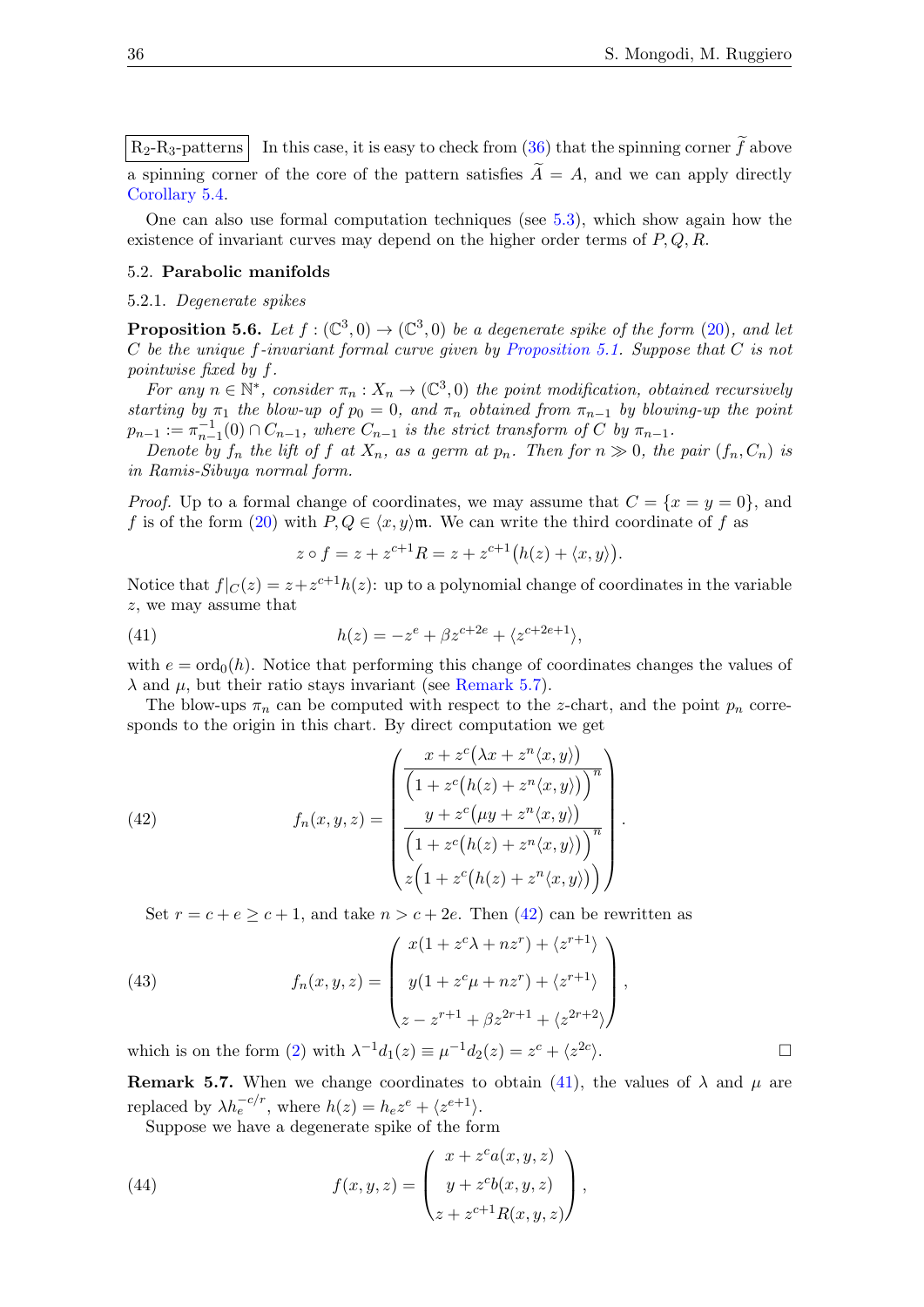R$_2$-R$_3$-patterns In this case, it is easy to check from (36) that the spinning corner $\widetilde{f}$ above a spinning corner of the core of the pattern satisfies $\widetilde{A} = A$, and we can apply directly Corollary 5.4.

One can also use formal computation techniques (see 5.3), which show again how the existence of invariant curves may depend on the higher order terms of $P, Q, R$.

### 5.2. Parabolic manifolds

#### 5.2.1. *Degenerate spikes*

**Proposition 5.6.** *Let $f : (\mathbb{C}^3, 0) \to (\mathbb{C}^3, 0)$ be a degenerate spike of the form (20), and let $C$ be the unique $f$-invariant formal curve given by Proposition 5.1. Suppose that $C$ is not pointwise fixed by $f$.*

*For any $n \in \mathbb{N}^*$, consider $\pi_n : X_n \to (\mathbb{C}^3, 0)$ the point modification, obtained recursively starting by $\pi_1$ the blow-up of $p_0 = 0$, and $\pi_n$ obtained from $\pi_{n-1}$ by blowing-up the point $p_{n-1} := \pi_{n-1}^{-1}(0) \cap C_{n-1}$, where $C_{n-1}$ is the strict transform of $C$ by $\pi_{n-1}$.*

*Denote by $f_n$ the lift of $f$ at $X_n$, as a germ at $p_n$. Then for $n \gg 0$, the pair $(f_n, C_n)$ is in Ramis-Sibuya normal form.*

*Proof.* Up to a formal change of coordinates, we may assume that $C = \{x = y = 0\}$, and $f$ is of the form (20) with $P, Q \in \langle x, y\rangle\mathfrak{m}$. We can write the third coordinate of $f$ as

$$z \circ f = z + z^{c+1}R = z + z^{c+1}\big(h(z) + \langle x, y\rangle\big).$$

Notice that $f|_C(z) = z + z^{c+1}h(z)$: up to a polynomial change of coordinates in the variable $z$, we may assume that

$$h(z) = -z^e + \beta z^{c+2e} + \langle z^{c+2e+1}\rangle, \tag{41}$$

with $e = \mathrm{ord}_0(h)$. Notice that performing this change of coordinates changes the values of $\lambda$ and $\mu$, but their ratio stays invariant (see Remark 5.7).

The blow-ups $\pi_n$ can be computed with respect to the $z$-chart, and the point $p_n$ corresponds to the origin in this chart. By direct computation we get

$$f_n(x, y, z) = \begin{pmatrix} \dfrac{x + z^c\big(\lambda x + z^n\langle x, y\rangle\big)}{\Big(1 + z^c\big(h(z) + z^n\langle x, y\rangle\big)\Big)^n} \\ \dfrac{y + z^c\big(\mu y + z^n\langle x, y\rangle\big)}{\Big(1 + z^c\big(h(z) + z^n\langle x, y\rangle\big)\Big)^n} \\ z\Big(1 + z^c\big(h(z) + z^n\langle x, y\rangle\big)\Big) \end{pmatrix}. \tag{42}$$

Set $r = c + e \geq c + 1$, and take $n > c + 2e$. Then (42) can be rewritten as

$$f_n(x, y, z) = \begin{pmatrix} x(1 + z^c\lambda + nz^r) + \langle z^{r+1}\rangle \\ y(1 + z^c\mu + nz^r) + \langle z^{r+1}\rangle \\ z - z^{r+1} + \beta z^{2r+1} + \langle z^{2r+2}\rangle \end{pmatrix}, \tag{43}$$

which is on the form (2) with $\lambda^{-1}d_1(z) \equiv \mu^{-1}d_2(z) = z^c + \langle z^{2c}\rangle$. $\square$

**Remark 5.7.** When we change coordinates to obtain (41), the values of $\lambda$ and $\mu$ are replaced by $\lambda h_e^{-c/r}$, where $h(z) = h_e z^e + \langle z^{e+1}\rangle$.

Suppose we have a degenerate spike of the form

$$f(x, y, z) = \begin{pmatrix} x + z^c a(x, y, z) \\ y + z^c b(x, y, z) \\ z + z^{c+1}R(x, y, z) \end{pmatrix}, \tag{44}$$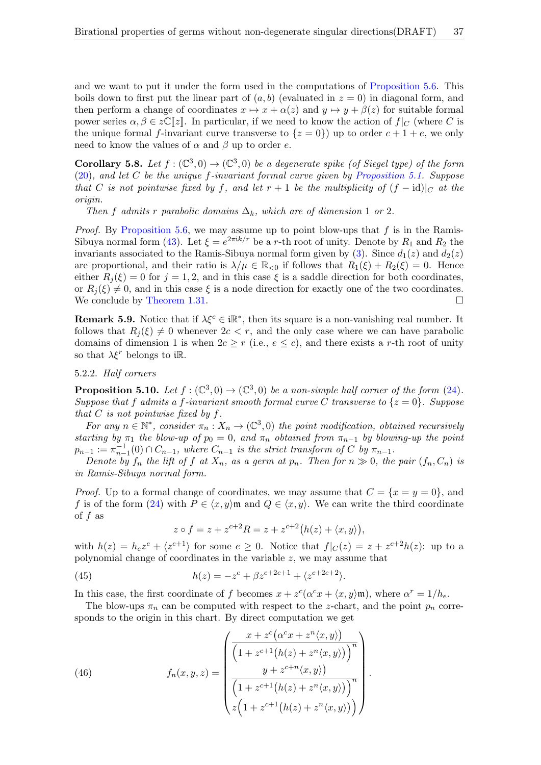and we want to put it under the form used in the computations of Proposition 5.6. This boils down to first put the linear part of $(a, b)$ (evaluated in $z = 0$) in diagonal form, and then perform a change of coordinates $x \mapsto x + \alpha(z)$ and $y \mapsto y + \beta(z)$ for suitable formal power series $\alpha, \beta \in z\mathbb{C}[\![z]\!]$. In particular, if we need to know the action of $f|_C$ (where $C$ is the unique formal $f$-invariant curve transverse to $\{z = 0\}$) up to order $c + 1 + e$, we only need to know the values of $\alpha$ and $\beta$ up to order $e$.

**Corollary 5.8.** *Let $f : (\mathbb{C}^3, 0) \to (\mathbb{C}^3, 0)$ be a degenerate spike (of Siegel type) of the form (20), and let $C$ be the unique $f$-invariant formal curve given by Proposition 5.1. Suppose that $C$ is not pointwise fixed by $f$, and let $r + 1$ be the multiplicity of $(f - \mathrm{id})|_C$ at the origin.*

*Then $f$ admits $r$ parabolic domains $\Delta_k$, which are of dimension 1 or 2.*

*Proof.* By Proposition 5.6, we may assume up to point blow-ups that $f$ is in the Ramis-Sibuya normal form (43). Let $\xi = e^{2\pi i k/r}$ be a $r$-th root of unity. Denote by $R_1$ and $R_2$ the invariants associated to the Ramis-Sibuya normal form given by (3). Since $d_1(z)$ and $d_2(z)$ are proportional, and their ratio is $\lambda/\mu \in \mathbb{R}_{<0}$ if follows that $R_1(\xi) + R_2(\xi) = 0$. Hence either $R_j(\xi) = 0$ for $j = 1, 2$, and in this case $\xi$ is a saddle direction for both coordinates, or $R_j(\xi) \neq 0$, and in this case $\xi$ is a node direction for exactly one of the two coordinates. We conclude by Theorem 1.31. □

**Remark 5.9.** Notice that if $\lambda\xi^c \in i\mathbb{R}^*$, then its square is a non-vanishing real number. It follows that $R_j(\xi) \neq 0$ whenever $2c < r$, and the only case where we can have parabolic domains of dimension 1 is when $2c \geq r$ (i.e., $e \leq c$), and there exists a $r$-th root of unity so that $\lambda\xi^r$ belongs to $i\mathbb{R}$.

5.2.2. *Half corners*

**Proposition 5.10.** *Let $f : (\mathbb{C}^3, 0) \to (\mathbb{C}^3, 0)$ be a non-simple half corner of the form (24). Suppose that $f$ admits a $f$-invariant smooth formal curve $C$ transverse to $\{z = 0\}$. Suppose that $C$ is not pointwise fixed by $f$.*

*For any $n \in \mathbb{N}^*$, consider $\pi_n : X_n \to (\mathbb{C}^3, 0)$ the point modification, obtained recursively starting by $\pi_1$ the blow-up of $p_0 = 0$, and $\pi_n$ obtained from $\pi_{n-1}$ by blowing-up the point $p_{n-1} := \pi_{n-1}^{-1}(0) \cap C_{n-1}$, where $C_{n-1}$ is the strict transform of $C$ by $\pi_{n-1}$.*

*Denote by $f_n$ the lift of $f$ at $X_n$, as a germ at $p_n$. Then for $n \gg 0$, the pair $(f_n, C_n)$ is in Ramis-Sibuya normal form.*

*Proof.* Up to a formal change of coordinates, we may assume that $C = \{x = y = 0\}$, and $f$ is of the form (24) with $P \in \langle x, y\rangle\mathfrak{m}$ and $Q \in \langle x, y\rangle$. We can write the third coordinate of $f$ as

$$z \circ f = z + z^{c+2}R = z + z^{c+2}\big(h(z) + \langle x, y\rangle\big),$$

with $h(z) = h_e z^e + \langle z^{e+1}\rangle$ for some $e \geq 0$. Notice that $f|_C(z) = z + z^{c+2}h(z)$: up to a polynomial change of coordinates in the variable $z$, we may assume that

$$h(z) = -z^e + \beta z^{c+2e+1} + \langle z^{c+2e+2}\rangle. \tag{45}$$

In this case, the first coordinate of $f$ becomes $x + z^c(\alpha^c x + \langle x, y\rangle\mathfrak{m})$, where $\alpha^r = 1/h_e$.

The blow-ups $\pi_n$ can be computed with respect to the $z$-chart, and the point $p_n$ corresponds to the origin in this chart. By direct computation we get

$$f_n(x, y, z) = \begin{pmatrix} \dfrac{x + z^c\big(\alpha^c x + z^n\langle x, y\rangle\big)}{\Big(1 + z^{c+1}\big(h(z) + z^n\langle x, y\rangle\big)\Big)^n} \\[2ex] \dfrac{y + z^{c+n}\langle x, y\rangle\big)}{\Big(1 + z^{c+1}\big(h(z) + z^n\langle x, y\rangle\big)\Big)^n} \\[2ex] z\Big(1 + z^{c+1}\big(h(z) + z^n\langle x, y\rangle\big)\Big) \end{pmatrix}. \tag{46}$$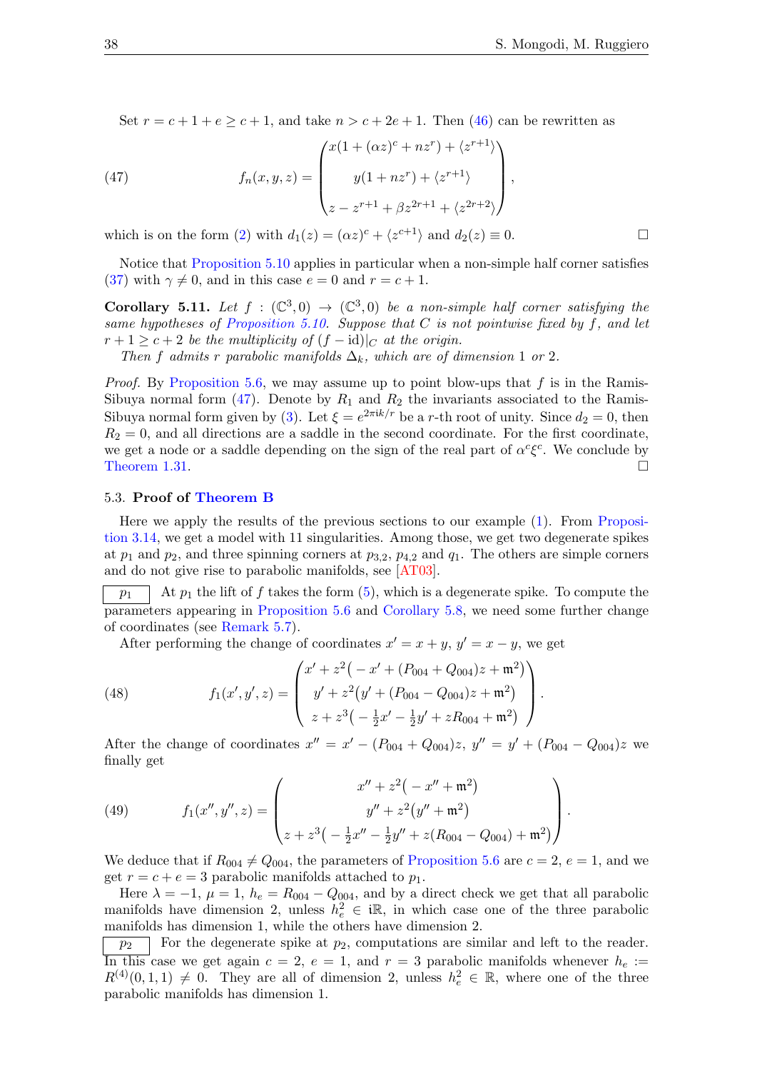Set $r = c+1+e \geq c+1$, and take $n > c+2e+1$. Then (46) can be rewritten as

$$
f_n(x,y,z) = \begin{pmatrix} x(1+(\alpha z)^c + nz^r) + \langle z^{r+1}\rangle \\ y(1+nz^r) + \langle z^{r+1}\rangle \\ z - z^{r+1} + \beta z^{2r+1} + \langle z^{2r+2}\rangle \end{pmatrix}, \tag{47}
$$

which is on the form (2) with $d_1(z) = (\alpha z)^c + \langle z^{c+1}\rangle$ and $d_2(z) \equiv 0$. □

Notice that Proposition 5.10 applies in particular when a non-simple half corner satisfies (37) with $\gamma \neq 0$, and in this case $e = 0$ and $r = c+1$.

**Corollary 5.11.** *Let $f : (\mathbb{C}^3, 0) \to (\mathbb{C}^3, 0)$ be a non-simple half corner satisfying the same hypotheses of Proposition 5.10. Suppose that $C$ is not pointwise fixed by $f$, and let $r+1 \geq c+2$ be the multiplicity of $(f - \mathrm{id})|_C$ at the origin.*

*Then $f$ admits $r$ parabolic manifolds $\Delta_k$, which are of dimension 1 or 2.*

*Proof.* By Proposition 5.6, we may assume up to point blow-ups that $f$ is in the Ramis-Sibuya normal form (47). Denote by $R_1$ and $R_2$ the invariants associated to the Ramis-Sibuya normal form given by (3). Let $\xi = e^{2\pi i k/r}$ be a $r$-th root of unity. Since $d_2 = 0$, then $R_2 = 0$, and all directions are a saddle in the second coordinate. For the first coordinate, we get a node or a saddle depending on the sign of the real part of $\alpha^c \xi^c$. We conclude by Theorem 1.31. □

### 5.3. Proof of Theorem B

Here we apply the results of the previous sections to our example (1). From Proposition 3.14, we get a model with 11 singularities. Among those, we get two degenerate spikes at $p_1$ and $p_2$, and three spinning corners at $p_{3,2}$, $p_{4,2}$ and $q_1$. The others are simple corners and do not give rise to parabolic manifolds, see [AT03].

**$p_1$** At $p_1$ the lift of $f$ takes the form (5), which is a degenerate spike. To compute the parameters appearing in Proposition 5.6 and Corollary 5.8, we need some further change of coordinates (see Remark 5.7).

After performing the change of coordinates $x' = x+y$, $y' = x-y$, we get

$$
f_1(x',y',z) = \begin{pmatrix} x' + z^2\big(-x' + (P_{004}+Q_{004})z + \mathfrak{m}^2\big) \\ y' + z^2\big(y' + (P_{004}-Q_{004})z + \mathfrak{m}^2\big) \\ z + z^3\big(-\frac{1}{2}x' - \frac{1}{2}y' + zR_{004} + \mathfrak{m}^2\big) \end{pmatrix}. \tag{48}
$$

After the change of coordinates $x'' = x' - (P_{004}+Q_{004})z$, $y'' = y' + (P_{004}-Q_{004})z$ we finally get

$$
f_1(x'',y'',z) = \begin{pmatrix} x'' + z^2\big(-x'' + \mathfrak{m}^2\big) \\ y'' + z^2\big(y'' + \mathfrak{m}^2\big) \\ z + z^3\big(-\frac{1}{2}x'' - \frac{1}{2}y'' + z(R_{004}-Q_{004}) + \mathfrak{m}^2\big) \end{pmatrix}. \tag{49}
$$

We deduce that if $R_{004} \neq Q_{004}$, the parameters of Proposition 5.6 are $c = 2$, $e = 1$, and we get $r = c + e = 3$ parabolic manifolds attached to $p_1$.

Here $\lambda = -1$, $\mu = 1$, $h_e = R_{004} - Q_{004}$, and by a direct check we get that all parabolic manifolds have dimension 2, unless $h_e^2 \in i\mathbb{R}$, in which case one of the three parabolic manifolds has dimension 1, while the others have dimension 2.

**$p_2$** For the degenerate spike at $p_2$, computations are similar and left to the reader. In this case we get again $c = 2$, $e = 1$, and $r = 3$ parabolic manifolds whenever $h_e := R^{(4)}(0,1,1) \neq 0$. They are all of dimension 2, unless $h_e^2 \in \mathbb{R}$, where one of the three parabolic manifolds has dimension 1.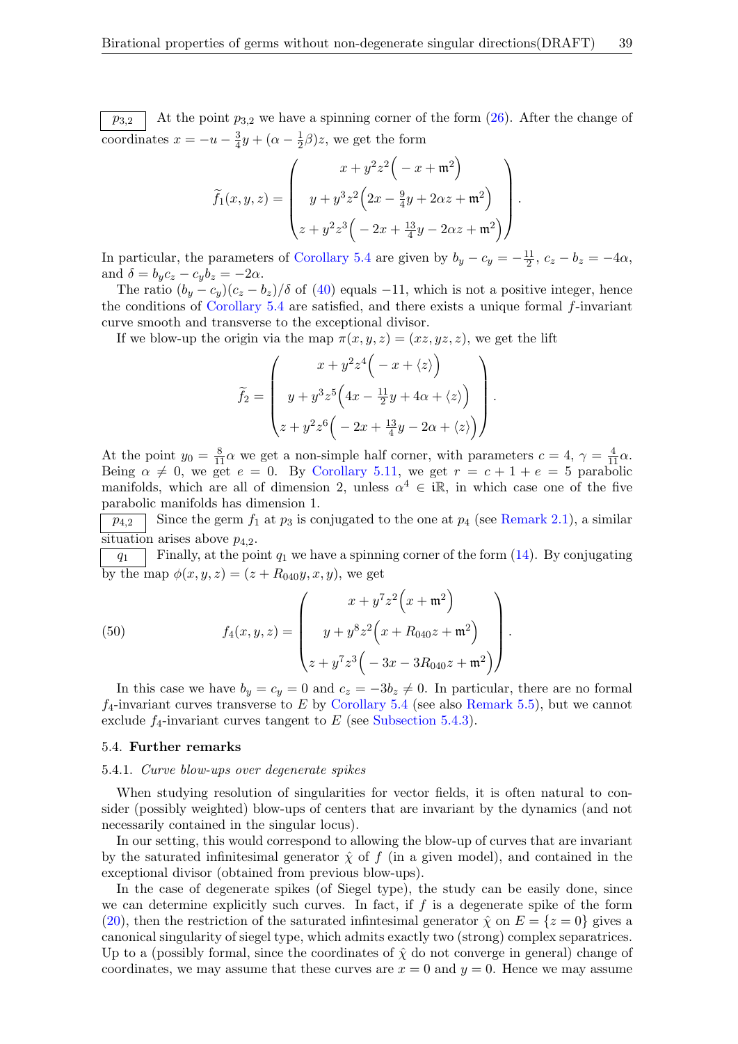$\boxed{p_{3,2}}$ At the point $p_{3,2}$ we have a spinning corner of the form (26). After the change of coordinates $x = -u - \frac{3}{4}y + (\alpha - \frac{1}{2}\beta)z$, we get the form

$$\widetilde{f}_1(x,y,z) = \begin{pmatrix} x + y^2z^2\Big(-x + \mathfrak{m}^2\Big) \\ y + y^3z^2\Big(2x - \frac{9}{4}y + 2\alpha z + \mathfrak{m}^2\Big) \\ z + y^2z^3\Big(-2x + \frac{13}{4}y - 2\alpha z + \mathfrak{m}^2\Big) \end{pmatrix}.$$

In particular, the parameters of Corollary 5.4 are given by $b_y - c_y = -\frac{11}{2}$, $c_z - b_z = -4\alpha$, and $\delta = b_y c_z - c_y b_z = -2\alpha$.

The ratio $(b_y - c_y)(c_z - b_z)/\delta$ of (40) equals $-11$, which is not a positive integer, hence the conditions of Corollary 5.4 are satisfied, and there exists a unique formal $f$-invariant curve smooth and transverse to the exceptional divisor.

If we blow-up the origin via the map $\pi(x,y,z) = (xz, yz, z)$, we get the lift

$$\widetilde{f}_2 = \begin{pmatrix} x + y^2z^4\Big(-x + \langle z\rangle\Big) \\ y + y^3z^5\Big(4x - \frac{11}{2}y + 4\alpha + \langle z\rangle\Big) \\ z + y^2z^6\Big(-2x + \frac{13}{4}y - 2\alpha + \langle z\rangle\Big) \end{pmatrix}.$$

At the point $y_0 = \frac{8}{11}\alpha$ we get a non-simple half corner, with parameters $c = 4$, $\gamma = \frac{4}{11}\alpha$. Being $\alpha \neq 0$, we get $e = 0$. By Corollary 5.11, we get $r = c + 1 + e = 5$ parabolic manifolds, which are all of dimension 2, unless $\alpha^4 \in i\mathbb{R}$, in which case one of the five parabolic manifolds has dimension 1.

$\boxed{p_{4,2}}$ Since the germ $f_1$ at $p_3$ is conjugated to the one at $p_4$ (see Remark 2.1), a similar situation arises above $p_{4,2}$.

$\boxed{q_1}$ Finally, at the point $q_1$ we have a spinning corner of the form (14). By conjugating by the map $\phi(x,y,z) = (z + R_{040}y, x, y)$, we get

$$f_4(x,y,z) = \begin{pmatrix} x + y^7z^2\Big(x + \mathfrak{m}^2\Big) \\ y + y^8z^2\Big(x + R_{040}z + \mathfrak{m}^2\Big) \\ z + y^7z^3\Big(-3x - 3R_{040}z + \mathfrak{m}^2\Big) \end{pmatrix}. \tag{50}$$

In this case we have $b_y = c_y = 0$ and $c_z = -3b_z \neq 0$. In particular, there are no formal $f_4$-invariant curves transverse to $E$ by Corollary 5.4 (see also Remark 5.5), but we cannot exclude $f_4$-invariant curves tangent to $E$ (see Subsection 5.4.3).

### 5.4. **Further remarks**

#### 5.4.1. *Curve blow-ups over degenerate spikes*

When studying resolution of singularities for vector fields, it is often natural to consider (possibly weighted) blow-ups of centers that are invariant by the dynamics (and not necessarily contained in the singular locus).

In our setting, this would correspond to allowing the blow-up of curves that are invariant by the saturated infinitesimal generator $\hat{\chi}$ of $f$ (in a given model), and contained in the exceptional divisor (obtained from previous blow-ups).

In the case of degenerate spikes (of Siegel type), the study can be easily done, since we can determine explicitly such curves. In fact, if $f$ is a degenerate spike of the form (20), then the restriction of the saturated infintesimal generator $\hat{\chi}$ on $E = \{z = 0\}$ gives a canonical singularity of siegel type, which admits exactly two (strong) complex separatrices. Up to a (possibly formal, since the coordinates of $\hat{\chi}$ do not converge in general) change of coordinates, we may assume that these curves are $x = 0$ and $y = 0$. Hence we may assume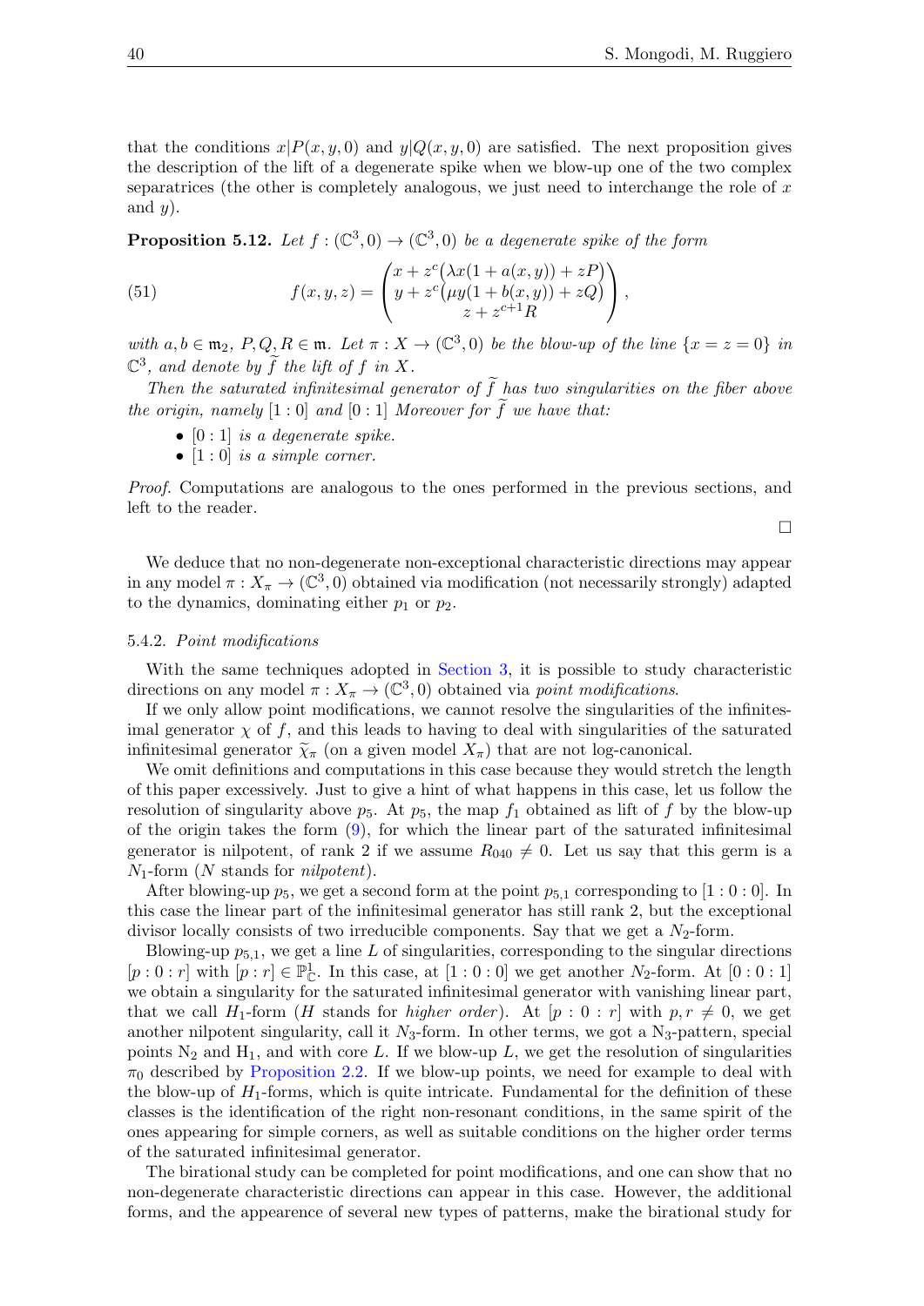that the conditions $x|P(x,y,0)$ and $y|Q(x,y,0)$ are satisfied. The next proposition gives the description of the lift of a degenerate spike when we blow-up one of the two complex separatrices (the other is completely analogous, we just need to interchange the role of $x$ and $y$).

**Proposition 5.12.** *Let $f:(\mathbb{C}^3,0)\to(\mathbb{C}^3,0)$ be a degenerate spike of the form*

$$f(x,y,z) = \begin{pmatrix} x + z^c\big(\lambda x(1+a(x,y)) + zP\big) \\ y + z^c\big(\mu y(1+b(x,y)) + zQ\big) \\ z + z^{c+1}R \end{pmatrix}, \tag{51}$$

*with $a,b\in\mathfrak{m}_2$, $P,Q,R\in\mathfrak{m}$. Let $\pi: X\to(\mathbb{C}^3,0)$ be the blow-up of the line $\{x=z=0\}$ in $\mathbb{C}^3$, and denote by $\widetilde{f}$ the lift of $f$ in $X$.*

*Then the saturated infinitesimal generator of $\widetilde{f}$ has two singularities on the fiber above the origin, namely $[1:0]$ and $[0:1]$ Moreover for $\widetilde{f}$ we have that:*

- *$[0:1]$ is a degenerate spike.*
- *$[1:0]$ is a simple corner.*

*Proof.* Computations are analogous to the ones performed in the previous sections, and left to the reader. □

We deduce that no non-degenerate non-exceptional characteristic directions may appear in any model $\pi: X_\pi\to(\mathbb{C}^3,0)$ obtained via modification (not necessarily strongly) adapted to the dynamics, dominating either $p_1$ or $p_2$.

#### 5.4.2. *Point modifications*

With the same techniques adopted in Section 3, it is possible to study characteristic directions on any model $\pi: X_\pi\to(\mathbb{C}^3,0)$ obtained via *point modifications*.

If we only allow point modifications, we cannot resolve the singularities of the infinitesimal generator $\chi$ of $f$, and this leads to having to deal with singularities of the saturated infinitesimal generator $\widetilde{\chi}_\pi$ (on a given model $X_\pi$) that are not log-canonical.

We omit definitions and computations in this case because they would stretch the length of this paper excessively. Just to give a hint of what happens in this case, let us follow the resolution of singularity above $p_5$. At $p_5$, the map $f_1$ obtained as lift of $f$ by the blow-up of the origin takes the form (9), for which the linear part of the saturated infinitesimal generator is nilpotent, of rank 2 if we assume $R_{040}\neq 0$. Let us say that this germ is a $N_1$-form ($N$ stands for *nilpotent*).

After blowing-up $p_5$, we get a second form at the point $p_{5,1}$ corresponding to $[1:0:0]$. In this case the linear part of the infinitesimal generator has still rank 2, but the exceptional divisor locally consists of two irreducible components. Say that we get a $N_2$-form.

Blowing-up $p_{5,1}$, we get a line $L$ of singularities, corresponding to the singular directions $[p:0:r]$ with $[p:r]\in\mathbb{P}^1_{\mathbb{C}}$. In this case, at $[1:0:0]$ we get another $N_2$-form. At $[0:0:1]$ we obtain a singularity for the saturated infinitesimal generator with vanishing linear part, that we call $H_1$-form ($H$ stands for *higher order*). At $[p:0:r]$ with $p,r\neq 0$, we get another nilpotent singularity, call it $N_3$-form. In other terms, we got a $\mathrm{N}_3$-pattern, special points $\mathrm{N}_2$ and $\mathrm{H}_1$, and with core $L$. If we blow-up $L$, we get the resolution of singularities $\pi_0$ described by Proposition 2.2. If we blow-up points, we need for example to deal with the blow-up of $H_1$-forms, which is quite intricate. Fundamental for the definition of these classes is the identification of the right non-resonant conditions, in the same spirit of the ones appearing for simple corners, as well as suitable conditions on the higher order terms of the saturated infinitesimal generator.

The birational study can be completed for point modifications, and one can show that no non-degenerate characteristic directions can appear in this case. However, the additional forms, and the appearence of several new types of patterns, make the birational study for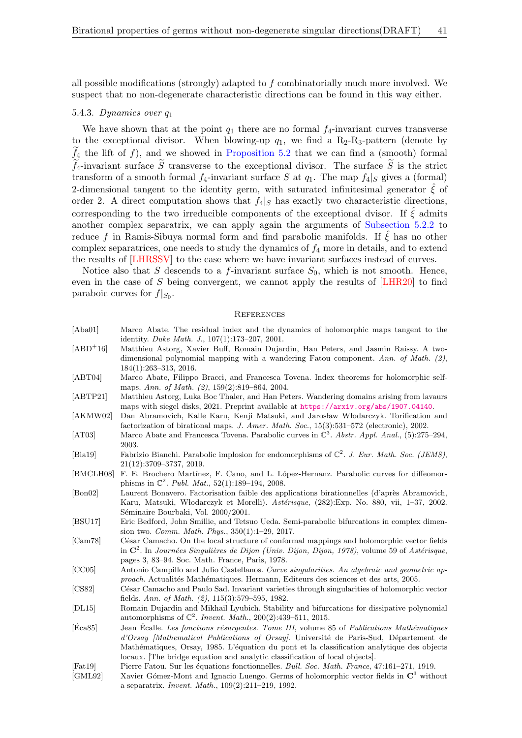all possible modifications (strongly) adapted to $f$ combinatorially much more involved. We suspect that no non-degenerate characteristic directions can be found in this way either.

### 5.4.3. *Dynamics over* $q_1$

We have shown that at the point $q_1$ there are no formal $f_4$-invariant curves transverse to the exceptional divisor. When blowing-up $q_1$, we find a R$_2$-R$_3$-pattern (denote by $\widetilde{f}_4$ the lift of $f$), and we showed in Proposition 5.2 that we can find a (smooth) formal $\widetilde{f}_4$-invariant surface $\widetilde{S}$ transverse to the exceptional divisor. The surface $\widetilde{S}$ is the strict transform of a smooth formal $f_4$-invariant surface $S$ at $q_1$. The map $f_4|_S$ gives a (formal) 2-dimensional tangent to the identity germ, with saturated infinitesimal generator $\hat{\xi}$ of order 2. A direct computation shows that $f_4|_S$ has exactly two characteristic directions, corresponding to the two irreducible components of the exceptional dvisor. If $\hat{\xi}$ admits another complex separatrix, we can apply again the arguments of Subsection 5.2.2 to reduce $f$ in Ramis-Sibuya normal form and find parabolic manifolds. If $\hat{\xi}$ has no other complex separatrices, one needs to study the dynamics of $f_4$ more in details, and to extend the results of [LHRSSV] to the case where we have invariant surfaces instead of curves.

Notice also that $S$ descends to a $f$-invariant surface $S_0$, which is not smooth. Hence, even in the case of $S$ being convergent, we cannot apply the results of [LHR20] to find paraboic curves for $f|_{S_0}$.

## References

- [Aba01] Marco Abate. The residual index and the dynamics of holomorphic maps tangent to the identity. *Duke Math. J.*, 107(1):173–207, 2001.
- [ABD+16] Matthieu Astorg, Xavier Buff, Romain Dujardin, Han Peters, and Jasmin Raissy. A two-dimensional polynomial mapping with a wandering Fatou component. *Ann. of Math. (2)*, 184(1):263–313, 2016.
- [ABT04] Marco Abate, Filippo Bracci, and Francesca Tovena. Index theorems for holomorphic self-maps. *Ann. of Math. (2)*, 159(2):819–864, 2004.
- [ABTP21] Matthieu Astorg, Luka Boc Thaler, and Han Peters. Wandering domains arising from lavaurs maps with siegel disks, 2021. Preprint available at https://arxiv.org/abs/1907.04140.
- [AKMW02] Dan Abramovich, Kalle Karu, Kenji Matsuki, and Jarosław Włodarczyk. Torification and factorization of birational maps. *J. Amer. Math. Soc.*, 15(3):531–572 (electronic), 2002.
- [AT03] Marco Abate and Francesca Tovena. Parabolic curves in $\mathbb{C}^3$. *Abstr. Appl. Anal.*, (5):275–294, 2003.
- [Bia19] Fabrizio Bianchi. Parabolic implosion for endomorphisms of $\mathbb{C}^2$. *J. Eur. Math. Soc. (JEMS)*, 21(12):3709–3737, 2019.
- [BMCLH08] F. E. Brochero Martínez, F. Cano, and L. López-Hernanz. Parabolic curves for diffeomorphisms in $\mathbb{C}^2$. *Publ. Mat.*, 52(1):189–194, 2008.
- [Bon02] Laurent Bonavero. Factorisation faible des applications birationnelles (d'après Abramovich, Karu, Matsuki, Włodarczyk et Morelli). *Astérisque*, (282):Exp. No. 880, vii, 1–37, 2002. Séminaire Bourbaki, Vol. 2000/2001.
- [BSU17] Eric Bedford, John Smillie, and Tetsuo Ueda. Semi-parabolic bifurcations in complex dimension two. *Comm. Math. Phys.*, 350(1):1–29, 2017.
- [Cam78] César Camacho. On the local structure of conformal mappings and holomorphic vector fields in $\mathbf{C}^2$. In *Journées Singulières de Dijon (Univ. Dijon, Dijon, 1978)*, volume 59 of *Astérisque*, pages 3, 83–94. Soc. Math. France, Paris, 1978.
- [CC05] Antonio Campillo and Julio Castellanos. *Curve singularities. An algebraic and geometric approach*. Actualités Mathématiques. Hermann, Editeurs des sciences et des arts, 2005.
- [CS82] César Camacho and Paulo Sad. Invariant varieties through singularities of holomorphic vector fields. *Ann. of Math. (2)*, 115(3):579–595, 1982.
- [DL15] Romain Dujardin and Mikhail Lyubich. Stability and bifurcations for dissipative polynomial automorphisms of $\mathbb{C}^2$. *Invent. Math.*, 200(2):439–511, 2015.
- [Éca85] Jean Écalle. *Les fonctions résurgentes. Tome III*, volume 85 of *Publications Mathématiques d'Orsay [Mathematical Publications of Orsay]*. Université de Paris-Sud, Département de Mathématiques, Orsay, 1985. L'équation du pont et la classification analytique des objects locaux. [The bridge equation and analytic classification of local objects].
- [Fat19] Pierre Fatou. Sur les équations fonctionnelles. *Bull. Soc. Math. France*, 47:161–271, 1919.
- [GML92] Xavier Gómez-Mont and Ignacio Luengo. Germs of holomorphic vector fields in $\mathbf{C}^3$ without a separatrix. *Invent. Math.*, 109(2):211–219, 1992.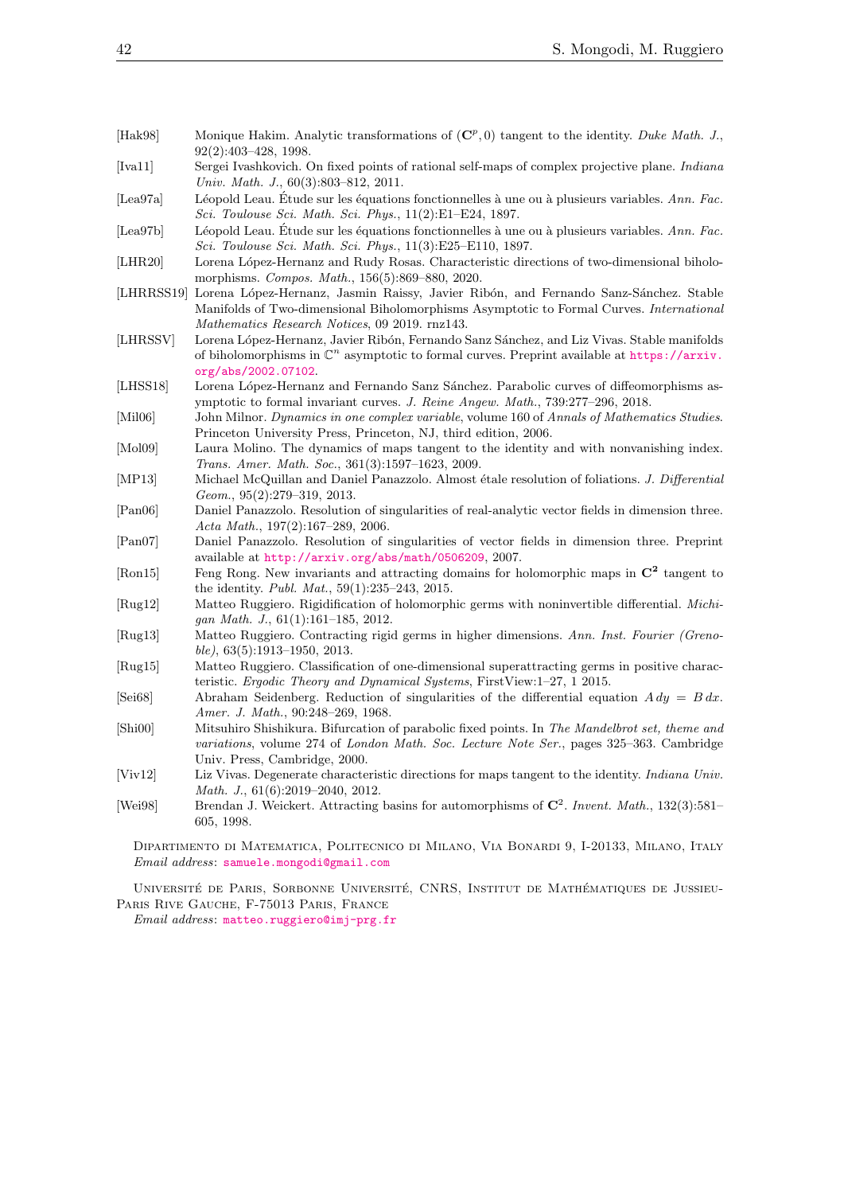[Hak98] Monique Hakim. Analytic transformations of $(\mathbf{C}^p, 0)$ tangent to the identity. *Duke Math. J.*, 92(2):403–428, 1998.

[Iva11] Sergei Ivashkovich. On fixed points of rational self-maps of complex projective plane. *Indiana Univ. Math. J.*, 60(3):803–812, 2011.

[Lea97a] Léopold Leau. Étude sur les équations fonctionnelles à une ou à plusieurs variables. *Ann. Fac. Sci. Toulouse Sci. Math. Sci. Phys.*, 11(2):E1–E24, 1897.

[Lea97b] Léopold Leau. Étude sur les équations fonctionnelles à une ou à plusieurs variables. *Ann. Fac. Sci. Toulouse Sci. Math. Sci. Phys.*, 11(3):E25–E110, 1897.

[LHR20] Lorena López-Hernanz and Rudy Rosas. Characteristic directions of two-dimensional biholomorphisms. *Compos. Math.*, 156(5):869–880, 2020.

[LHRRSS19] Lorena López-Hernanz, Jasmin Raissy, Javier Ribón, and Fernando Sanz-Sánchez. Stable Manifolds of Two-dimensional Biholomorphisms Asymptotic to Formal Curves. *International Mathematics Research Notices*, 09 2019. rnz143.

[LHRSSV] Lorena López-Hernanz, Javier Ribón, Fernando Sanz Sánchez, and Liz Vivas. Stable manifolds of biholomorphisms in $\mathbb{C}^n$ asymptotic to formal curves. Preprint available at https://arxiv.org/abs/2002.07102.

[LHSS18] Lorena López-Hernanz and Fernando Sanz Sánchez. Parabolic curves of diffeomorphisms asymptotic to formal invariant curves. *J. Reine Angew. Math.*, 739:277–296, 2018.

[Mil06] John Milnor. *Dynamics in one complex variable*, volume 160 of *Annals of Mathematics Studies*. Princeton University Press, Princeton, NJ, third edition, 2006.

[Mol09] Laura Molino. The dynamics of maps tangent to the identity and with nonvanishing index. *Trans. Amer. Math. Soc.*, 361(3):1597–1623, 2009.

[MP13] Michael McQuillan and Daniel Panazzolo. Almost étale resolution of foliations. *J. Differential Geom.*, 95(2):279–319, 2013.

[Pan06] Daniel Panazzolo. Resolution of singularities of real-analytic vector fields in dimension three. *Acta Math.*, 197(2):167–289, 2006.

[Pan07] Daniel Panazzolo. Resolution of singularities of vector fields in dimension three. Preprint available at http://arxiv.org/abs/math/0506209, 2007.

[Ron15] Feng Rong. New invariants and attracting domains for holomorphic maps in $\mathbf{C}^2$ tangent to the identity. *Publ. Mat.*, 59(1):235–243, 2015.

[Rug12] Matteo Ruggiero. Rigidification of holomorphic germs with noninvertible differential. *Michigan Math. J.*, 61(1):161–185, 2012.

[Rug13] Matteo Ruggiero. Contracting rigid germs in higher dimensions. *Ann. Inst. Fourier (Grenoble)*, 63(5):1913–1950, 2013.

[Rug15] Matteo Ruggiero. Classification of one-dimensional superattracting germs in positive characteristic. *Ergodic Theory and Dynamical Systems*, FirstView:1–27, 1 2015.

[Sei68] Abraham Seidenberg. Reduction of singularities of the differential equation $A\,dy = B\,dx$. *Amer. J. Math.*, 90:248–269, 1968.

[Shi00] Mitsuhiro Shishikura. Bifurcation of parabolic fixed points. In *The Mandelbrot set, theme and variations*, volume 274 of *London Math. Soc. Lecture Note Ser.*, pages 325–363. Cambridge Univ. Press, Cambridge, 2000.

[Viv12] Liz Vivas. Degenerate characteristic directions for maps tangent to the identity. *Indiana Univ. Math. J.*, 61(6):2019–2040, 2012.

[Wei98] Brendan J. Weickert. Attracting basins for automorphisms of $\mathbf{C}^2$. *Invent. Math.*, 132(3):581–605, 1998.

Dipartimento di Matematica, Politecnico di Milano, Via Bonardi 9, I-20133, Milano, Italy
*Email address*: samuele.mongodi@gmail.com

Université de Paris, Sorbonne Université, CNRS, Institut de Mathématiques de Jussieu-Paris Rive Gauche, F-75013 Paris, France
*Email address*: matteo.ruggiero@imj-prg.fr